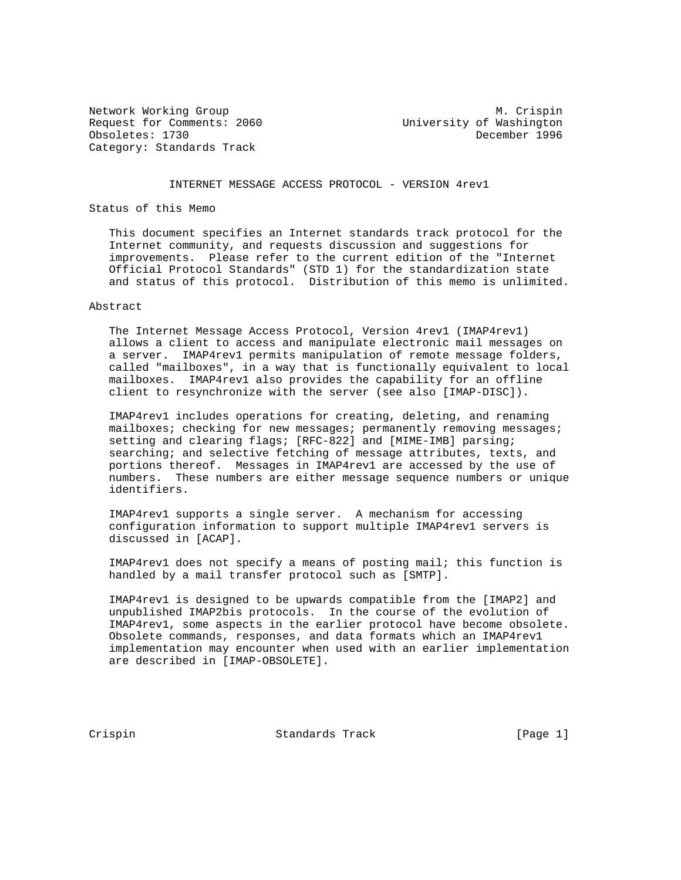Network Working Group M. Crispin
Request for Comments: 2060 University of Washington
Obsoletes: 1730 December 1996
Category: Standards Track

# INTERNET MESSAGE ACCESS PROTOCOL - VERSION 4rev1

## Status of this Memo

This document specifies an Internet standards track protocol for the Internet community, and requests discussion and suggestions for improvements. Please refer to the current edition of the "Internet Official Protocol Standards" (STD 1) for the standardization state and status of this protocol. Distribution of this memo is unlimited.

## Abstract

The Internet Message Access Protocol, Version 4rev1 (IMAP4rev1) allows a client to access and manipulate electronic mail messages on a server. IMAP4rev1 permits manipulation of remote message folders, called "mailboxes", in a way that is functionally equivalent to local mailboxes. IMAP4rev1 also provides the capability for an offline client to resynchronize with the server (see also [IMAP-DISC]).

IMAP4rev1 includes operations for creating, deleting, and renaming mailboxes; checking for new messages; permanently removing messages; setting and clearing flags; [RFC-822] and [MIME-IMB] parsing; searching; and selective fetching of message attributes, texts, and portions thereof. Messages in IMAP4rev1 are accessed by the use of numbers. These numbers are either message sequence numbers or unique identifiers.

IMAP4rev1 supports a single server. A mechanism for accessing configuration information to support multiple IMAP4rev1 servers is discussed in [ACAP].

IMAP4rev1 does not specify a means of posting mail; this function is handled by a mail transfer protocol such as [SMTP].

IMAP4rev1 is designed to be upwards compatible from the [IMAP2] and unpublished IMAP2bis protocols. In the course of the evolution of IMAP4rev1, some aspects in the earlier protocol have become obsolete. Obsolete commands, responses, and data formats which an IMAP4rev1 implementation may encounter when used with an earlier implementation are described in [IMAP-OBSOLETE].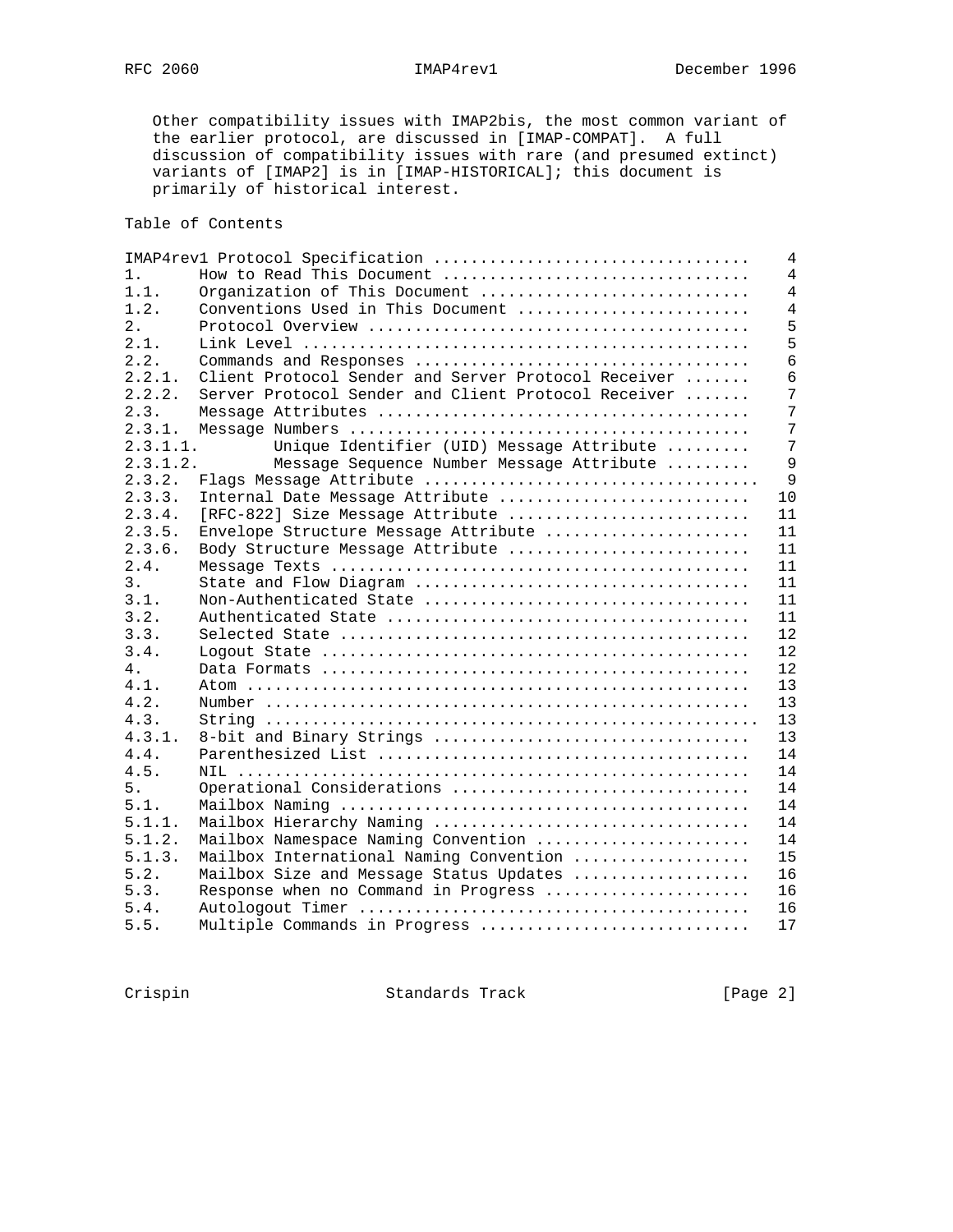Other compatibility issues with IMAP2bis, the most common variant of the earlier protocol, are discussed in [IMAP-COMPAT]. A full discussion of compatibility issues with rare (and presumed extinct) variants of [IMAP2] is in [IMAP-HISTORICAL]; this document is primarily of historical interest.

## Table of Contents

```
IMAP4rev1 Protocol Specification ................................   4
1.      How to Read This Document ...............................   4
1.1.    Organization of This Document ...........................   4
1.2.    Conventions Used in This Document .......................   4
2.      Protocol Overview .......................................   5
2.1.    Link Level ..............................................   5
2.2.    Commands and Responses ..................................   6
2.2.1.  Client Protocol Sender and Server Protocol Receiver .......   6
2.2.2.  Server Protocol Sender and Client Protocol Receiver .......   7
2.3.    Message Attributes ......................................   7
2.3.1.  Message Numbers .........................................   7
2.3.1.1.        Unique Identifier (UID) Message Attribute .........   7
2.3.1.2.        Message Sequence Number Message Attribute .........   9
2.3.2.  Flags Message Attribute ..................................   9
2.3.3.  Internal Date Message Attribute ..........................  10
2.3.4.  [RFC-822] Size Message Attribute .........................  11
2.3.5.  Envelope Structure Message Attribute .....................  11
2.3.6.  Body Structure Message Attribute .........................  11
2.4.    Message Texts ...........................................  11
3.      State and Flow Diagram ..................................  11
3.1.    Non-Authenticated State .................................  11
3.2.    Authenticated State .....................................  11
3.3.    Selected State ..........................................  12
3.4.    Logout State ............................................  12
4.      Data Formats ............................................  12
4.1.    Atom ....................................................  13
4.2.    Number ..................................................  13
4.3.    String ...................................................  13
4.3.1.  8-bit and Binary Strings ................................  13
4.4.    Parenthesized List ......................................  14
4.5.    NIL .....................................................  14
5.      Operational Considerations ..............................  14
5.1.    Mailbox Naming ..........................................  14
5.1.1.  Mailbox Hierarchy Naming ................................  14
5.1.2.  Mailbox Namespace Naming Convention .....................  14
5.1.3.  Mailbox International Naming Convention .................  15
5.2.    Mailbox Size and Message Status Updates .................  16
5.3.    Response when no Command in Progress ....................  16
5.4.    Autologout Timer ........................................  16
5.5.    Multiple Commands in Progress ...........................  17
```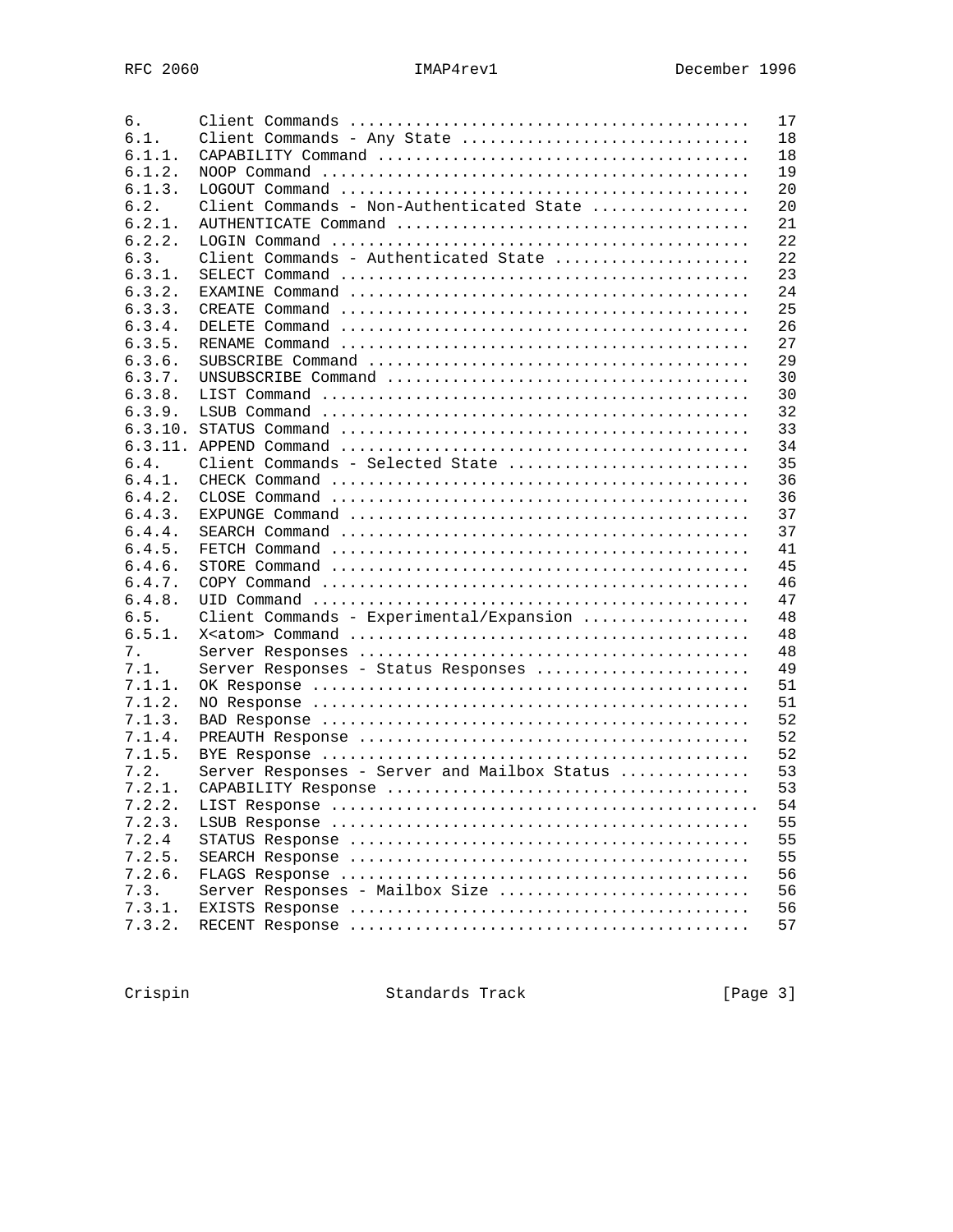```
6.      Client Commands ........................................   17
6.1.    Client Commands - Any State ............................   18
6.1.1.  CAPABILITY Command .....................................   18
6.1.2.  NOOP Command ...........................................   19
6.1.3.  LOGOUT Command .........................................   20
6.2.    Client Commands - Non-Authenticated State ..............   20
6.2.1.  AUTHENTICATE Command ...................................   21
6.2.2.  LOGIN Command ..........................................   22
6.3.    Client Commands - Authenticated State ..................   22
6.3.1.  SELECT Command .........................................   23
6.3.2.  EXAMINE Command ........................................   24
6.3.3.  CREATE Command .........................................   25
6.3.4.  DELETE Command .........................................   26
6.3.5.  RENAME Command .........................................   27
6.3.6.  SUBSCRIBE Command ......................................   29
6.3.7.  UNSUBSCRIBE Command ....................................   30
6.3.8.  LIST Command ...........................................   30
6.3.9.  LSUB Command ...........................................   32
6.3.10. STATUS Command .........................................   33
6.3.11. APPEND Command .........................................   34
6.4.    Client Commands - Selected State .......................   35
6.4.1.  CHECK Command ..........................................   36
6.4.2.  CLOSE Command ..........................................   36
6.4.3.  EXPUNGE Command ........................................   37
6.4.4.  SEARCH Command .........................................   37
6.4.5.  FETCH Command ..........................................   41
6.4.6.  STORE Command ..........................................   45
6.4.7.  COPY Command ...........................................   46
6.4.8.  UID Command ............................................   47
6.5.    Client Commands - Experimental/Expansion ...............   48
6.5.1.  X<atom> Command ........................................   48
7.      Server Responses .......................................   48
7.1.    Server Responses - Status Responses ....................   49
7.1.1.  OK Response ............................................   51
7.1.2.  NO Response ............................................   51
7.1.3.  BAD Response ...........................................   52
7.1.4.  PREAUTH Response .......................................   52
7.1.5.  BYE Response ...........................................   52
7.2.    Server Responses - Server and Mailbox Status ...........   53
7.2.1.  CAPABILITY Response ....................................   53
7.2.2.  LIST Response ...........................................  54
7.2.3.  LSUB Response ..........................................   55
7.2.4   STATUS Response ........................................   55
7.2.5.  SEARCH Response ........................................   55
7.2.6.  FLAGS Response .........................................   56
7.3.    Server Responses - Mailbox Size ........................   56
7.3.1.  EXISTS Response ........................................   56
7.3.2.  RECENT Response ........................................   57
```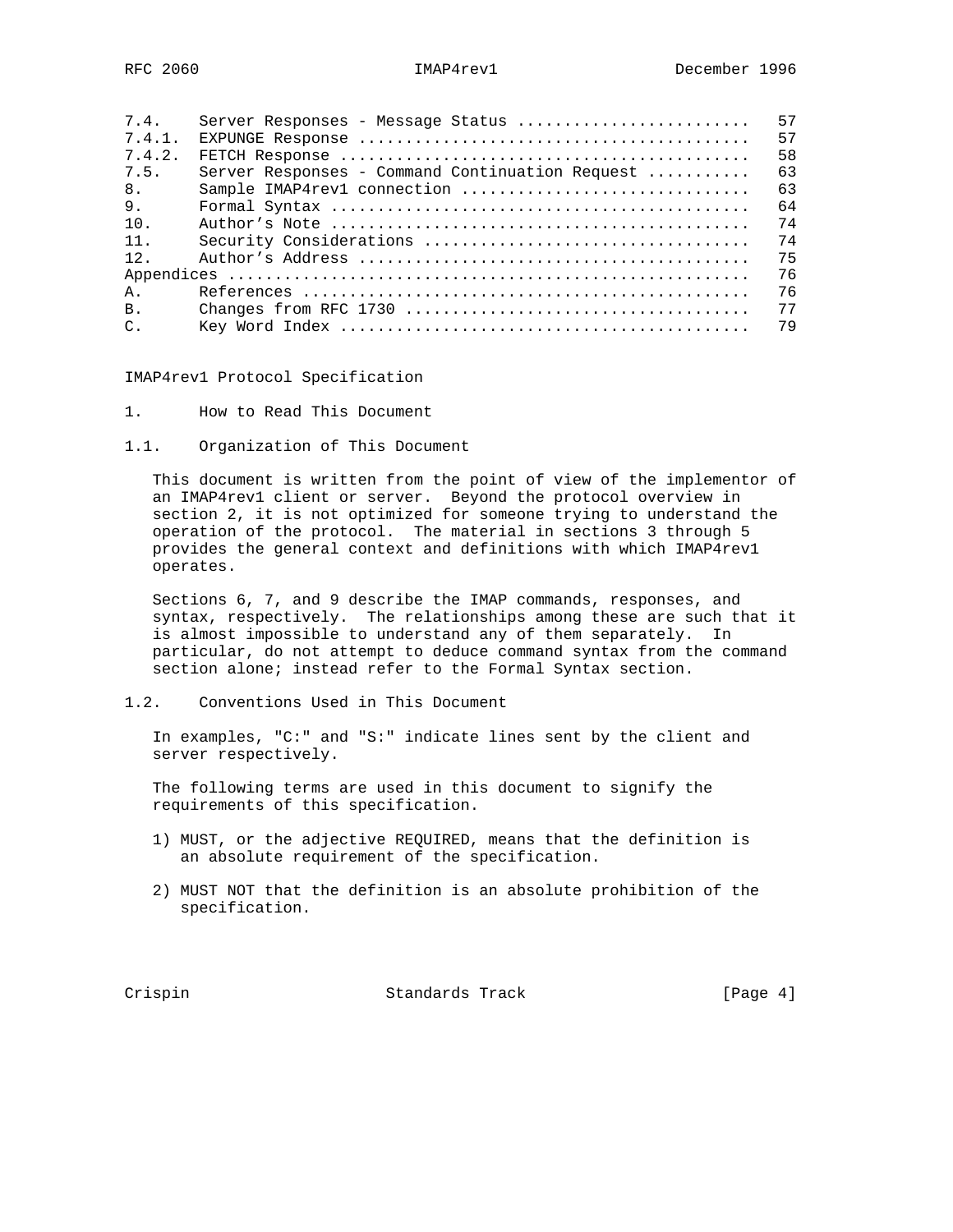| | | |
|---|---|---|
| 7.4. | Server Responses - Message Status | 57 |
| 7.4.1. | EXPUNGE Response | 57 |
| 7.4.2. | FETCH Response | 58 |
| 7.5. | Server Responses - Command Continuation Request | 63 |
| 8. | Sample IMAP4rev1 connection | 63 |
| 9. | Formal Syntax | 64 |
| 10. | Author's Note | 74 |
| 11. | Security Considerations | 74 |
| 12. | Author's Address | 75 |
| Appendices | | 76 |
| A. | References | 76 |
| B. | Changes from RFC 1730 | 77 |
| C. | Key Word Index | 79 |

# IMAP4rev1 Protocol Specification

## 1. How to Read This Document

### 1.1. Organization of This Document

This document is written from the point of view of the implementor of an IMAP4rev1 client or server. Beyond the protocol overview in section 2, it is not optimized for someone trying to understand the operation of the protocol. The material in sections 3 through 5 provides the general context and definitions with which IMAP4rev1 operates.

Sections 6, 7, and 9 describe the IMAP commands, responses, and syntax, respectively. The relationships among these are such that it is almost impossible to understand any of them separately. In particular, do not attempt to deduce command syntax from the command section alone; instead refer to the Formal Syntax section.

### 1.2. Conventions Used in This Document

In examples, "C:" and "S:" indicate lines sent by the client and server respectively.

The following terms are used in this document to signify the requirements of this specification.

1) MUST, or the adjective REQUIRED, means that the definition is an absolute requirement of the specification.

2) MUST NOT that the definition is an absolute prohibition of the specification.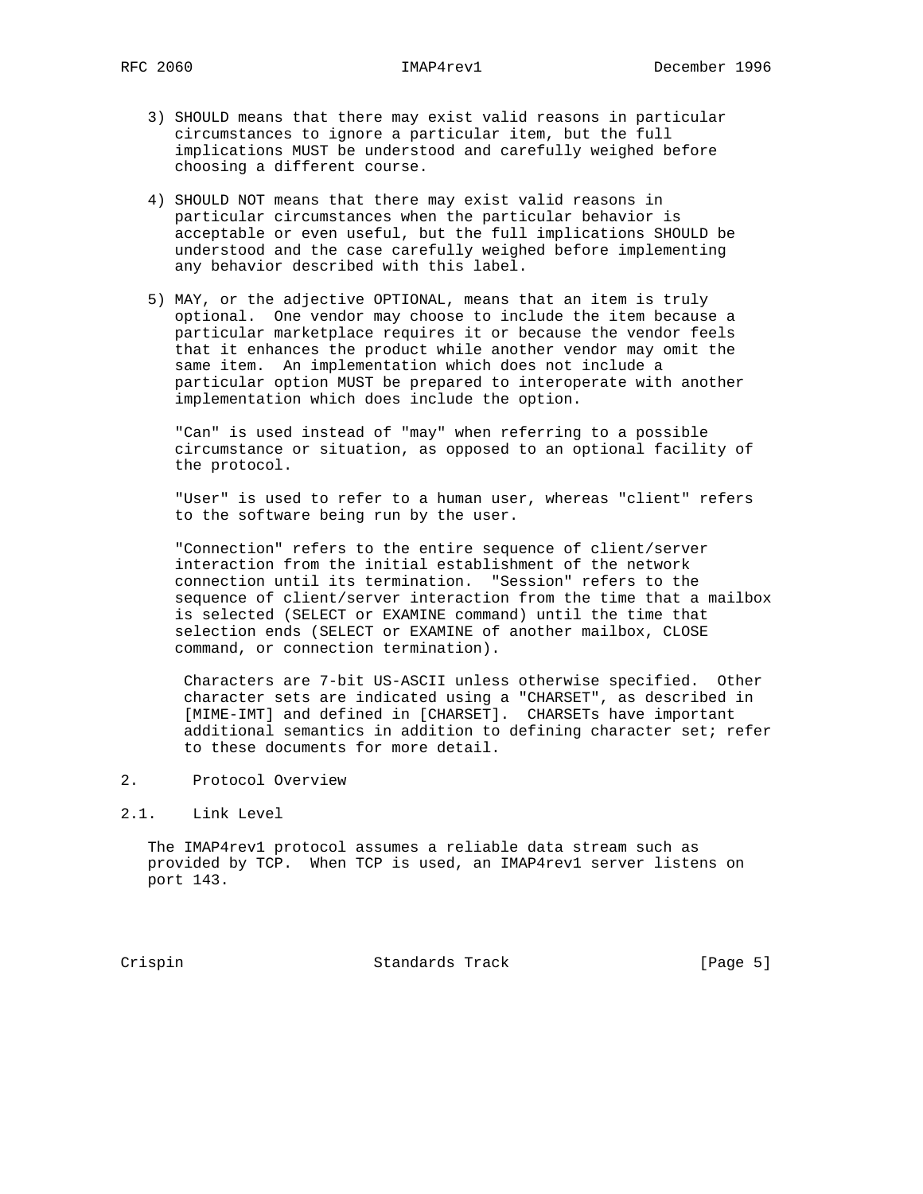3) SHOULD means that there may exist valid reasons in particular circumstances to ignore a particular item, but the full implications MUST be understood and carefully weighed before choosing a different course.

4) SHOULD NOT means that there may exist valid reasons in particular circumstances when the particular behavior is acceptable or even useful, but the full implications SHOULD be understood and the case carefully weighed before implementing any behavior described with this label.

5) MAY, or the adjective OPTIONAL, means that an item is truly optional. One vendor may choose to include the item because a particular marketplace requires it or because the vendor feels that it enhances the product while another vendor may omit the same item. An implementation which does not include a particular option MUST be prepared to interoperate with another implementation which does include the option.

"Can" is used instead of "may" when referring to a possible circumstance or situation, as opposed to an optional facility of the protocol.

"User" is used to refer to a human user, whereas "client" refers to the software being run by the user.

"Connection" refers to the entire sequence of client/server interaction from the initial establishment of the network connection until its termination. "Session" refers to the sequence of client/server interaction from the time that a mailbox is selected (SELECT or EXAMINE command) until the time that selection ends (SELECT or EXAMINE of another mailbox, CLOSE command, or connection termination).

Characters are 7-bit US-ASCII unless otherwise specified. Other character sets are indicated using a "CHARSET", as described in [MIME-IMT] and defined in [CHARSET]. CHARSETs have important additional semantics in addition to defining character set; refer to these documents for more detail.

# 2. Protocol Overview

## 2.1. Link Level

The IMAP4rev1 protocol assumes a reliable data stream such as provided by TCP. When TCP is used, an IMAP4rev1 server listens on port 143.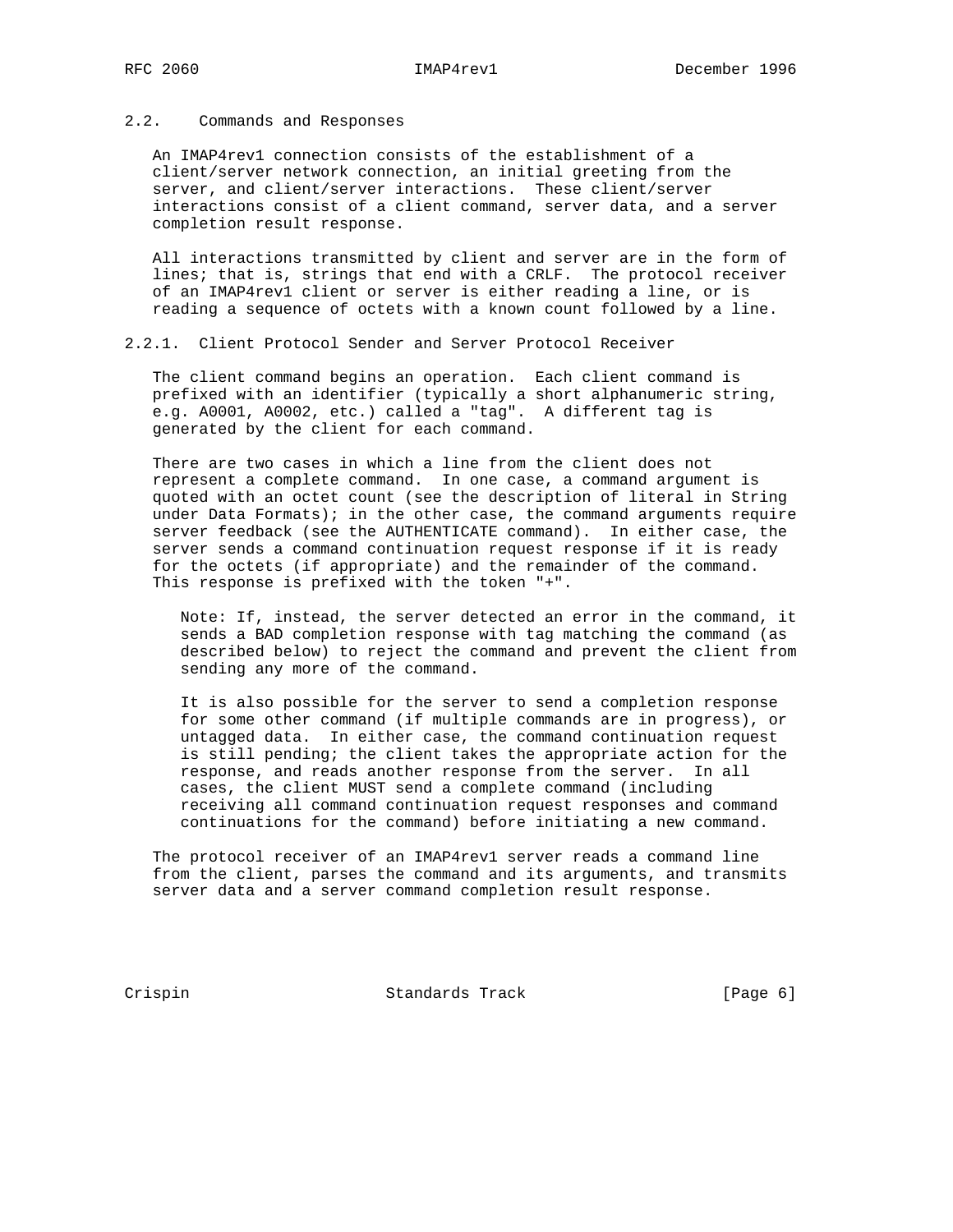## 2.2. Commands and Responses

An IMAP4rev1 connection consists of the establishment of a client/server network connection, an initial greeting from the server, and client/server interactions. These client/server interactions consist of a client command, server data, and a server completion result response.

All interactions transmitted by client and server are in the form of lines; that is, strings that end with a CRLF. The protocol receiver of an IMAP4rev1 client or server is either reading a line, or is reading a sequence of octets with a known count followed by a line.

### 2.2.1. Client Protocol Sender and Server Protocol Receiver

The client command begins an operation. Each client command is prefixed with an identifier (typically a short alphanumeric string, e.g. A0001, A0002, etc.) called a "tag". A different tag is generated by the client for each command.

There are two cases in which a line from the client does not represent a complete command. In one case, a command argument is quoted with an octet count (see the description of literal in String under Data Formats); in the other case, the command arguments require server feedback (see the AUTHENTICATE command). In either case, the server sends a command continuation request response if it is ready for the octets (if appropriate) and the remainder of the command. This response is prefixed with the token "+".

> Note: If, instead, the server detected an error in the command, it sends a BAD completion response with tag matching the command (as described below) to reject the command and prevent the client from sending any more of the command.
>
> It is also possible for the server to send a completion response for some other command (if multiple commands are in progress), or untagged data. In either case, the command continuation request is still pending; the client takes the appropriate action for the response, and reads another response from the server. In all cases, the client MUST send a complete command (including receiving all command continuation request responses and command continuations for the command) before initiating a new command.

The protocol receiver of an IMAP4rev1 server reads a command line from the client, parses the command and its arguments, and transmits server data and a server command completion result response.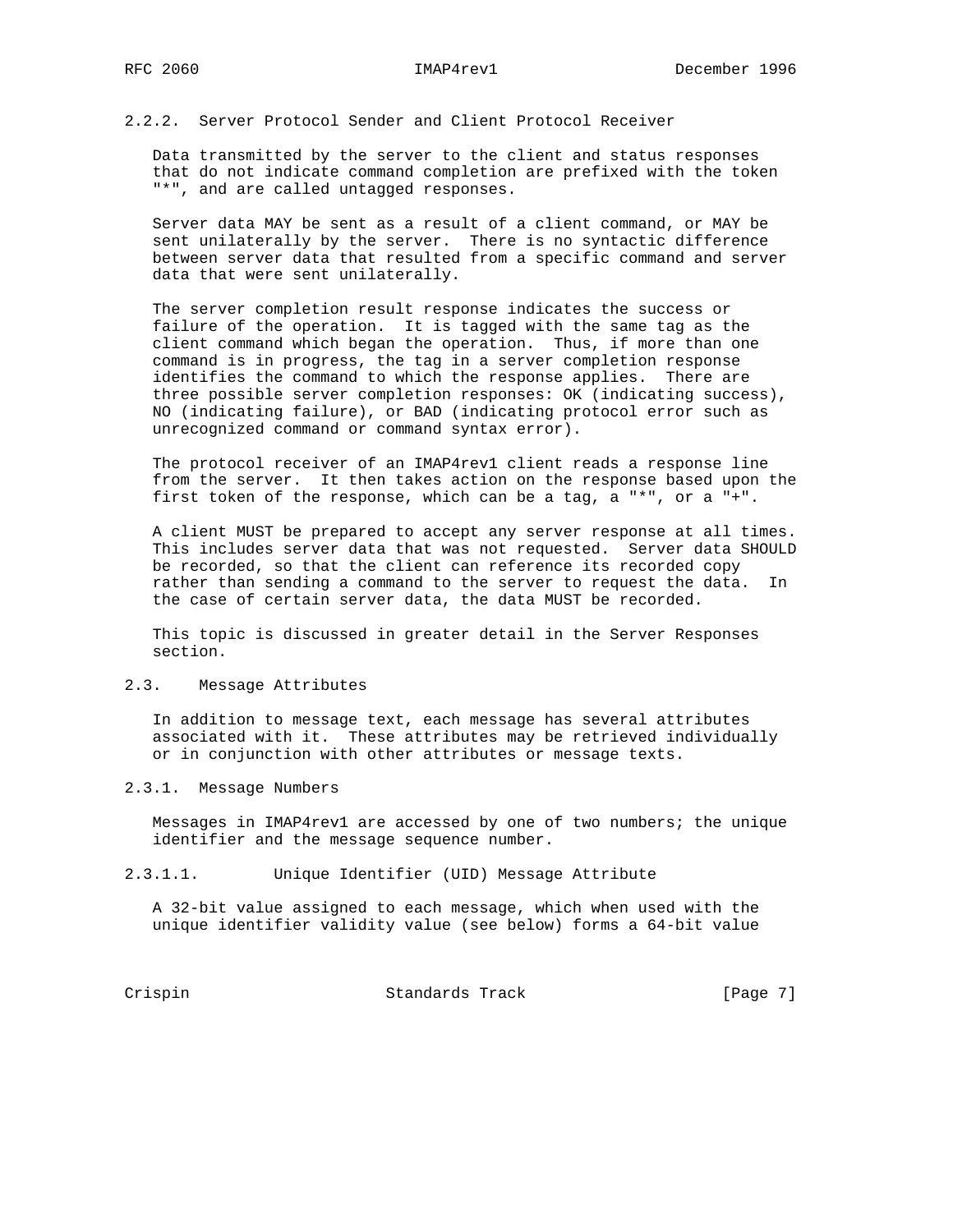### 2.2.2. Server Protocol Sender and Client Protocol Receiver

Data transmitted by the server to the client and status responses that do not indicate command completion are prefixed with the token "*", and are called untagged responses.

Server data MAY be sent as a result of a client command, or MAY be sent unilaterally by the server. There is no syntactic difference between server data that resulted from a specific command and server data that were sent unilaterally.

The server completion result response indicates the success or failure of the operation. It is tagged with the same tag as the client command which began the operation. Thus, if more than one command is in progress, the tag in a server completion response identifies the command to which the response applies. There are three possible server completion responses: OK (indicating success), NO (indicating failure), or BAD (indicating protocol error such as unrecognized command or command syntax error).

The protocol receiver of an IMAP4rev1 client reads a response line from the server. It then takes action on the response based upon the first token of the response, which can be a tag, a "*", or a "+".

A client MUST be prepared to accept any server response at all times. This includes server data that was not requested. Server data SHOULD be recorded, so that the client can reference its recorded copy rather than sending a command to the server to request the data. In the case of certain server data, the data MUST be recorded.

This topic is discussed in greater detail in the Server Responses section.

## 2.3. Message Attributes

In addition to message text, each message has several attributes associated with it. These attributes may be retrieved individually or in conjunction with other attributes or message texts.

### 2.3.1. Message Numbers

Messages in IMAP4rev1 are accessed by one of two numbers; the unique identifier and the message sequence number.

#### 2.3.1.1. Unique Identifier (UID) Message Attribute

A 32-bit value assigned to each message, which when used with the unique identifier validity value (see below) forms a 64-bit value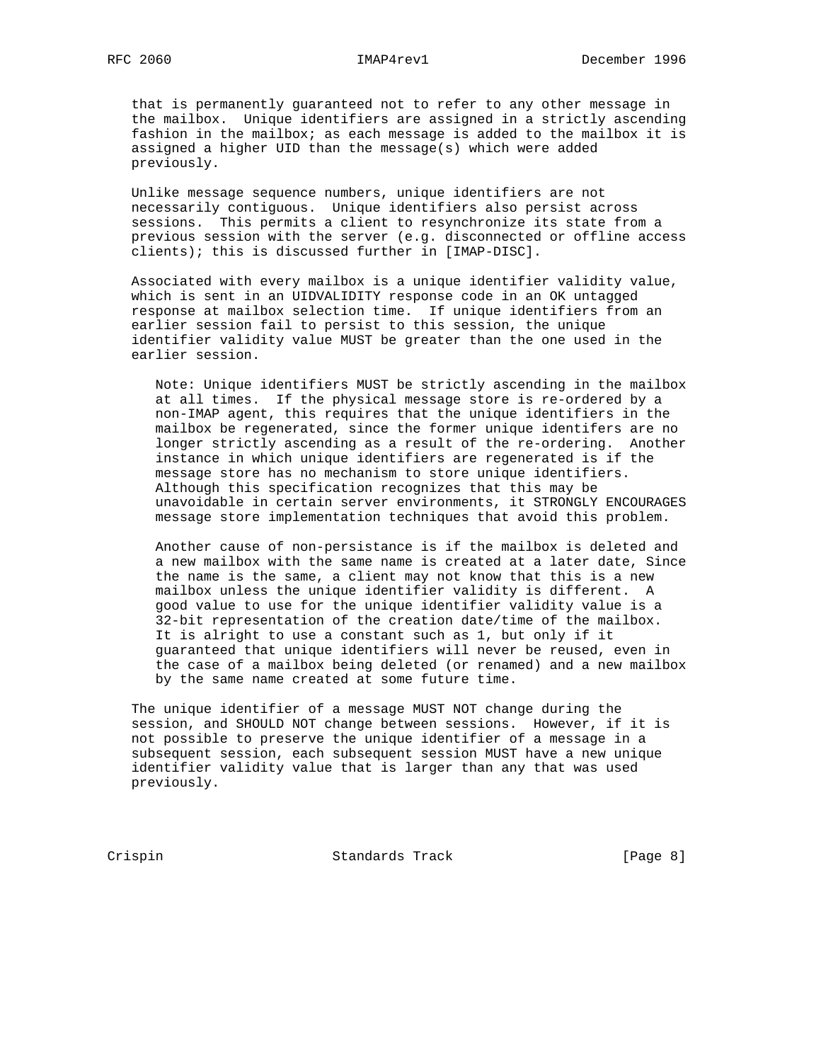that is permanently guaranteed not to refer to any other message in the mailbox. Unique identifiers are assigned in a strictly ascending fashion in the mailbox; as each message is added to the mailbox it is assigned a higher UID than the message(s) which were added previously.

Unlike message sequence numbers, unique identifiers are not necessarily contiguous. Unique identifiers also persist across sessions. This permits a client to resynchronize its state from a previous session with the server (e.g. disconnected or offline access clients); this is discussed further in [IMAP-DISC].

Associated with every mailbox is a unique identifier validity value, which is sent in an UIDVALIDITY response code in an OK untagged response at mailbox selection time. If unique identifiers from an earlier session fail to persist to this session, the unique identifier validity value MUST be greater than the one used in the earlier session.

> Note: Unique identifiers MUST be strictly ascending in the mailbox at all times. If the physical message store is re-ordered by a non-IMAP agent, this requires that the unique identifiers in the mailbox be regenerated, since the former unique identifers are no longer strictly ascending as a result of the re-ordering. Another instance in which unique identifiers are regenerated is if the message store has no mechanism to store unique identifiers. Although this specification recognizes that this may be unavoidable in certain server environments, it STRONGLY ENCOURAGES message store implementation techniques that avoid this problem.
>
> Another cause of non-persistance is if the mailbox is deleted and a new mailbox with the same name is created at a later date, Since the name is the same, a client may not know that this is a new mailbox unless the unique identifier validity is different. A good value to use for the unique identifier validity value is a 32-bit representation of the creation date/time of the mailbox. It is alright to use a constant such as 1, but only if it guaranteed that unique identifiers will never be reused, even in the case of a mailbox being deleted (or renamed) and a new mailbox by the same name created at some future time.

The unique identifier of a message MUST NOT change during the session, and SHOULD NOT change between sessions. However, if it is not possible to preserve the unique identifier of a message in a subsequent session, each subsequent session MUST have a new unique identifier validity value that is larger than any that was used previously.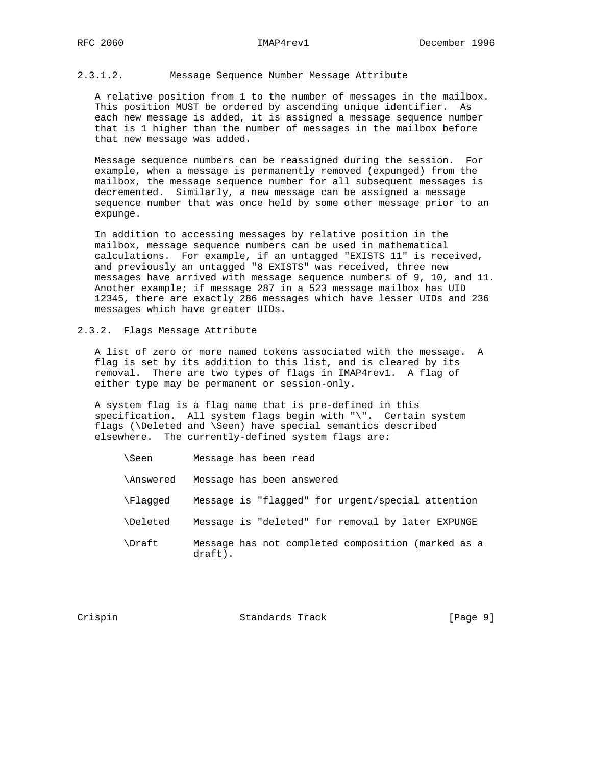#### 2.3.1.2. Message Sequence Number Message Attribute

A relative position from 1 to the number of messages in the mailbox. This position MUST be ordered by ascending unique identifier. As each new message is added, it is assigned a message sequence number that is 1 higher than the number of messages in the mailbox before that new message was added.

Message sequence numbers can be reassigned during the session. For example, when a message is permanently removed (expunged) from the mailbox, the message sequence number for all subsequent messages is decremented. Similarly, a new message can be assigned a message sequence number that was once held by some other message prior to an expunge.

In addition to accessing messages by relative position in the mailbox, message sequence numbers can be used in mathematical calculations. For example, if an untagged "EXISTS 11" is received, and previously an untagged "8 EXISTS" was received, three new messages have arrived with message sequence numbers of 9, 10, and 11. Another example; if message 287 in a 523 message mailbox has UID 12345, there are exactly 286 messages which have lesser UIDs and 236 messages which have greater UIDs.

### 2.3.2. Flags Message Attribute

A list of zero or more named tokens associated with the message. A flag is set by its addition to this list, and is cleared by its removal. There are two types of flags in IMAP4rev1. A flag of either type may be permanent or session-only.

A system flag is a flag name that is pre-defined in this specification. All system flags begin with "\". Certain system flags (\Deleted and \Seen) have special semantics described elsewhere. The currently-defined system flags are:

```
\Seen       Message has been read

\Answered   Message has been answered

\Flagged    Message is "flagged" for urgent/special attention

\Deleted    Message is "deleted" for removal by later EXPUNGE

\Draft      Message has not completed composition (marked as a
            draft).
```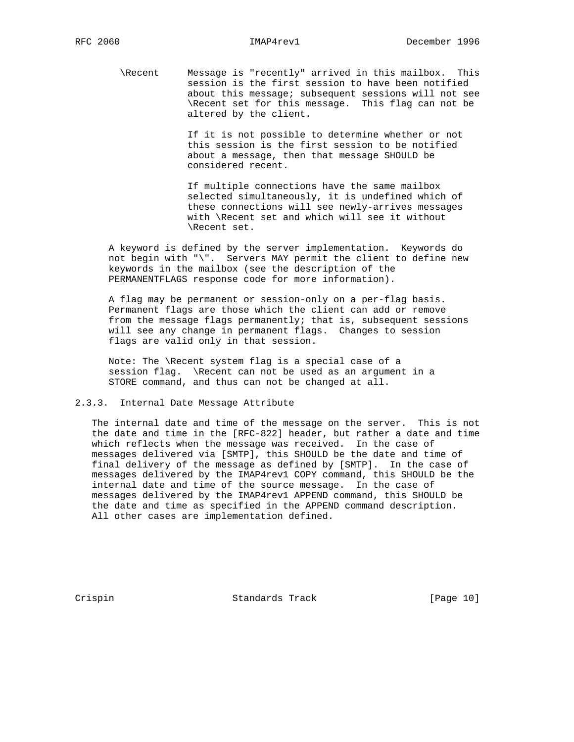\Recent Message is "recently" arrived in this mailbox. This session is the first session to have been notified about this message; subsequent sessions will not see \Recent set for this message. This flag can not be altered by the client.

If it is not possible to determine whether or not this session is the first session to be notified about a message, then that message SHOULD be considered recent.

If multiple connections have the same mailbox selected simultaneously, it is undefined which of these connections will see newly-arrives messages with \Recent set and which will see it without \Recent set.

A keyword is defined by the server implementation. Keywords do not begin with "\". Servers MAY permit the client to define new keywords in the mailbox (see the description of the PERMANENTFLAGS response code for more information).

A flag may be permanent or session-only on a per-flag basis. Permanent flags are those which the client can add or remove from the message flags permanently; that is, subsequent sessions will see any change in permanent flags. Changes to session flags are valid only in that session.

Note: The \Recent system flag is a special case of a session flag. \Recent can not be used as an argument in a STORE command, and thus can not be changed at all.

### 2.3.3. Internal Date Message Attribute

The internal date and time of the message on the server. This is not the date and time in the [RFC-822] header, but rather a date and time which reflects when the message was received. In the case of messages delivered via [SMTP], this SHOULD be the date and time of final delivery of the message as defined by [SMTP]. In the case of messages delivered by the IMAP4rev1 COPY command, this SHOULD be the internal date and time of the source message. In the case of messages delivered by the IMAP4rev1 APPEND command, this SHOULD be the date and time as specified in the APPEND command description. All other cases are implementation defined.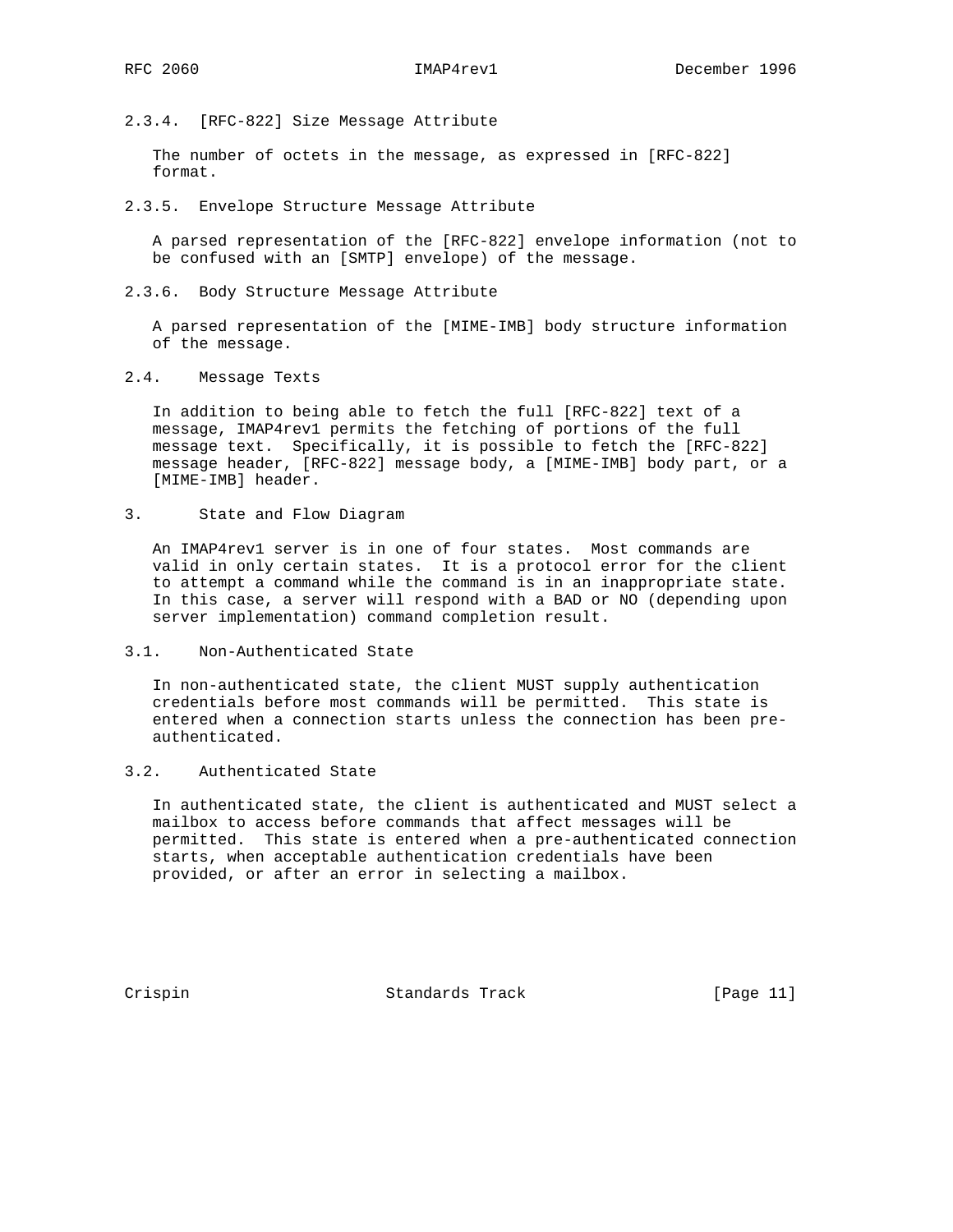### 2.3.4. [RFC-822] Size Message Attribute

The number of octets in the message, as expressed in [RFC-822] format.

### 2.3.5. Envelope Structure Message Attribute

A parsed representation of the [RFC-822] envelope information (not to be confused with an [SMTP] envelope) of the message.

### 2.3.6. Body Structure Message Attribute

A parsed representation of the [MIME-IMB] body structure information of the message.

## 2.4. Message Texts

In addition to being able to fetch the full [RFC-822] text of a message, IMAP4rev1 permits the fetching of portions of the full message text. Specifically, it is possible to fetch the [RFC-822] message header, [RFC-822] message body, a [MIME-IMB] body part, or a [MIME-IMB] header.

# 3. State and Flow Diagram

An IMAP4rev1 server is in one of four states. Most commands are valid in only certain states. It is a protocol error for the client to attempt a command while the command is in an inappropriate state. In this case, a server will respond with a BAD or NO (depending upon server implementation) command completion result.

## 3.1. Non-Authenticated State

In non-authenticated state, the client MUST supply authentication credentials before most commands will be permitted. This state is entered when a connection starts unless the connection has been pre-authenticated.

## 3.2. Authenticated State

In authenticated state, the client is authenticated and MUST select a mailbox to access before commands that affect messages will be permitted. This state is entered when a pre-authenticated connection starts, when acceptable authentication credentials have been provided, or after an error in selecting a mailbox.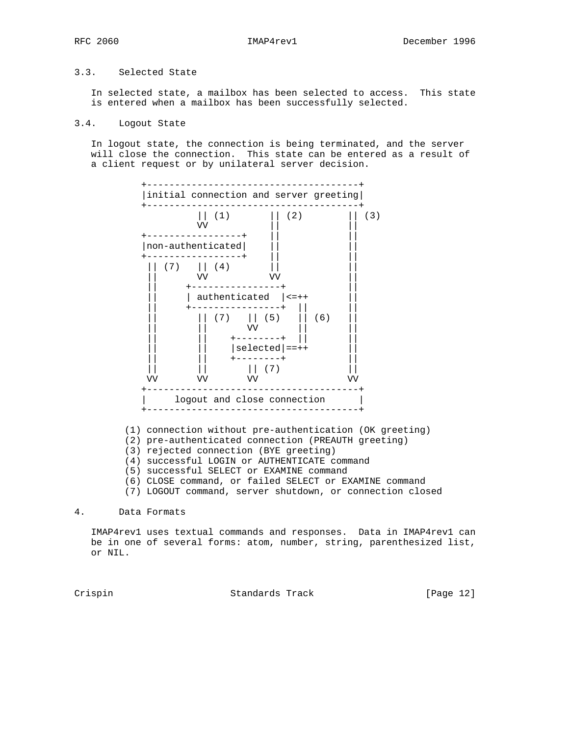### 3.3. Selected State

In selected state, a mailbox has been selected to access. This state is entered when a mailbox has been successfully selected.

### 3.4. Logout State

In logout state, the connection is being terminated, and the server will close the connection. This state can be entered as a result of a client request or by unilateral server decision.

```
          +--------------------------------------+
          |initial connection and server greeting|
          +--------------------------------------+
                    || (1)       || (2)        || (3)
                    VV           ||            ||
          +-----------------+    ||            ||
          |non-authenticated|    ||            ||
          +-----------------+    ||            ||
           || (7)   || (4)       ||            ||
           ||       VV           VV            ||
           ||     +----------------+           ||
           ||     | authenticated  |<=++       ||
           ||     +----------------+  ||       ||
           ||       || (7)   || (5)   || (6)   ||
           ||       ||       VV       ||       ||
           ||       ||    +--------+  ||       ||
           ||       ||    |selected|==++       ||
           ||       ||    +--------+           ||
           ||       ||       || (7)            ||
           VV       VV       VV                VV
          +--------------------------------------+
          |     logout and close connection      |
          +--------------------------------------+
```

(1) connection without pre-authentication (OK greeting)
(2) pre-authenticated connection (PREAUTH greeting)
(3) rejected connection (BYE greeting)
(4) successful LOGIN or AUTHENTICATE command
(5) successful SELECT or EXAMINE command
(6) CLOSE command, or failed SELECT or EXAMINE command
(7) LOGOUT command, server shutdown, or connection closed

## 4. Data Formats

IMAP4rev1 uses textual commands and responses. Data in IMAP4rev1 can be in one of several forms: atom, number, string, parenthesized list, or NIL.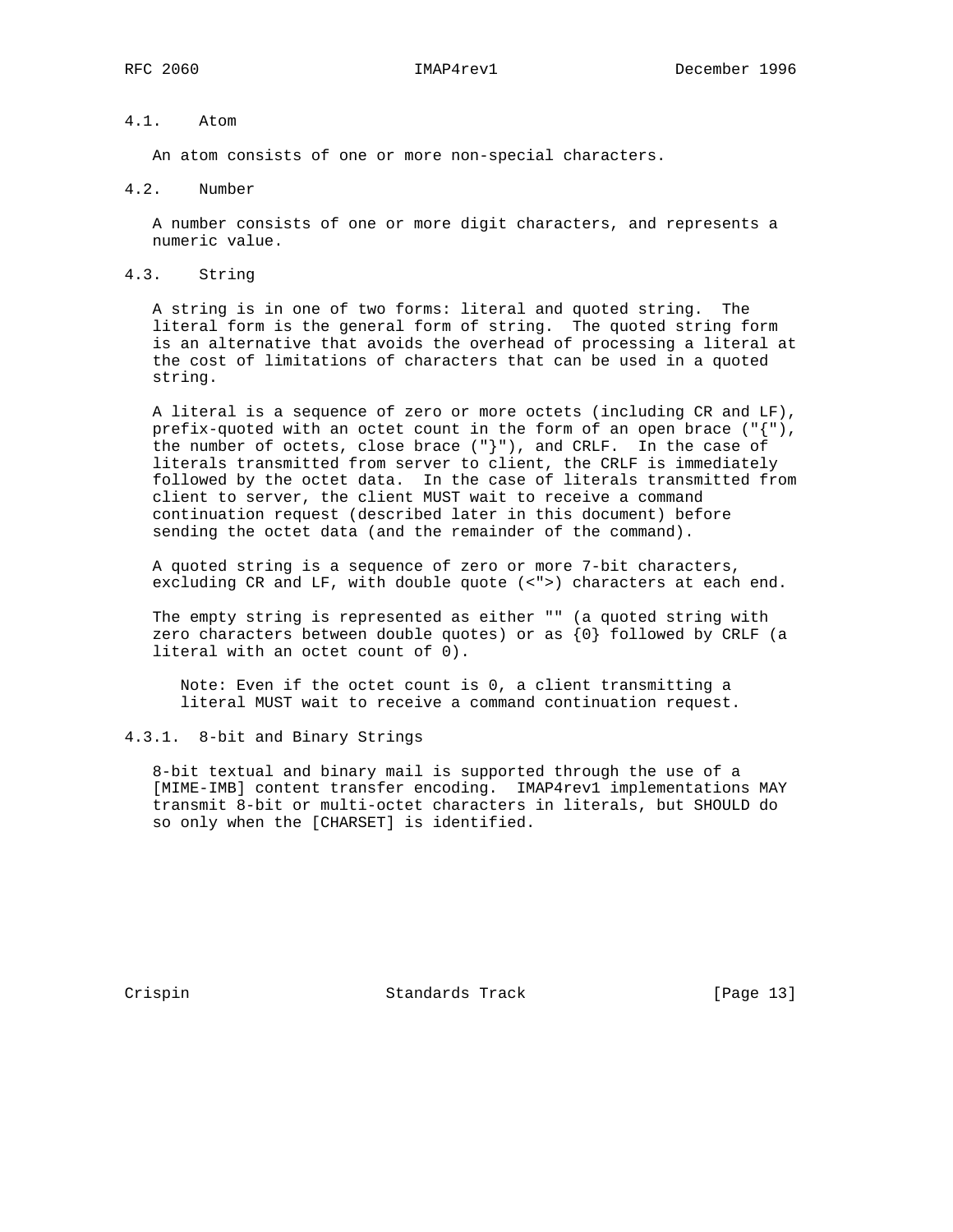### 4.1. Atom

An atom consists of one or more non-special characters.

### 4.2. Number

A number consists of one or more digit characters, and represents a numeric value.

### 4.3. String

A string is in one of two forms: literal and quoted string. The literal form is the general form of string. The quoted string form is an alternative that avoids the overhead of processing a literal at the cost of limitations of characters that can be used in a quoted string.

A literal is a sequence of zero or more octets (including CR and LF), prefix-quoted with an octet count in the form of an open brace ("{"), the number of octets, close brace ("}"), and CRLF. In the case of literals transmitted from server to client, the CRLF is immediately followed by the octet data. In the case of literals transmitted from client to server, the client MUST wait to receive a command continuation request (described later in this document) before sending the octet data (and the remainder of the command).

A quoted string is a sequence of zero or more 7-bit characters, excluding CR and LF, with double quote (<">) characters at each end.

The empty string is represented as either "" (a quoted string with zero characters between double quotes) or as {0} followed by CRLF (a literal with an octet count of 0).

> Note: Even if the octet count is 0, a client transmitting a literal MUST wait to receive a command continuation request.

#### 4.3.1. 8-bit and Binary Strings

8-bit textual and binary mail is supported through the use of a [MIME-IMB] content transfer encoding. IMAP4rev1 implementations MAY transmit 8-bit or multi-octet characters in literals, but SHOULD do so only when the [CHARSET] is identified.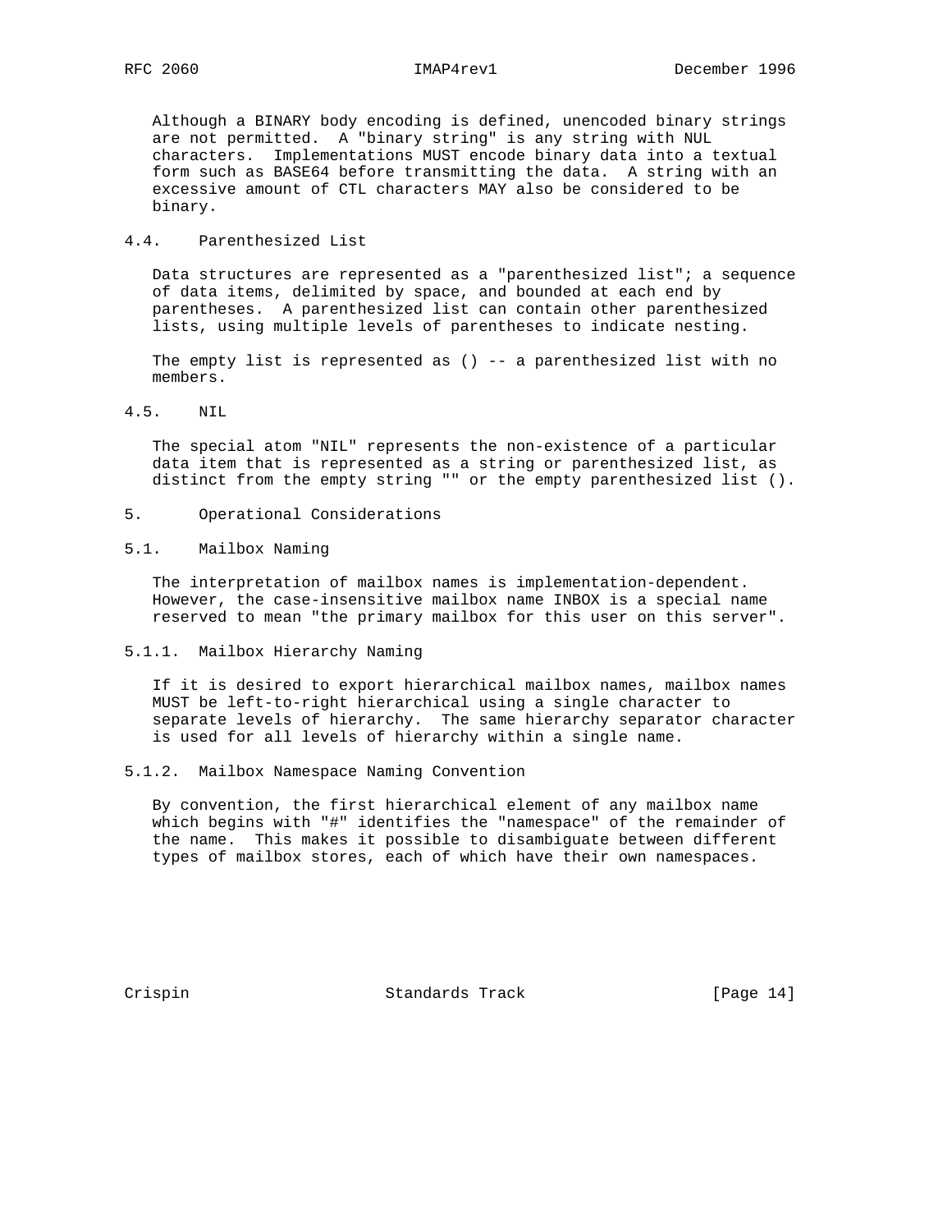Although a BINARY body encoding is defined, unencoded binary strings are not permitted. A "binary string" is any string with NUL characters. Implementations MUST encode binary data into a textual form such as BASE64 before transmitting the data. A string with an excessive amount of CTL characters MAY also be considered to be binary.

### 4.4. Parenthesized List

Data structures are represented as a "parenthesized list"; a sequence of data items, delimited by space, and bounded at each end by parentheses. A parenthesized list can contain other parenthesized lists, using multiple levels of parentheses to indicate nesting.

The empty list is represented as () -- a parenthesized list with no members.

### 4.5. NIL

The special atom "NIL" represents the non-existence of a particular data item that is represented as a string or parenthesized list, as distinct from the empty string "" or the empty parenthesized list ().

## 5. Operational Considerations

### 5.1. Mailbox Naming

The interpretation of mailbox names is implementation-dependent. However, the case-insensitive mailbox name INBOX is a special name reserved to mean "the primary mailbox for this user on this server".

#### 5.1.1. Mailbox Hierarchy Naming

If it is desired to export hierarchical mailbox names, mailbox names MUST be left-to-right hierarchical using a single character to separate levels of hierarchy. The same hierarchy separator character is used for all levels of hierarchy within a single name.

#### 5.1.2. Mailbox Namespace Naming Convention

By convention, the first hierarchical element of any mailbox name which begins with "#" identifies the "namespace" of the remainder of the name. This makes it possible to disambiguate between different types of mailbox stores, each of which have their own namespaces.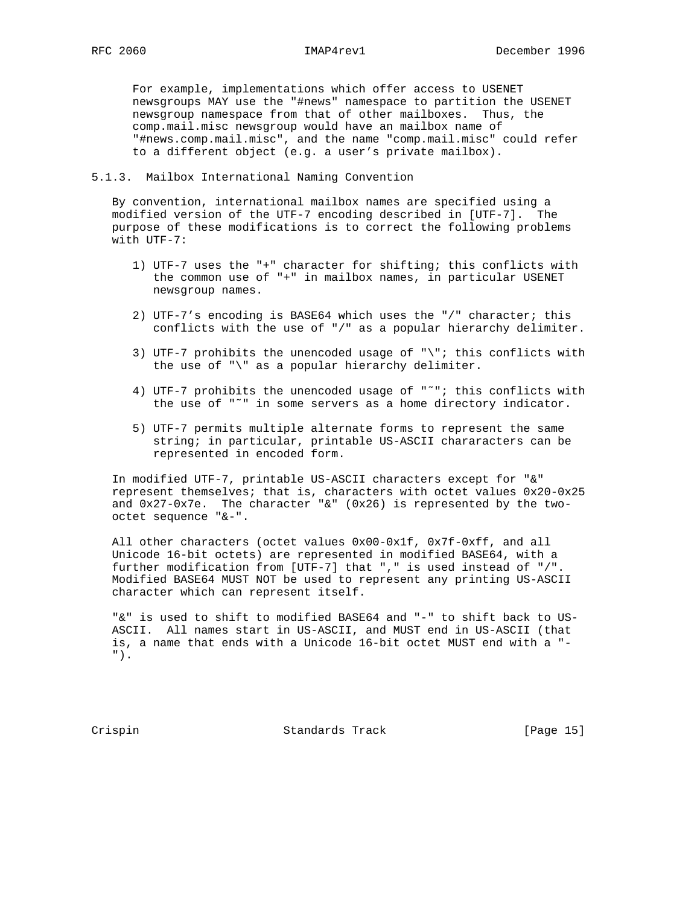For example, implementations which offer access to USENET newsgroups MAY use the "#news" namespace to partition the USENET newsgroup namespace from that of other mailboxes. Thus, the comp.mail.misc newsgroup would have an mailbox name of "#news.comp.mail.misc", and the name "comp.mail.misc" could refer to a different object (e.g. a user's private mailbox).

### 5.1.3. Mailbox International Naming Convention

By convention, international mailbox names are specified using a modified version of the UTF-7 encoding described in [UTF-7]. The purpose of these modifications is to correct the following problems with UTF-7:

1) UTF-7 uses the "+" character for shifting; this conflicts with the common use of "+" in mailbox names, in particular USENET newsgroup names.

2) UTF-7's encoding is BASE64 which uses the "/" character; this conflicts with the use of "/" as a popular hierarchy delimiter.

3) UTF-7 prohibits the unencoded usage of "\"; this conflicts with the use of "\" as a popular hierarchy delimiter.

4) UTF-7 prohibits the unencoded usage of "~"; this conflicts with the use of "~" in some servers as a home directory indicator.

5) UTF-7 permits multiple alternate forms to represent the same string; in particular, printable US-ASCII chararacters can be represented in encoded form.

In modified UTF-7, printable US-ASCII characters except for "&" represent themselves; that is, characters with octet values 0x20-0x25 and 0x27-0x7e. The character "&" (0x26) is represented by the two-octet sequence "&-".

All other characters (octet values 0x00-0x1f, 0x7f-0xff, and all Unicode 16-bit octets) are represented in modified BASE64, with a further modification from [UTF-7] that "," is used instead of "/". Modified BASE64 MUST NOT be used to represent any printing US-ASCII character which can represent itself.

"&" is used to shift to modified BASE64 and "-" to shift back to US-ASCII. All names start in US-ASCII, and MUST end in US-ASCII (that is, a name that ends with a Unicode 16-bit octet MUST end with a "-").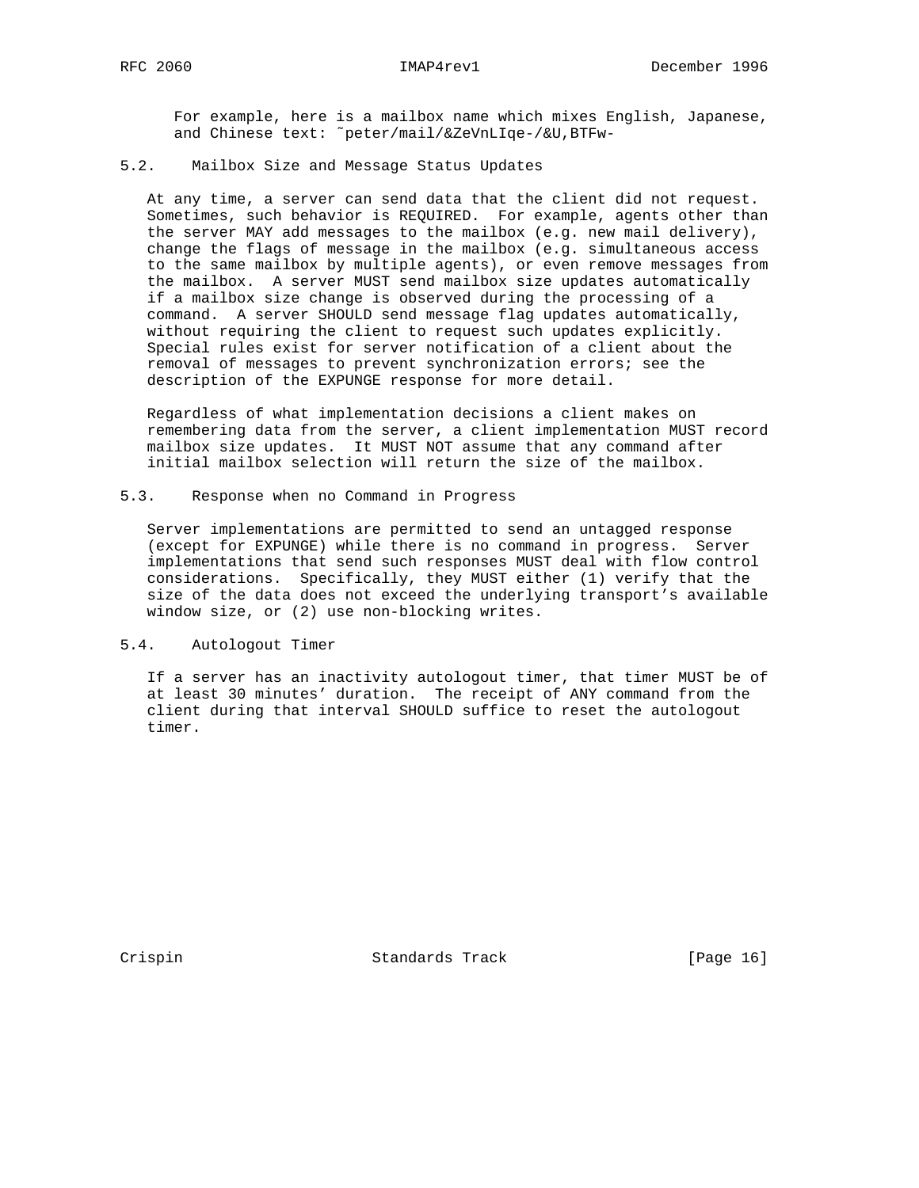For example, here is a mailbox name which mixes English, Japanese, and Chinese text: ~peter/mail/&ZeVnLIqe-/&U,BTFw-

### 5.2. Mailbox Size and Message Status Updates

At any time, a server can send data that the client did not request. Sometimes, such behavior is REQUIRED. For example, agents other than the server MAY add messages to the mailbox (e.g. new mail delivery), change the flags of message in the mailbox (e.g. simultaneous access to the same mailbox by multiple agents), or even remove messages from the mailbox. A server MUST send mailbox size updates automatically if a mailbox size change is observed during the processing of a command. A server SHOULD send message flag updates automatically, without requiring the client to request such updates explicitly. Special rules exist for server notification of a client about the removal of messages to prevent synchronization errors; see the description of the EXPUNGE response for more detail.

Regardless of what implementation decisions a client makes on remembering data from the server, a client implementation MUST record mailbox size updates. It MUST NOT assume that any command after initial mailbox selection will return the size of the mailbox.

### 5.3. Response when no Command in Progress

Server implementations are permitted to send an untagged response (except for EXPUNGE) while there is no command in progress. Server implementations that send such responses MUST deal with flow control considerations. Specifically, they MUST either (1) verify that the size of the data does not exceed the underlying transport's available window size, or (2) use non-blocking writes.

### 5.4. Autologout Timer

If a server has an inactivity autologout timer, that timer MUST be of at least 30 minutes' duration. The receipt of ANY command from the client during that interval SHOULD suffice to reset the autologout timer.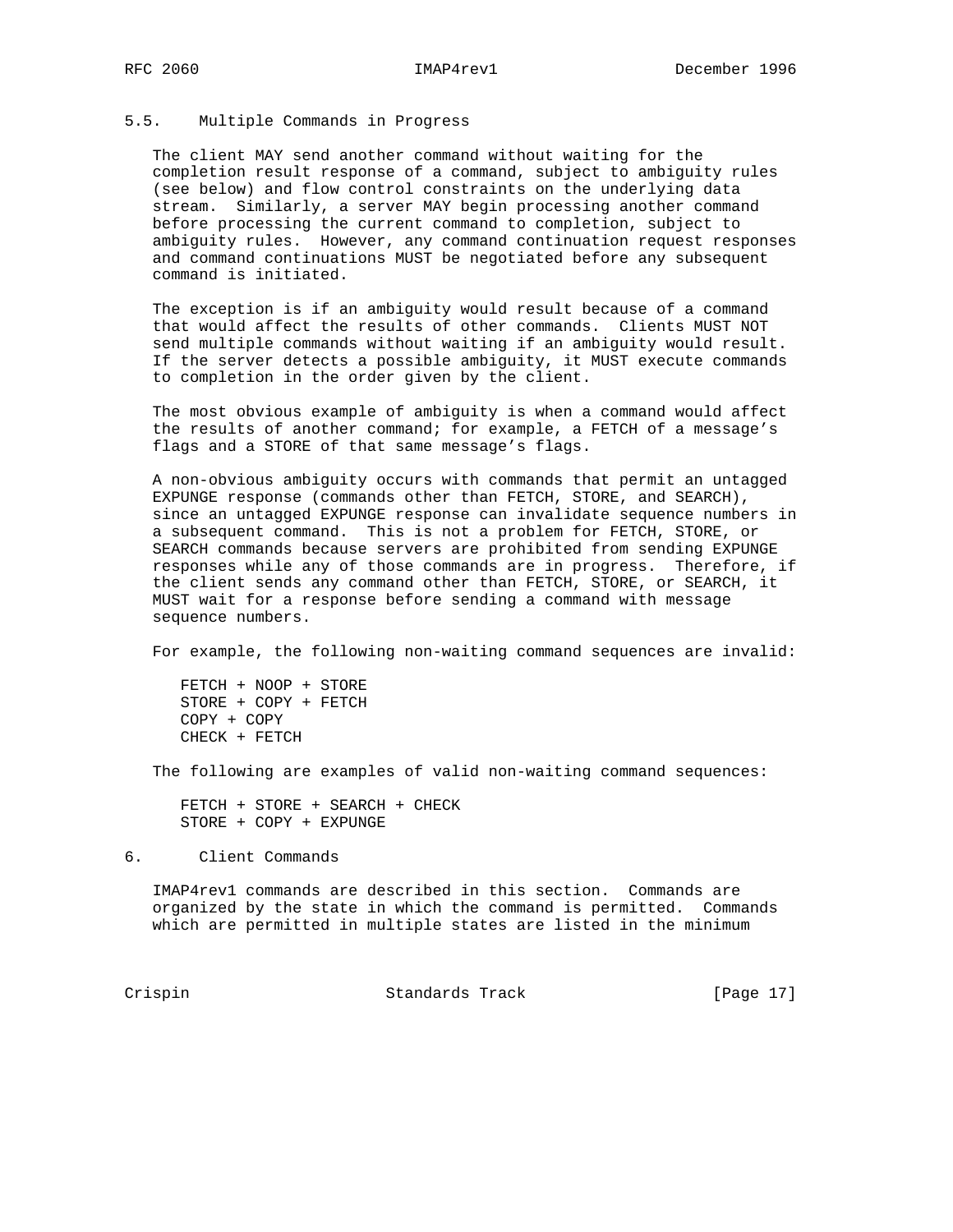## 5.5. Multiple Commands in Progress

The client MAY send another command without waiting for the completion result response of a command, subject to ambiguity rules (see below) and flow control constraints on the underlying data stream. Similarly, a server MAY begin processing another command before processing the current command to completion, subject to ambiguity rules. However, any command continuation request responses and command continuations MUST be negotiated before any subsequent command is initiated.

The exception is if an ambiguity would result because of a command that would affect the results of other commands. Clients MUST NOT send multiple commands without waiting if an ambiguity would result. If the server detects a possible ambiguity, it MUST execute commands to completion in the order given by the client.

The most obvious example of ambiguity is when a command would affect the results of another command; for example, a FETCH of a message's flags and a STORE of that same message's flags.

A non-obvious ambiguity occurs with commands that permit an untagged EXPUNGE response (commands other than FETCH, STORE, and SEARCH), since an untagged EXPUNGE response can invalidate sequence numbers in a subsequent command. This is not a problem for FETCH, STORE, or SEARCH commands because servers are prohibited from sending EXPUNGE responses while any of those commands are in progress. Therefore, if the client sends any command other than FETCH, STORE, or SEARCH, it MUST wait for a response before sending a command with message sequence numbers.

For example, the following non-waiting command sequences are invalid:

```
FETCH + NOOP + STORE
STORE + COPY + FETCH
COPY + COPY
CHECK + FETCH
```

The following are examples of valid non-waiting command sequences:

```
FETCH + STORE + SEARCH + CHECK
STORE + COPY + EXPUNGE
```

# 6. Client Commands

IMAP4rev1 commands are described in this section. Commands are organized by the state in which the command is permitted. Commands which are permitted in multiple states are listed in the minimum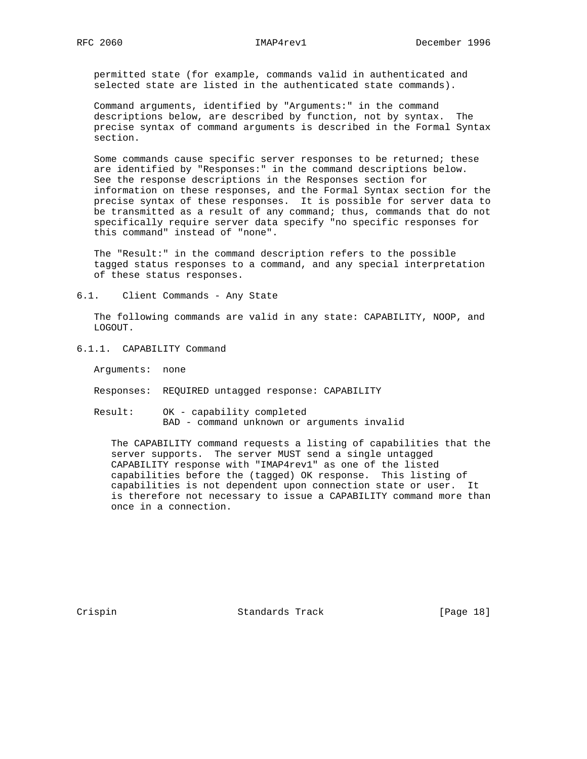permitted state (for example, commands valid in authenticated and selected state are listed in the authenticated state commands).

Command arguments, identified by "Arguments:" in the command descriptions below, are described by function, not by syntax. The precise syntax of command arguments is described in the Formal Syntax section.

Some commands cause specific server responses to be returned; these are identified by "Responses:" in the command descriptions below. See the response descriptions in the Responses section for information on these responses, and the Formal Syntax section for the precise syntax of these responses. It is possible for server data to be transmitted as a result of any command; thus, commands that do not specifically require server data specify "no specific responses for this command" instead of "none".

The "Result:" in the command description refers to the possible tagged status responses to a command, and any special interpretation of these status responses.

## 6.1. Client Commands - Any State

The following commands are valid in any state: CAPABILITY, NOOP, and LOGOUT.

### 6.1.1. CAPABILITY Command

Arguments: none

Responses: REQUIRED untagged response: CAPABILITY

Result: OK - capability completed
BAD - command unknown or arguments invalid

The CAPABILITY command requests a listing of capabilities that the server supports. The server MUST send a single untagged CAPABILITY response with "IMAP4rev1" as one of the listed capabilities before the (tagged) OK response. This listing of capabilities is not dependent upon connection state or user. It is therefore not necessary to issue a CAPABILITY command more than once in a connection.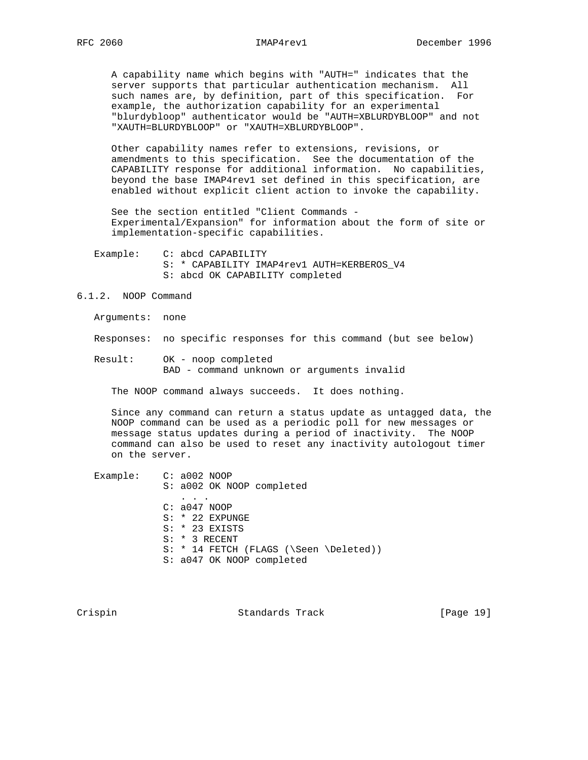A capability name which begins with "AUTH=" indicates that the server supports that particular authentication mechanism. All such names are, by definition, part of this specification. For example, the authorization capability for an experimental "blurdybloop" authenticator would be "AUTH=XBLURDYBLOOP" and not "XAUTH=BLURDYBLOOP" or "XAUTH=XBLURDYBLOOP".

Other capability names refer to extensions, revisions, or amendments to this specification. See the documentation of the CAPABILITY response for additional information. No capabilities, beyond the base IMAP4rev1 set defined in this specification, are enabled without explicit client action to invoke the capability.

See the section entitled "Client Commands - Experimental/Expansion" for information about the form of site or implementation-specific capabilities.

```
Example:    C: abcd CAPABILITY
            S: * CAPABILITY IMAP4rev1 AUTH=KERBEROS_V4
            S: abcd OK CAPABILITY completed
```

### 6.1.2. NOOP Command

Arguments: none

Responses: no specific responses for this command (but see below)

Result: OK - noop completed
BAD - command unknown or arguments invalid

The NOOP command always succeeds. It does nothing.

Since any command can return a status update as untagged data, the NOOP command can be used as a periodic poll for new messages or message status updates during a period of inactivity. The NOOP command can also be used to reset any inactivity autologout timer on the server.

```
Example:    C: a002 NOOP
            S: a002 OK NOOP completed
               . . .
            C: a047 NOOP
            S: * 22 EXPUNGE
            S: * 23 EXISTS
            S: * 3 RECENT
            S: * 14 FETCH (FLAGS (\Seen \Deleted))
            S: a047 OK NOOP completed
```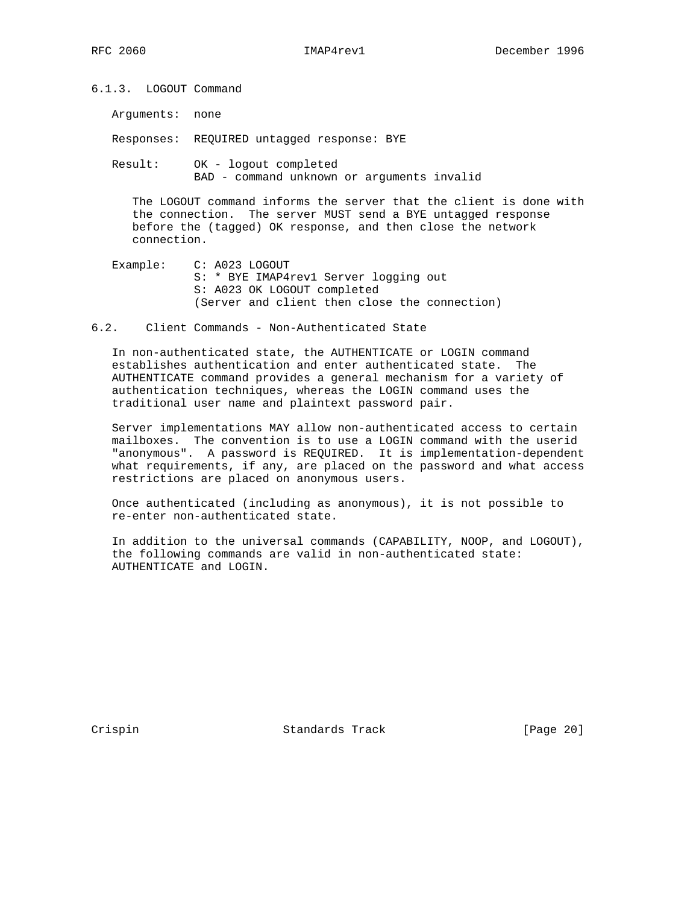### 6.1.3. LOGOUT Command

Arguments: none

Responses: REQUIRED untagged response: BYE

Result: OK - logout completed
BAD - command unknown or arguments invalid

The LOGOUT command informs the server that the client is done with the connection. The server MUST send a BYE untagged response before the (tagged) OK response, and then close the network connection.

Example:

```
C: A023 LOGOUT
S: * BYE IMAP4rev1 Server logging out
S: A023 OK LOGOUT completed
(Server and client then close the connection)
```

## 6.2. Client Commands - Non-Authenticated State

In non-authenticated state, the AUTHENTICATE or LOGIN command establishes authentication and enter authenticated state. The AUTHENTICATE command provides a general mechanism for a variety of authentication techniques, whereas the LOGIN command uses the traditional user name and plaintext password pair.

Server implementations MAY allow non-authenticated access to certain mailboxes. The convention is to use a LOGIN command with the userid "anonymous". A password is REQUIRED. It is implementation-dependent what requirements, if any, are placed on the password and what access restrictions are placed on anonymous users.

Once authenticated (including as anonymous), it is not possible to re-enter non-authenticated state.

In addition to the universal commands (CAPABILITY, NOOP, and LOGOUT), the following commands are valid in non-authenticated state: AUTHENTICATE and LOGIN.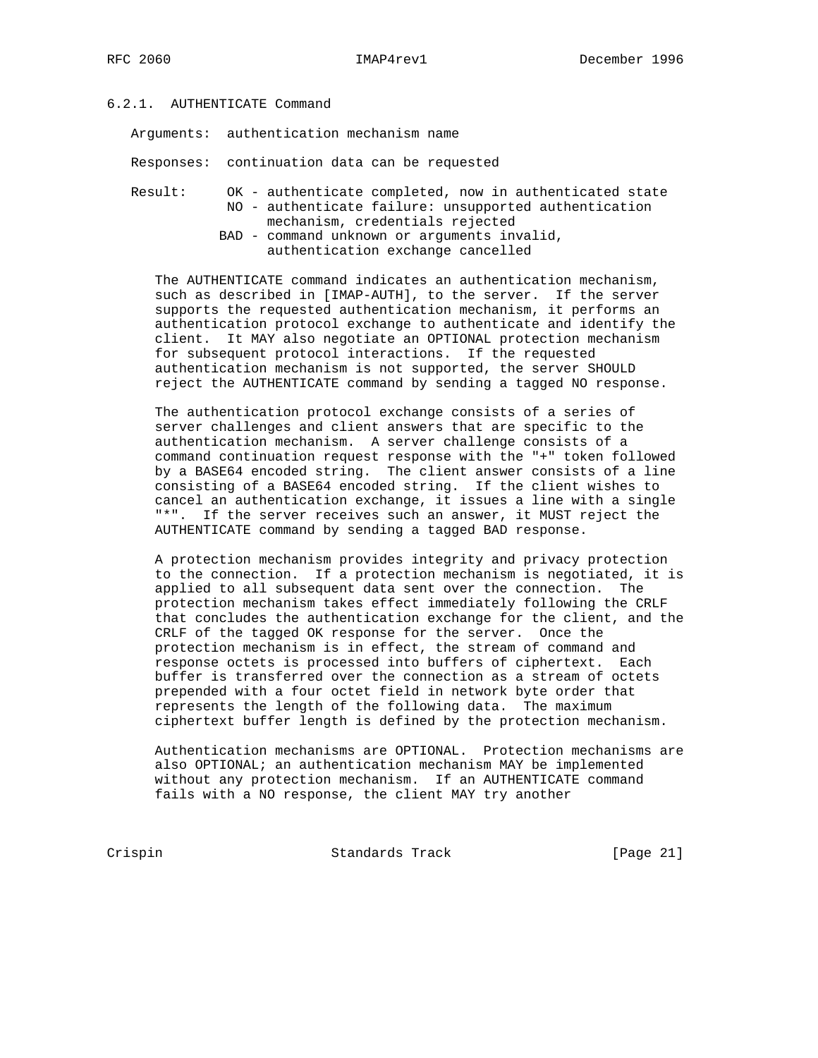### 6.2.1. AUTHENTICATE Command

Arguments: authentication mechanism name

Responses: continuation data can be requested

Result:
- OK - authenticate completed, now in authenticated state
- NO - authenticate failure: unsupported authentication mechanism, credentials rejected
- BAD - command unknown or arguments invalid, authentication exchange cancelled

The AUTHENTICATE command indicates an authentication mechanism, such as described in [IMAP-AUTH], to the server. If the server supports the requested authentication mechanism, it performs an authentication protocol exchange to authenticate and identify the client. It MAY also negotiate an OPTIONAL protection mechanism for subsequent protocol interactions. If the requested authentication mechanism is not supported, the server SHOULD reject the AUTHENTICATE command by sending a tagged NO response.

The authentication protocol exchange consists of a series of server challenges and client answers that are specific to the authentication mechanism. A server challenge consists of a command continuation request response with the "+" token followed by a BASE64 encoded string. The client answer consists of a line consisting of a BASE64 encoded string. If the client wishes to cancel an authentication exchange, it issues a line with a single "*". If the server receives such an answer, it MUST reject the AUTHENTICATE command by sending a tagged BAD response.

A protection mechanism provides integrity and privacy protection to the connection. If a protection mechanism is negotiated, it is applied to all subsequent data sent over the connection. The protection mechanism takes effect immediately following the CRLF that concludes the authentication exchange for the client, and the CRLF of the tagged OK response for the server. Once the protection mechanism is in effect, the stream of command and response octets is processed into buffers of ciphertext. Each buffer is transferred over the connection as a stream of octets prepended with a four octet field in network byte order that represents the length of the following data. The maximum ciphertext buffer length is defined by the protection mechanism.

Authentication mechanisms are OPTIONAL. Protection mechanisms are also OPTIONAL; an authentication mechanism MAY be implemented without any protection mechanism. If an AUTHENTICATE command fails with a NO response, the client MAY try another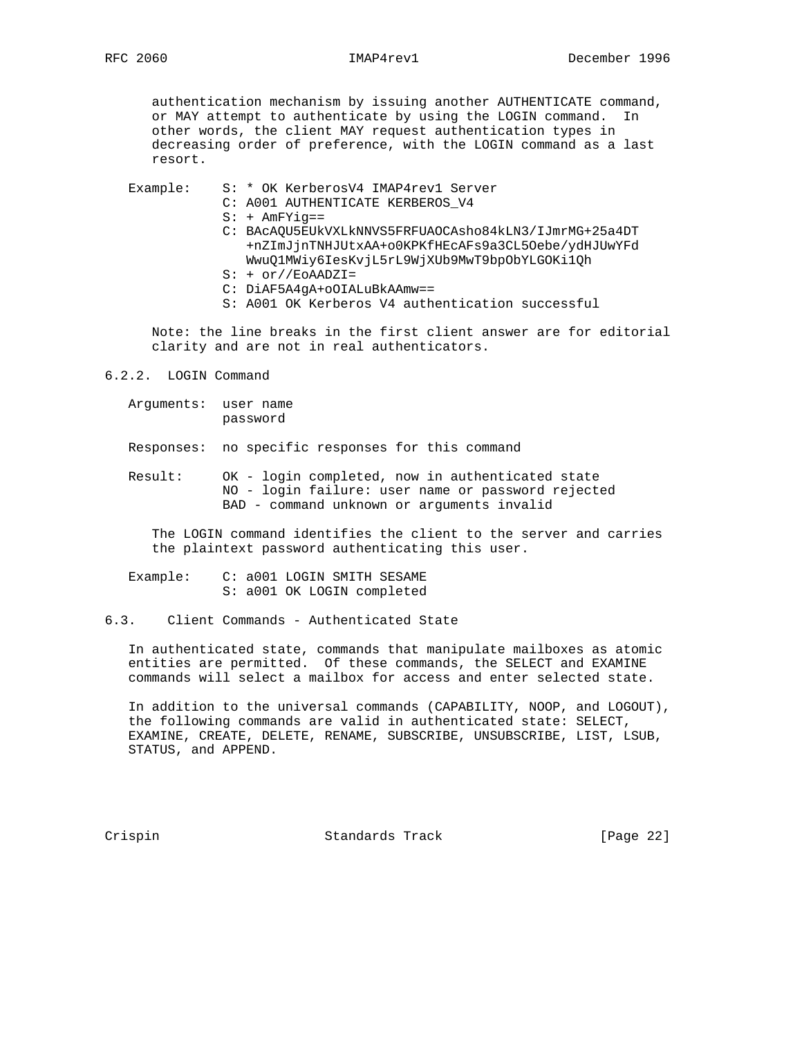authentication mechanism by issuing another AUTHENTICATE command, or MAY attempt to authenticate by using the LOGIN command. In other words, the client MAY request authentication types in decreasing order of preference, with the LOGIN command as a last resort.

```
   Example:    S: * OK KerberosV4 IMAP4rev1 Server
               C: A001 AUTHENTICATE KERBEROS_V4
               S: + AmFYig==
               C: BAcAQU5EUkVXLkNNVS5FRFUAOCAsho84kLN3/IJmrMG+25a4DT
                  +nZImJjnTNHJUtxAA+o0KPKfHEcAFs9a3CL5Oebe/ydHJUwYFd
                  WwuQ1MWiy6IesKvjL5rL9WjXUb9MwT9bpObYLGOKi1Qh
               S: + or//EoAADZI=
               C: DiAF5A4gA+oOIALuBkAAmw==
               S: A001 OK Kerberos V4 authentication successful
```

Note: the line breaks in the first client answer are for editorial clarity and are not in real authenticators.

### 6.2.2. LOGIN Command

```
   Arguments:  user name
               password

   Responses:  no specific responses for this command

   Result:     OK - login completed, now in authenticated state
               NO - login failure: user name or password rejected
               BAD - command unknown or arguments invalid
```

The LOGIN command identifies the client to the server and carries the plaintext password authenticating this user.

```
   Example:    C: a001 LOGIN SMITH SESAME
               S: a001 OK LOGIN completed
```

## 6.3. Client Commands - Authenticated State

In authenticated state, commands that manipulate mailboxes as atomic entities are permitted. Of these commands, the SELECT and EXAMINE commands will select a mailbox for access and enter selected state.

In addition to the universal commands (CAPABILITY, NOOP, and LOGOUT), the following commands are valid in authenticated state: SELECT, EXAMINE, CREATE, DELETE, RENAME, SUBSCRIBE, UNSUBSCRIBE, LIST, LSUB, STATUS, and APPEND.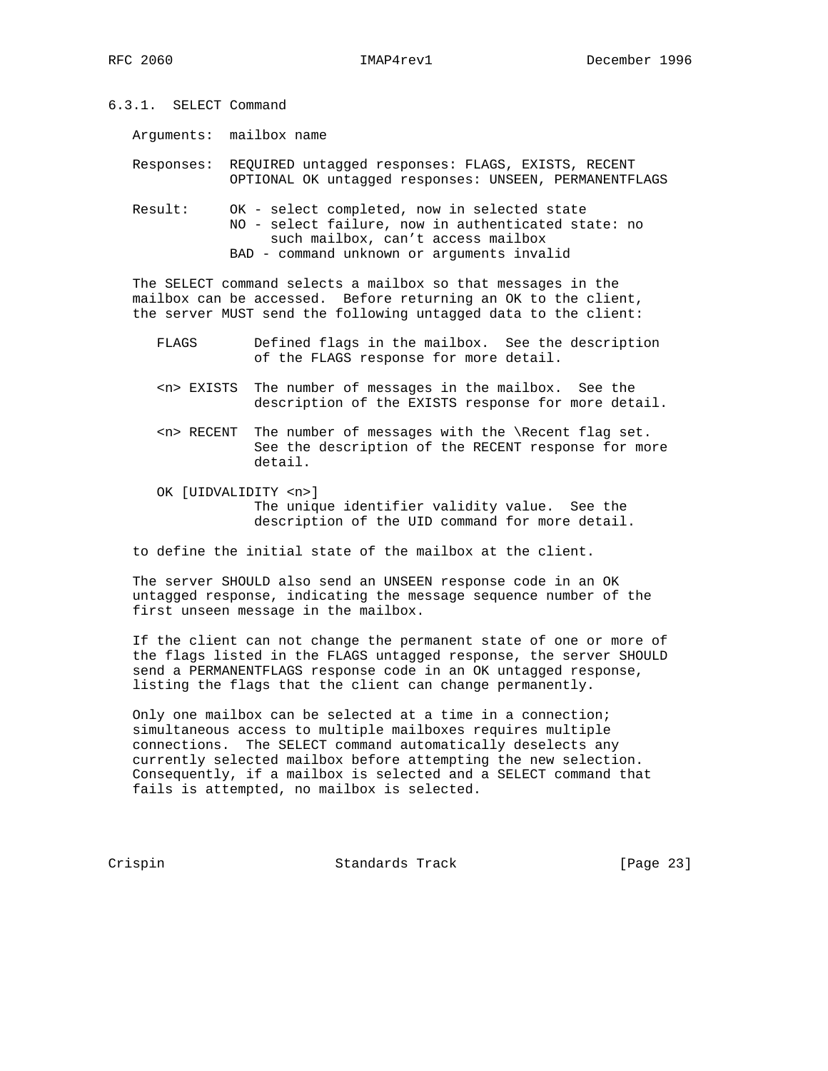### 6.3.1. SELECT Command

Arguments: mailbox name

Responses: REQUIRED untagged responses: FLAGS, EXISTS, RECENT
OPTIONAL OK untagged responses: UNSEEN, PERMANENTFLAGS

Result:
- OK - select completed, now in selected state
- NO - select failure, now in authenticated state: no such mailbox, can't access mailbox
- BAD - command unknown or arguments invalid

The SELECT command selects a mailbox so that messages in the mailbox can be accessed. Before returning an OK to the client, the server MUST send the following untagged data to the client:

- FLAGS — Defined flags in the mailbox. See the description of the FLAGS response for more detail.
- <n> EXISTS — The number of messages in the mailbox. See the description of the EXISTS response for more detail.
- <n> RECENT — The number of messages with the \Recent flag set. See the description of the RECENT response for more detail.
- OK [UIDVALIDITY <n>] — The unique identifier validity value. See the description of the UID command for more detail.

to define the initial state of the mailbox at the client.

The server SHOULD also send an UNSEEN response code in an OK untagged response, indicating the message sequence number of the first unseen message in the mailbox.

If the client can not change the permanent state of one or more of the flags listed in the FLAGS untagged response, the server SHOULD send a PERMANENTFLAGS response code in an OK untagged response, listing the flags that the client can change permanently.

Only one mailbox can be selected at a time in a connection; simultaneous access to multiple mailboxes requires multiple connections. The SELECT command automatically deselects any currently selected mailbox before attempting the new selection. Consequently, if a mailbox is selected and a SELECT command that fails is attempted, no mailbox is selected.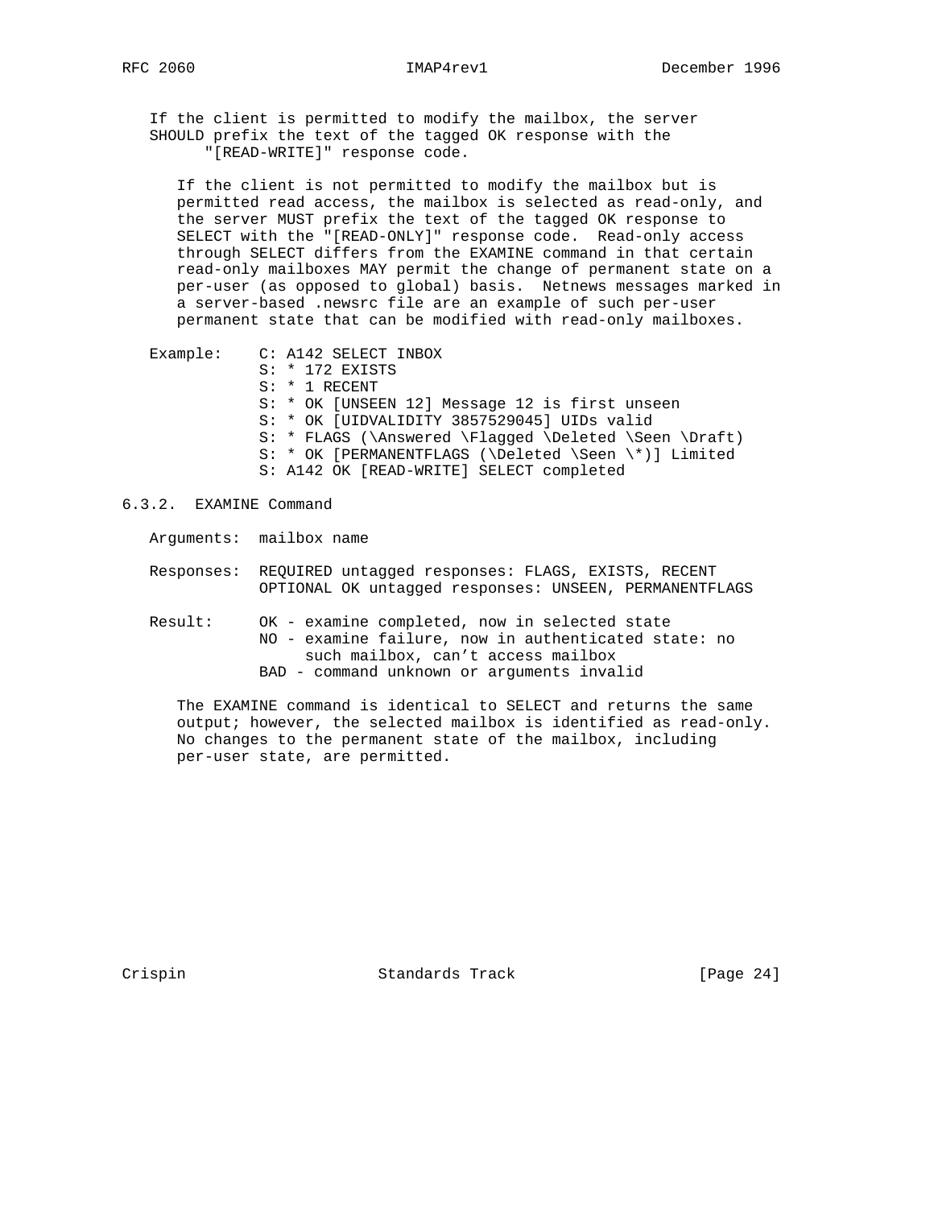If the client is permitted to modify the mailbox, the server SHOULD prefix the text of the tagged OK response with the "[READ-WRITE]" response code.

If the client is not permitted to modify the mailbox but is permitted read access, the mailbox is selected as read-only, and the server MUST prefix the text of the tagged OK response to SELECT with the "[READ-ONLY]" response code. Read-only access through SELECT differs from the EXAMINE command in that certain read-only mailboxes MAY permit the change of permanent state on a per-user (as opposed to global) basis. Netnews messages marked in a server-based .newsrc file are an example of such per-user permanent state that can be modified with read-only mailboxes.

Example:

```
C: A142 SELECT INBOX
S: * 172 EXISTS
S: * 1 RECENT
S: * OK [UNSEEN 12] Message 12 is first unseen
S: * OK [UIDVALIDITY 3857529045] UIDs valid
S: * FLAGS (\Answered \Flagged \Deleted \Seen \Draft)
S: * OK [PERMANENTFLAGS (\Deleted \Seen \*)] Limited
S: A142 OK [READ-WRITE] SELECT completed
```

### 6.3.2. EXAMINE Command

Arguments: mailbox name

Responses: REQUIRED untagged responses: FLAGS, EXISTS, RECENT
OPTIONAL OK untagged responses: UNSEEN, PERMANENTFLAGS

Result:
- OK - examine completed, now in selected state
- NO - examine failure, now in authenticated state: no such mailbox, can't access mailbox
- BAD - command unknown or arguments invalid

The EXAMINE command is identical to SELECT and returns the same output; however, the selected mailbox is identified as read-only. No changes to the permanent state of the mailbox, including per-user state, are permitted.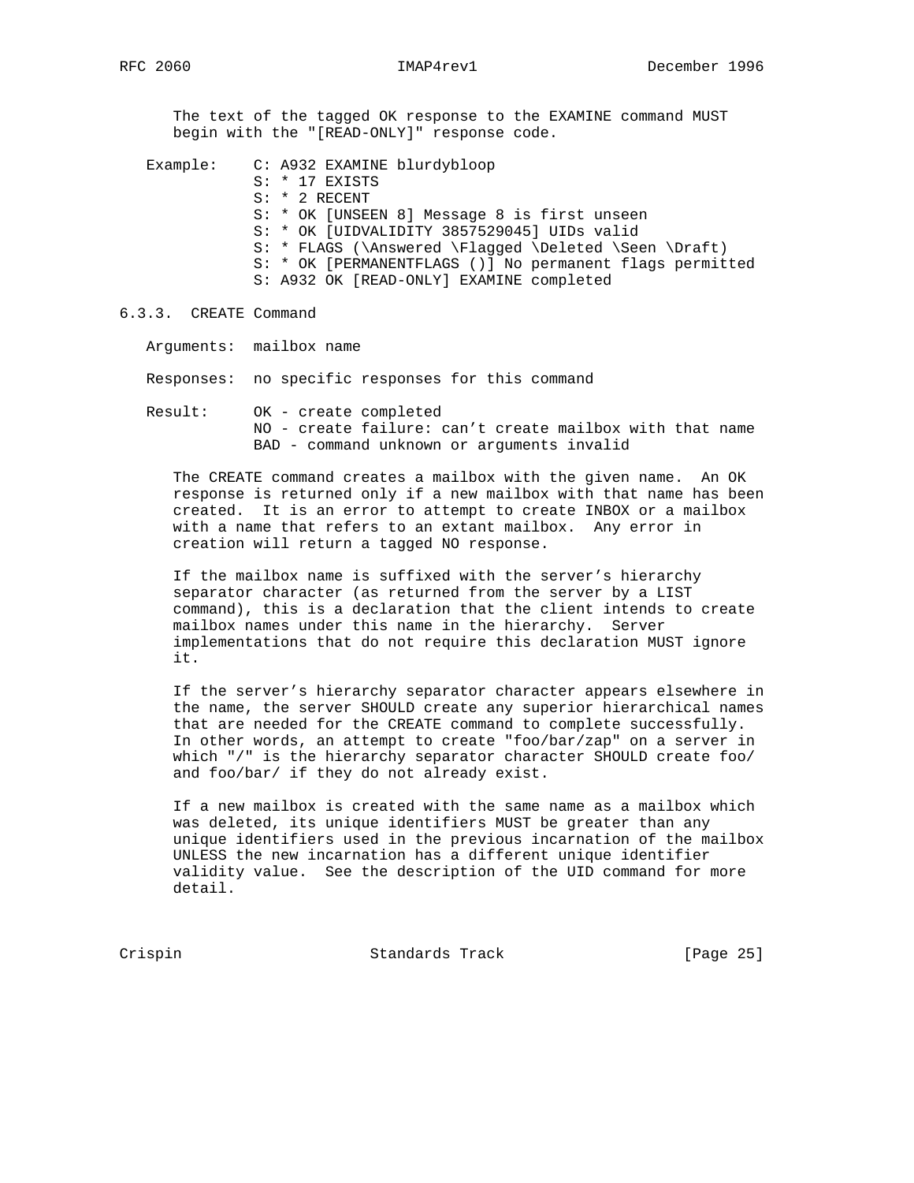The text of the tagged OK response to the EXAMINE command MUST begin with the "[READ-ONLY]" response code.

```
Example:    C: A932 EXAMINE blurdybloop
            S: * 17 EXISTS
            S: * 2 RECENT
            S: * OK [UNSEEN 8] Message 8 is first unseen
            S: * OK [UIDVALIDITY 3857529045] UIDs valid
            S: * FLAGS (\Answered \Flagged \Deleted \Seen \Draft)
            S: * OK [PERMANENTFLAGS ()] No permanent flags permitted
            S: A932 OK [READ-ONLY] EXAMINE completed
```

### 6.3.3. CREATE Command

Arguments: mailbox name

Responses: no specific responses for this command

Result:
- OK - create completed
- NO - create failure: can’t create mailbox with that name
- BAD - command unknown or arguments invalid

The CREATE command creates a mailbox with the given name. An OK response is returned only if a new mailbox with that name has been created. It is an error to attempt to create INBOX or a mailbox with a name that refers to an extant mailbox. Any error in creation will return a tagged NO response.

If the mailbox name is suffixed with the server’s hierarchy separator character (as returned from the server by a LIST command), this is a declaration that the client intends to create mailbox names under this name in the hierarchy. Server implementations that do not require this declaration MUST ignore it.

If the server’s hierarchy separator character appears elsewhere in the name, the server SHOULD create any superior hierarchical names that are needed for the CREATE command to complete successfully. In other words, an attempt to create "foo/bar/zap" on a server in which "/" is the hierarchy separator character SHOULD create foo/ and foo/bar/ if they do not already exist.

If a new mailbox is created with the same name as a mailbox which was deleted, its unique identifiers MUST be greater than any unique identifiers used in the previous incarnation of the mailbox UNLESS the new incarnation has a different unique identifier validity value. See the description of the UID command for more detail.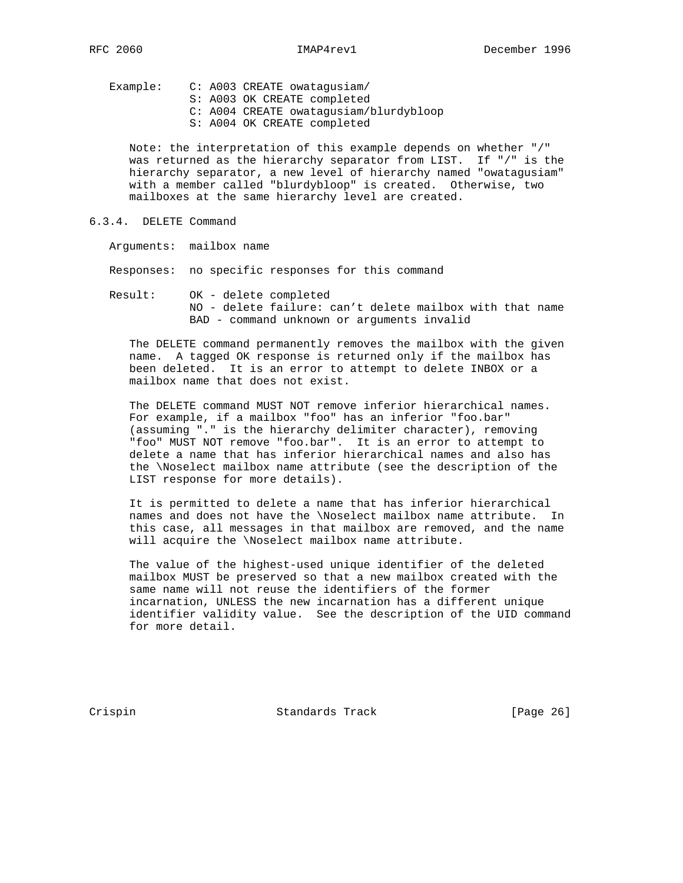Example:

```
C: A003 CREATE owatagusiam/
S: A003 OK CREATE completed
C: A004 CREATE owatagusiam/blurdybloop
S: A004 OK CREATE completed
```

Note: the interpretation of this example depends on whether "/" was returned as the hierarchy separator from LIST. If "/" is the hierarchy separator, a new level of hierarchy named "owatagusiam" with a member called "blurdybloop" is created. Otherwise, two mailboxes at the same hierarchy level are created.

### 6.3.4. DELETE Command

Arguments: mailbox name

Responses: no specific responses for this command

Result:
- OK - delete completed
- NO - delete failure: can't delete mailbox with that name
- BAD - command unknown or arguments invalid

The DELETE command permanently removes the mailbox with the given name. A tagged OK response is returned only if the mailbox has been deleted. It is an error to attempt to delete INBOX or a mailbox name that does not exist.

The DELETE command MUST NOT remove inferior hierarchical names. For example, if a mailbox "foo" has an inferior "foo.bar" (assuming "." is the hierarchy delimiter character), removing "foo" MUST NOT remove "foo.bar". It is an error to attempt to delete a name that has inferior hierarchical names and also has the \Noselect mailbox name attribute (see the description of the LIST response for more details).

It is permitted to delete a name that has inferior hierarchical names and does not have the \Noselect mailbox name attribute. In this case, all messages in that mailbox are removed, and the name will acquire the \Noselect mailbox name attribute.

The value of the highest-used unique identifier of the deleted mailbox MUST be preserved so that a new mailbox created with the same name will not reuse the identifiers of the former incarnation, UNLESS the new incarnation has a different unique identifier validity value. See the description of the UID command for more detail.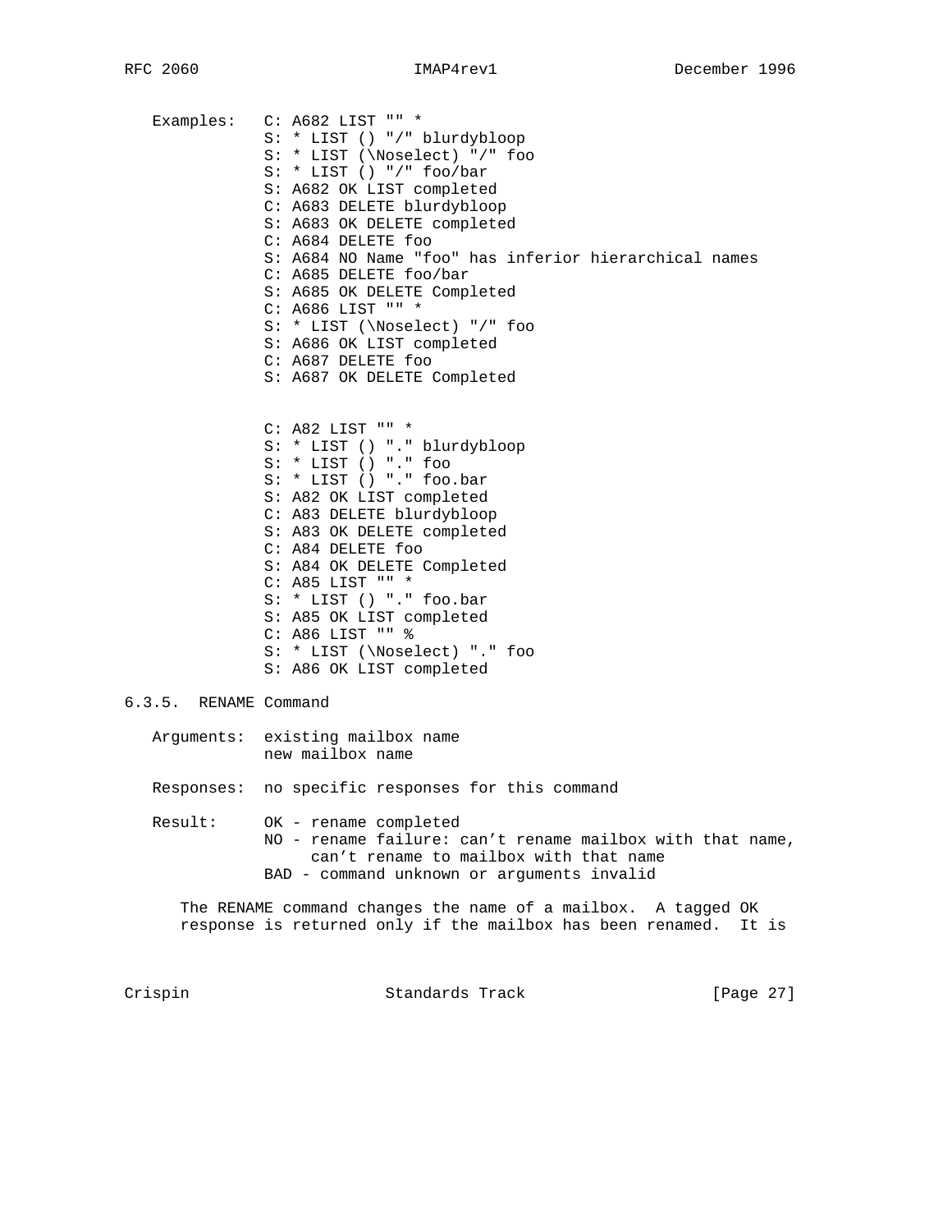Examples:

```
C: A682 LIST "" *
S: * LIST () "/" blurdybloop
S: * LIST (\Noselect) "/" foo
S: * LIST () "/" foo/bar
S: A682 OK LIST completed
C: A683 DELETE blurdybloop
S: A683 OK DELETE completed
C: A684 DELETE foo
S: A684 NO Name "foo" has inferior hierarchical names
C: A685 DELETE foo/bar
S: A685 OK DELETE Completed
C: A686 LIST "" *
S: * LIST (\Noselect) "/" foo
S: A686 OK LIST completed
C: A687 DELETE foo
S: A687 OK DELETE Completed


C: A82 LIST "" *
S: * LIST () "." blurdybloop
S: * LIST () "." foo
S: * LIST () "." foo.bar
S: A82 OK LIST completed
C: A83 DELETE blurdybloop
S: A83 OK DELETE completed
C: A84 DELETE foo
S: A84 OK DELETE Completed
C: A85 LIST "" *
S: * LIST () "." foo.bar
S: A85 OK LIST completed
C: A86 LIST "" %
S: * LIST (\Noselect) "." foo
S: A86 OK LIST completed
```

### 6.3.5. RENAME Command

Arguments: existing mailbox name
new mailbox name

Responses: no specific responses for this command

Result:
- OK - rename completed
- NO - rename failure: can't rename mailbox with that name, can't rename to mailbox with that name
- BAD - command unknown or arguments invalid

The RENAME command changes the name of a mailbox. A tagged OK response is returned only if the mailbox has been renamed. It is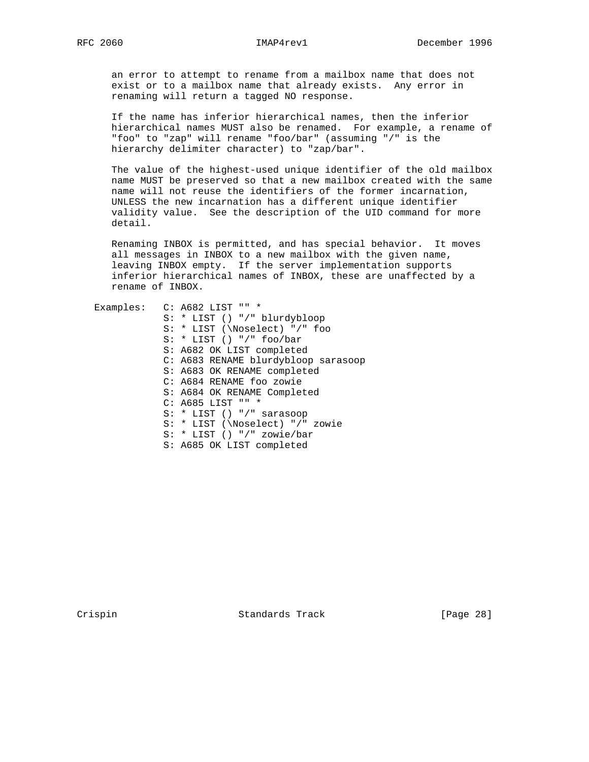an error to attempt to rename from a mailbox name that does not exist or to a mailbox name that already exists. Any error in renaming will return a tagged NO response.

If the name has inferior hierarchical names, then the inferior hierarchical names MUST also be renamed. For example, a rename of "foo" to "zap" will rename "foo/bar" (assuming "/" is the hierarchy delimiter character) to "zap/bar".

The value of the highest-used unique identifier of the old mailbox name MUST be preserved so that a new mailbox created with the same name will not reuse the identifiers of the former incarnation, UNLESS the new incarnation has a different unique identifier validity value. See the description of the UID command for more detail.

Renaming INBOX is permitted, and has special behavior. It moves all messages in INBOX to a new mailbox with the given name, leaving INBOX empty. If the server implementation supports inferior hierarchical names of INBOX, these are unaffected by a rename of INBOX.

Examples:

```
C: A682 LIST "" *
S: * LIST () "/" blurdybloop
S: * LIST (\Noselect) "/" foo
S: * LIST () "/" foo/bar
S: A682 OK LIST completed
C: A683 RENAME blurdybloop sarasoop
S: A683 OK RENAME completed
C: A684 RENAME foo zowie
S: A684 OK RENAME Completed
C: A685 LIST "" *
S: * LIST () "/" sarasoop
S: * LIST (\Noselect) "/" zowie
S: * LIST () "/" zowie/bar
S: A685 OK LIST completed
```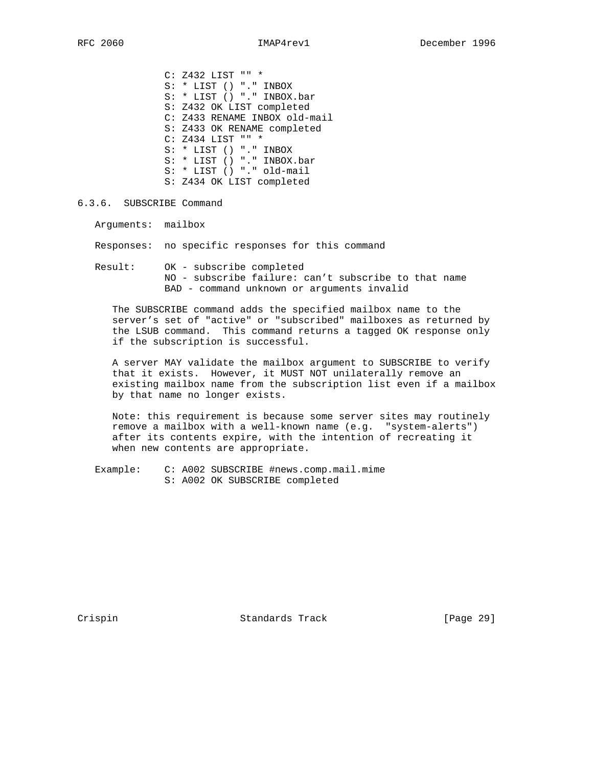```
C: Z432 LIST "" *
S: * LIST () "." INBOX
S: * LIST () "." INBOX.bar
S: Z432 OK LIST completed
C: Z433 RENAME INBOX old-mail
S: Z433 OK RENAME completed
C: Z434 LIST "" *
S: * LIST () "." INBOX
S: * LIST () "." INBOX.bar
S: * LIST () "." old-mail
S: Z434 OK LIST completed
```

### 6.3.6. SUBSCRIBE Command

Arguments: mailbox

Responses: no specific responses for this command

Result: OK - subscribe completed
NO - subscribe failure: can't subscribe to that name
BAD - command unknown or arguments invalid

The SUBSCRIBE command adds the specified mailbox name to the server's set of "active" or "subscribed" mailboxes as returned by the LSUB command. This command returns a tagged OK response only if the subscription is successful.

A server MAY validate the mailbox argument to SUBSCRIBE to verify that it exists. However, it MUST NOT unilaterally remove an existing mailbox name from the subscription list even if a mailbox by that name no longer exists.

Note: this requirement is because some server sites may routinely remove a mailbox with a well-known name (e.g. "system-alerts") after its contents expire, with the intention of recreating it when new contents are appropriate.

Example:

```
C: A002 SUBSCRIBE #news.comp.mail.mime
S: A002 OK SUBSCRIBE completed
```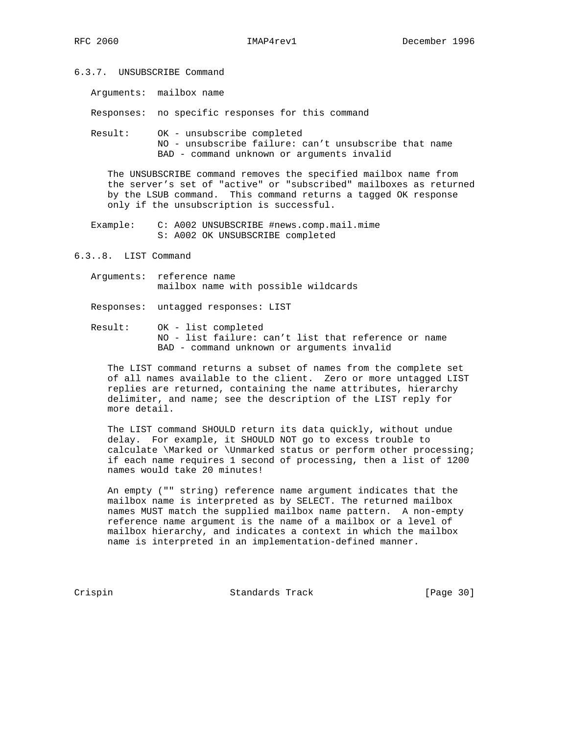### 6.3.7. UNSUBSCRIBE Command

Arguments: mailbox name

Responses: no specific responses for this command

Result: OK - unsubscribe completed
NO - unsubscribe failure: can't unsubscribe that name
BAD - command unknown or arguments invalid

The UNSUBSCRIBE command removes the specified mailbox name from the server's set of "active" or "subscribed" mailboxes as returned by the LSUB command. This command returns a tagged OK response only if the unsubscription is successful.

Example:

```
C: A002 UNSUBSCRIBE #news.comp.mail.mime
S: A002 OK UNSUBSCRIBE completed
```

### 6.3..8. LIST Command

Arguments: reference name
mailbox name with possible wildcards

Responses: untagged responses: LIST

Result: OK - list completed
NO - list failure: can't list that reference or name
BAD - command unknown or arguments invalid

The LIST command returns a subset of names from the complete set of all names available to the client. Zero or more untagged LIST replies are returned, containing the name attributes, hierarchy delimiter, and name; see the description of the LIST reply for more detail.

The LIST command SHOULD return its data quickly, without undue delay. For example, it SHOULD NOT go to excess trouble to calculate \Marked or \Unmarked status or perform other processing; if each name requires 1 second of processing, then a list of 1200 names would take 20 minutes!

An empty ("" string) reference name argument indicates that the mailbox name is interpreted as by SELECT. The returned mailbox names MUST match the supplied mailbox name pattern. A non-empty reference name argument is the name of a mailbox or a level of mailbox hierarchy, and indicates a context in which the mailbox name is interpreted in an implementation-defined manner.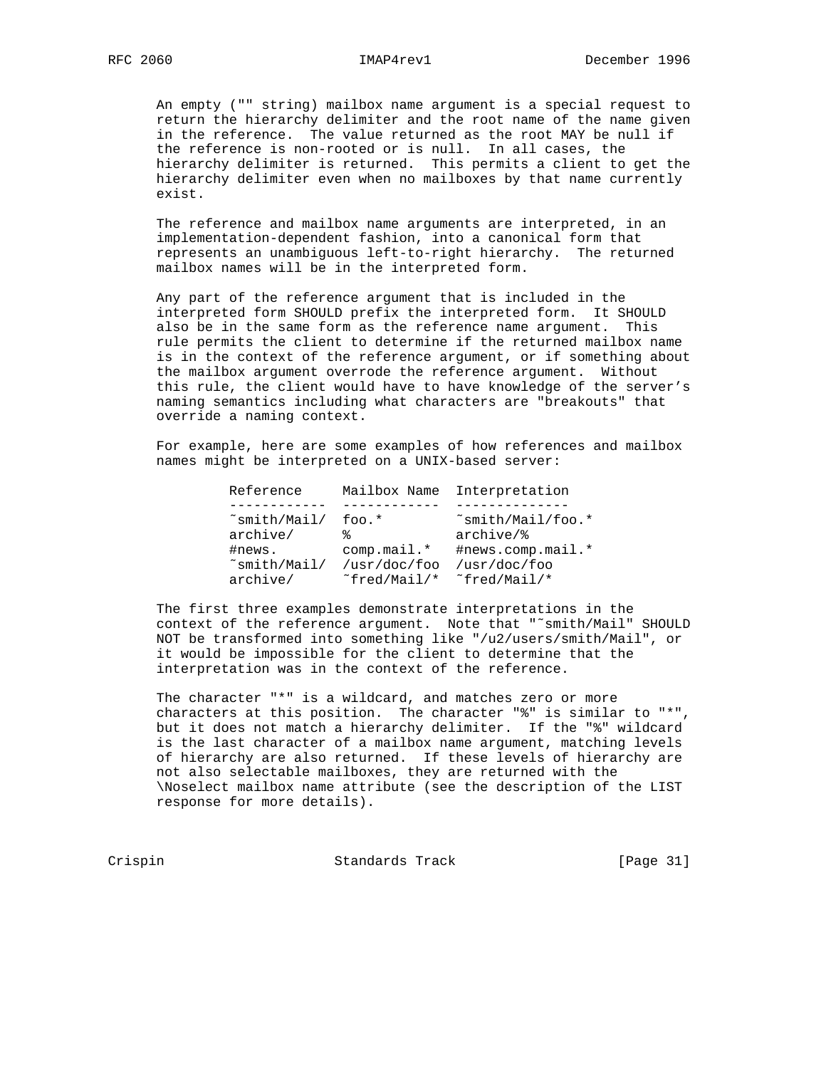An empty ("" string) mailbox name argument is a special request to return the hierarchy delimiter and the root name of the name given in the reference. The value returned as the root MAY be null if the reference is non-rooted or is null. In all cases, the hierarchy delimiter is returned. This permits a client to get the hierarchy delimiter even when no mailboxes by that name currently exist.

The reference and mailbox name arguments are interpreted, in an implementation-dependent fashion, into a canonical form that represents an unambiguous left-to-right hierarchy. The returned mailbox names will be in the interpreted form.

Any part of the reference argument that is included in the interpreted form SHOULD prefix the interpreted form. It SHOULD also be in the same form as the reference name argument. This rule permits the client to determine if the returned mailbox name is in the context of the reference argument, or if something about the mailbox argument overrode the reference argument. Without this rule, the client would have to have knowledge of the server's naming semantics including what characters are "breakouts" that override a naming context.

For example, here are some examples of how references and mailbox names might be interpreted on a UNIX-based server:

| Reference | Mailbox Name | Interpretation |
|---|---|---|
| ~smith/Mail/ | foo.* | ~smith/Mail/foo.* |
| archive/ | % | archive/% |
| #news. | comp.mail.* | #news.comp.mail.* |
| ~smith/Mail/ | /usr/doc/foo | /usr/doc/foo |
| archive/ | ~fred/Mail/* | ~fred/Mail/* |

The first three examples demonstrate interpretations in the context of the reference argument. Note that "~smith/Mail" SHOULD NOT be transformed into something like "/u2/users/smith/Mail", or it would be impossible for the client to determine that the interpretation was in the context of the reference.

The character "*" is a wildcard, and matches zero or more characters at this position. The character "%" is similar to "*", but it does not match a hierarchy delimiter. If the "%" wildcard is the last character of a mailbox name argument, matching levels of hierarchy are also returned. If these levels of hierarchy are not also selectable mailboxes, they are returned with the \Noselect mailbox name attribute (see the description of the LIST response for more details).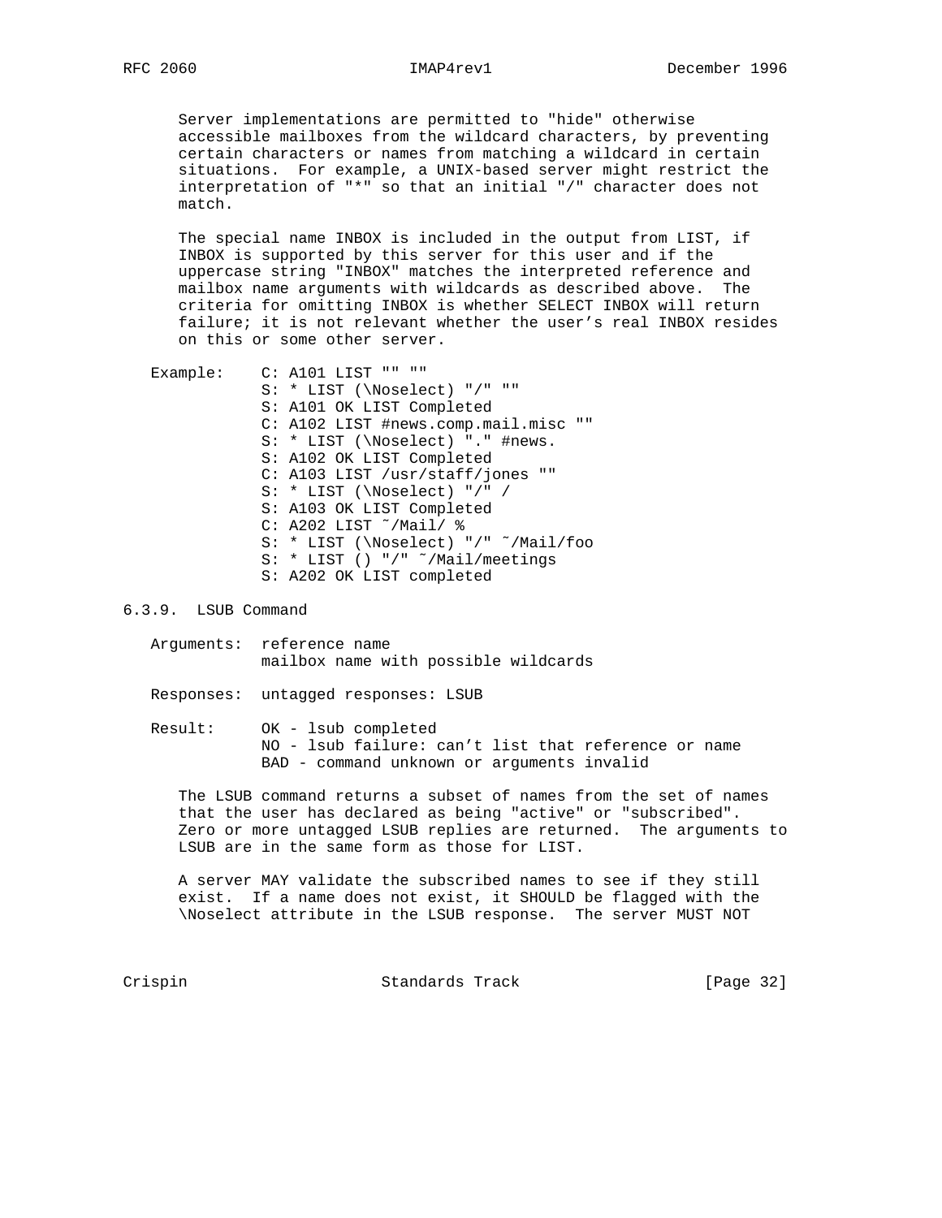Server implementations are permitted to "hide" otherwise accessible mailboxes from the wildcard characters, by preventing certain characters or names from matching a wildcard in certain situations. For example, a UNIX-based server might restrict the interpretation of "*" so that an initial "/" character does not match.

The special name INBOX is included in the output from LIST, if INBOX is supported by this server for this user and if the uppercase string "INBOX" matches the interpreted reference and mailbox name arguments with wildcards as described above. The criteria for omitting INBOX is whether SELECT INBOX will return failure; it is not relevant whether the user's real INBOX resides on this or some other server.

```
Example:    C: A101 LIST "" ""
            S: * LIST (\Noselect) "/" ""
            S: A101 OK LIST Completed
            C: A102 LIST #news.comp.mail.misc ""
            S: * LIST (\Noselect) "." #news.
            S: A102 OK LIST Completed
            C: A103 LIST /usr/staff/jones ""
            S: * LIST (\Noselect) "/" /
            S: A103 OK LIST Completed
            C: A202 LIST ~/Mail/ %
            S: * LIST (\Noselect) "/" ~/Mail/foo
            S: * LIST () "/" ~/Mail/meetings
            S: A202 OK LIST completed
```

### 6.3.9. LSUB Command

```
Arguments:  reference name
            mailbox name with possible wildcards

Responses:  untagged responses: LSUB

Result:     OK - lsub completed
            NO - lsub failure: can't list that reference or name
            BAD - command unknown or arguments invalid
```

The LSUB command returns a subset of names from the set of names that the user has declared as being "active" or "subscribed". Zero or more untagged LSUB replies are returned. The arguments to LSUB are in the same form as those for LIST.

A server MAY validate the subscribed names to see if they still exist. If a name does not exist, it SHOULD be flagged with the \Noselect attribute in the LSUB response. The server MUST NOT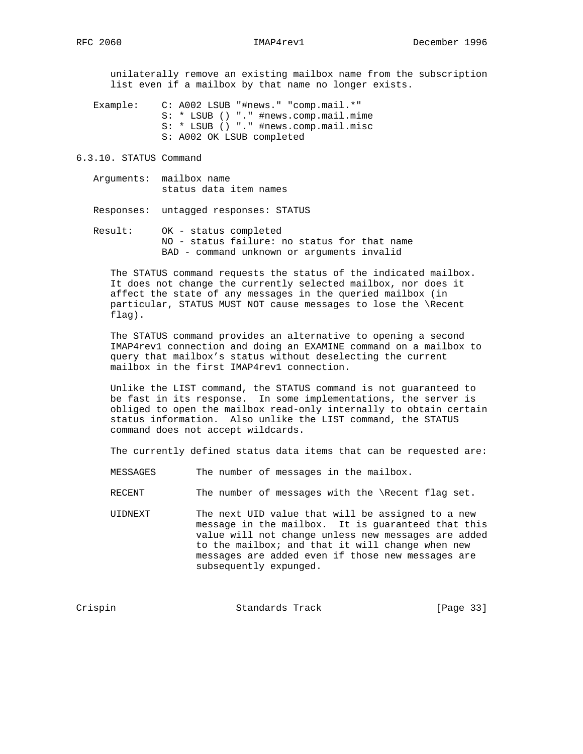unilaterally remove an existing mailbox name from the subscription list even if a mailbox by that name no longer exists.

```
   Example:    C: A002 LSUB "#news." "comp.mail.*"
               S: * LSUB () "." #news.comp.mail.mime
               S: * LSUB () "." #news.comp.mail.misc
               S: A002 OK LSUB completed
```

### 6.3.10. STATUS Command

```
   Arguments:  mailbox name
               status data item names

   Responses:  untagged responses: STATUS

   Result:     OK - status completed
               NO - status failure: no status for that name
               BAD - command unknown or arguments invalid
```

The STATUS command requests the status of the indicated mailbox. It does not change the currently selected mailbox, nor does it affect the state of any messages in the queried mailbox (in particular, STATUS MUST NOT cause messages to lose the \Recent flag).

The STATUS command provides an alternative to opening a second IMAP4rev1 connection and doing an EXAMINE command on a mailbox to query that mailbox's status without deselecting the current mailbox in the first IMAP4rev1 connection.

Unlike the LIST command, the STATUS command is not guaranteed to be fast in its response. In some implementations, the server is obliged to open the mailbox read-only internally to obtain certain status information. Also unlike the LIST command, the STATUS command does not accept wildcards.

The currently defined status data items that can be requested are:

MESSAGES
: The number of messages in the mailbox.

RECENT
: The number of messages with the \Recent flag set.

UIDNEXT
: The next UID value that will be assigned to a new message in the mailbox. It is guaranteed that this value will not change unless new messages are added to the mailbox; and that it will change when new messages are added even if those new messages are subsequently expunged.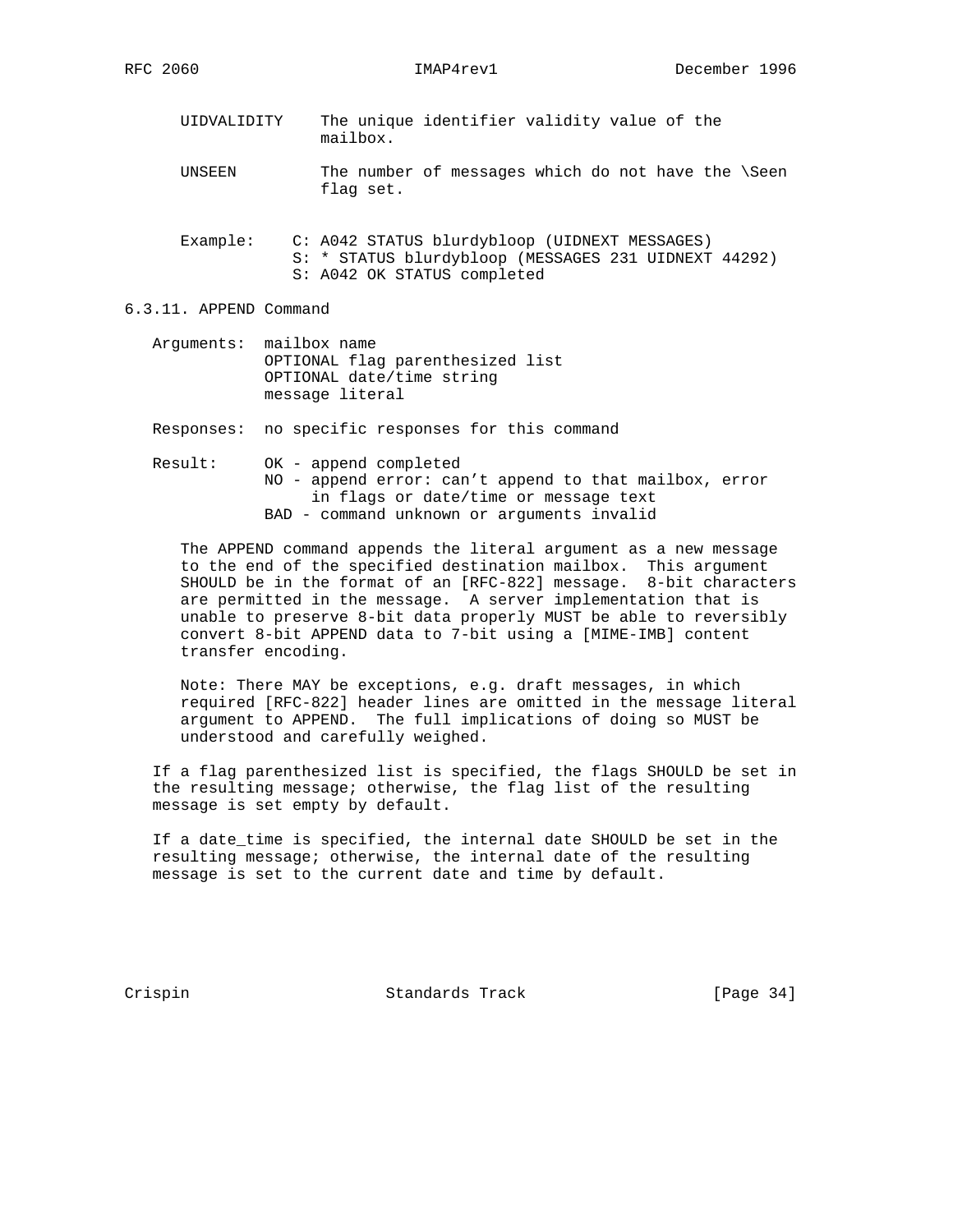UIDVALIDITY
: The unique identifier validity value of the mailbox.

UNSEEN
: The number of messages which do not have the \Seen flag set.

Example:
```
C: A042 STATUS blurdybloop (UIDNEXT MESSAGES)
S: * STATUS blurdybloop (MESSAGES 231 UIDNEXT 44292)
S: A042 OK STATUS completed
```

### 6.3.11. APPEND Command

Arguments: mailbox name
OPTIONAL flag parenthesized list
OPTIONAL date/time string
message literal

Responses: no specific responses for this command

Result: OK - append completed
NO - append error: can't append to that mailbox, error in flags or date/time or message text
BAD - command unknown or arguments invalid

The APPEND command appends the literal argument as a new message to the end of the specified destination mailbox. This argument SHOULD be in the format of an [RFC-822] message. 8-bit characters are permitted in the message. A server implementation that is unable to preserve 8-bit data properly MUST be able to reversibly convert 8-bit APPEND data to 7-bit using a [MIME-IMB] content transfer encoding.

Note: There MAY be exceptions, e.g. draft messages, in which required [RFC-822] header lines are omitted in the message literal argument to APPEND. The full implications of doing so MUST be understood and carefully weighed.

If a flag parenthesized list is specified, the flags SHOULD be set in the resulting message; otherwise, the flag list of the resulting message is set empty by default.

If a date_time is specified, the internal date SHOULD be set in the resulting message; otherwise, the internal date of the resulting message is set to the current date and time by default.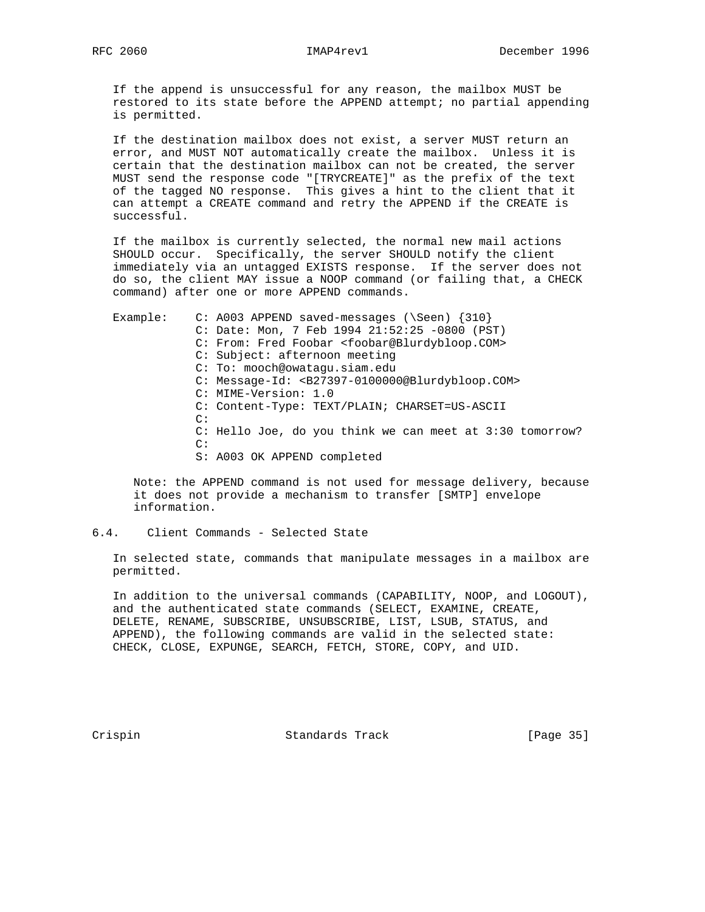If the append is unsuccessful for any reason, the mailbox MUST be restored to its state before the APPEND attempt; no partial appending is permitted.

If the destination mailbox does not exist, a server MUST return an error, and MUST NOT automatically create the mailbox. Unless it is certain that the destination mailbox can not be created, the server MUST send the response code "[TRYCREATE]" as the prefix of the text of the tagged NO response. This gives a hint to the client that it can attempt a CREATE command and retry the APPEND if the CREATE is successful.

If the mailbox is currently selected, the normal new mail actions SHOULD occur. Specifically, the server SHOULD notify the client immediately via an untagged EXISTS response. If the server does not do so, the client MAY issue a NOOP command (or failing that, a CHECK command) after one or more APPEND commands.

```
Example:    C: A003 APPEND saved-messages (\Seen) {310}
            C: Date: Mon, 7 Feb 1994 21:52:25 -0800 (PST)
            C: From: Fred Foobar <foobar@Blurdybloop.COM>
            C: Subject: afternoon meeting
            C: To: mooch@owatagu.siam.edu
            C: Message-Id: <B27397-0100000@Blurdybloop.COM>
            C: MIME-Version: 1.0
            C: Content-Type: TEXT/PLAIN; CHARSET=US-ASCII
            C:
            C: Hello Joe, do you think we can meet at 3:30 tomorrow?
            C:
            S: A003 OK APPEND completed
```

Note: the APPEND command is not used for message delivery, because it does not provide a mechanism to transfer [SMTP] envelope information.

## 6.4. Client Commands - Selected State

In selected state, commands that manipulate messages in a mailbox are permitted.

In addition to the universal commands (CAPABILITY, NOOP, and LOGOUT), and the authenticated state commands (SELECT, EXAMINE, CREATE, DELETE, RENAME, SUBSCRIBE, UNSUBSCRIBE, LIST, LSUB, STATUS, and APPEND), the following commands are valid in the selected state: CHECK, CLOSE, EXPUNGE, SEARCH, FETCH, STORE, COPY, and UID.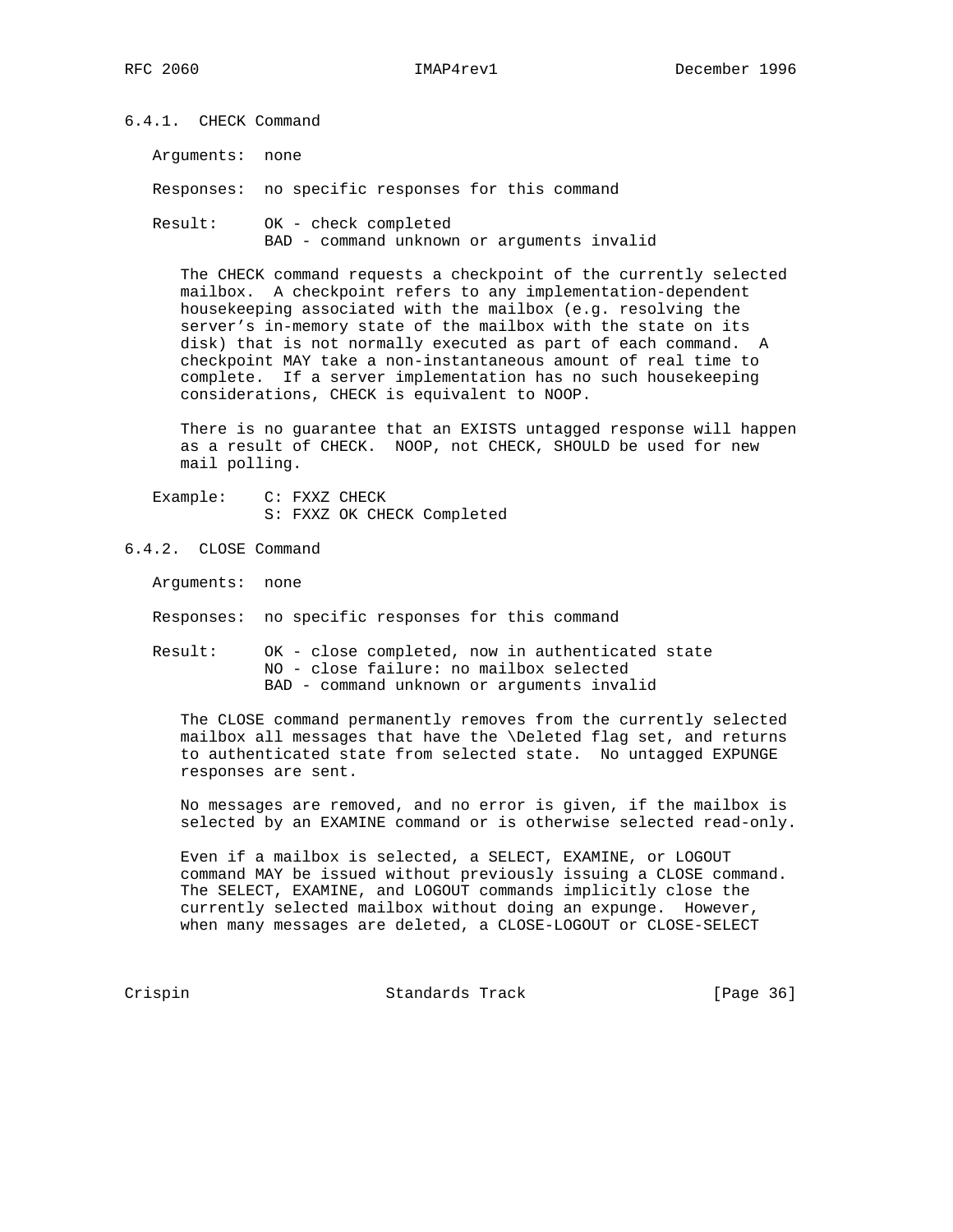### 6.4.1. CHECK Command

Arguments: none

Responses: no specific responses for this command

Result: OK - check completed
BAD - command unknown or arguments invalid

The CHECK command requests a checkpoint of the currently selected mailbox. A checkpoint refers to any implementation-dependent housekeeping associated with the mailbox (e.g. resolving the server's in-memory state of the mailbox with the state on its disk) that is not normally executed as part of each command. A checkpoint MAY take a non-instantaneous amount of real time to complete. If a server implementation has no such housekeeping considerations, CHECK is equivalent to NOOP.

There is no guarantee that an EXISTS untagged response will happen as a result of CHECK. NOOP, not CHECK, SHOULD be used for new mail polling.

Example:

```
C: FXXZ CHECK
S: FXXZ OK CHECK Completed
```

### 6.4.2. CLOSE Command

Arguments: none

Responses: no specific responses for this command

Result: OK - close completed, now in authenticated state
NO - close failure: no mailbox selected
BAD - command unknown or arguments invalid

The CLOSE command permanently removes from the currently selected mailbox all messages that have the \Deleted flag set, and returns to authenticated state from selected state. No untagged EXPUNGE responses are sent.

No messages are removed, and no error is given, if the mailbox is selected by an EXAMINE command or is otherwise selected read-only.

Even if a mailbox is selected, a SELECT, EXAMINE, or LOGOUT command MAY be issued without previously issuing a CLOSE command. The SELECT, EXAMINE, and LOGOUT commands implicitly close the currently selected mailbox without doing an expunge. However, when many messages are deleted, a CLOSE-LOGOUT or CLOSE-SELECT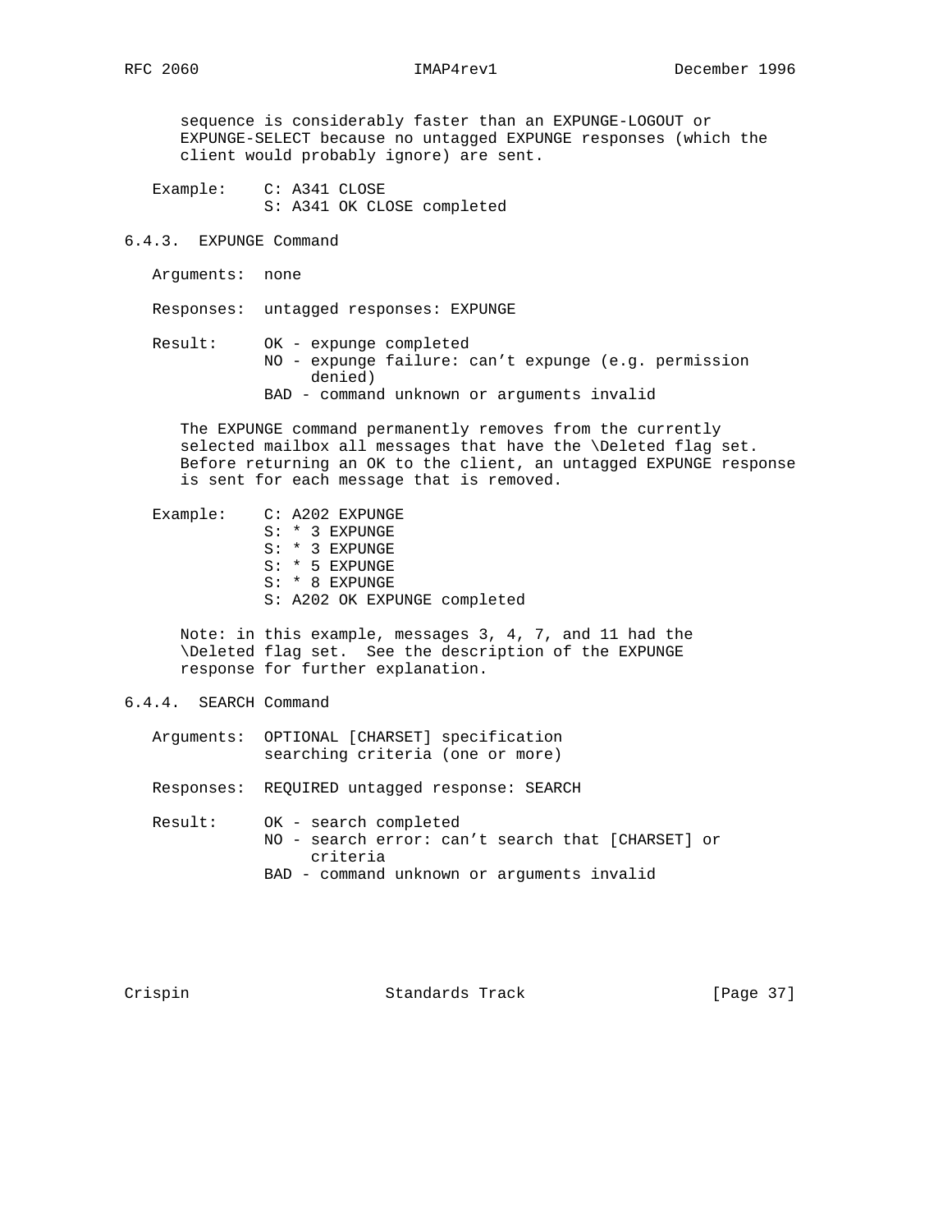sequence is considerably faster than an EXPUNGE-LOGOUT or EXPUNGE-SELECT because no untagged EXPUNGE responses (which the client would probably ignore) are sent.

```
   Example:    C: A341 CLOSE
               S: A341 OK CLOSE completed
```

### 6.4.3. EXPUNGE Command

```
   Arguments:  none

   Responses:  untagged responses: EXPUNGE

   Result:     OK - expunge completed
               NO - expunge failure: can't expunge (e.g. permission
                    denied)
               BAD - command unknown or arguments invalid
```

The EXPUNGE command permanently removes from the currently selected mailbox all messages that have the \Deleted flag set. Before returning an OK to the client, an untagged EXPUNGE response is sent for each message that is removed.

```
   Example:    C: A202 EXPUNGE
               S: * 3 EXPUNGE
               S: * 3 EXPUNGE
               S: * 5 EXPUNGE
               S: * 8 EXPUNGE
               S: A202 OK EXPUNGE completed
```

Note: in this example, messages 3, 4, 7, and 11 had the \Deleted flag set. See the description of the EXPUNGE response for further explanation.

### 6.4.4. SEARCH Command

```
   Arguments:  OPTIONAL [CHARSET] specification
               searching criteria (one or more)

   Responses:  REQUIRED untagged response: SEARCH

   Result:     OK - search completed
               NO - search error: can't search that [CHARSET] or
                    criteria
               BAD - command unknown or arguments invalid
```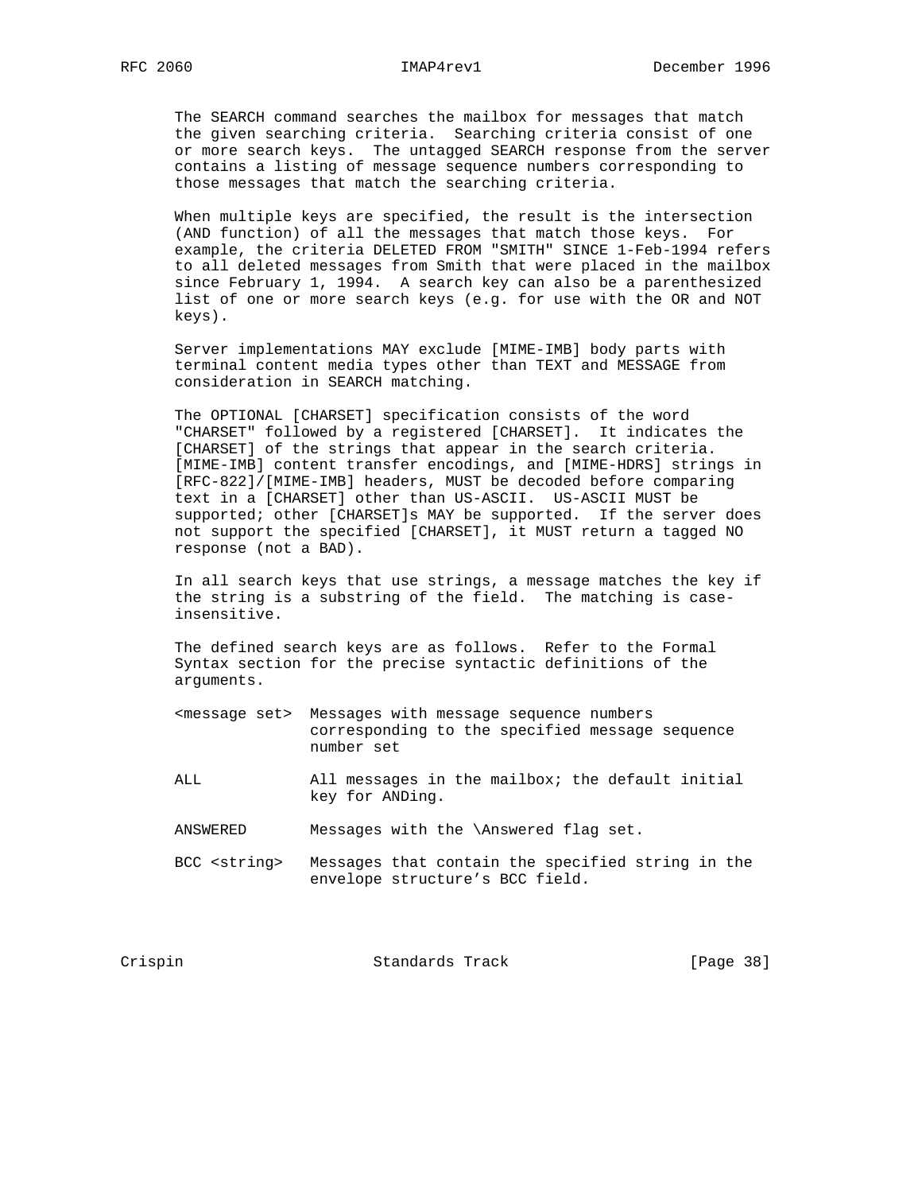The SEARCH command searches the mailbox for messages that match the given searching criteria. Searching criteria consist of one or more search keys. The untagged SEARCH response from the server contains a listing of message sequence numbers corresponding to those messages that match the searching criteria.

When multiple keys are specified, the result is the intersection (AND function) of all the messages that match those keys. For example, the criteria DELETED FROM "SMITH" SINCE 1-Feb-1994 refers to all deleted messages from Smith that were placed in the mailbox since February 1, 1994. A search key can also be a parenthesized list of one or more search keys (e.g. for use with the OR and NOT keys).

Server implementations MAY exclude [MIME-IMB] body parts with terminal content media types other than TEXT and MESSAGE from consideration in SEARCH matching.

The OPTIONAL [CHARSET] specification consists of the word "CHARSET" followed by a registered [CHARSET]. It indicates the [CHARSET] of the strings that appear in the search criteria. [MIME-IMB] content transfer encodings, and [MIME-HDRS] strings in [RFC-822]/[MIME-IMB] headers, MUST be decoded before comparing text in a [CHARSET] other than US-ASCII. US-ASCII MUST be supported; other [CHARSET]s MAY be supported. If the server does not support the specified [CHARSET], it MUST return a tagged NO response (not a BAD).

In all search keys that use strings, a message matches the key if the string is a substring of the field. The matching is case-insensitive.

The defined search keys are as follows. Refer to the Formal Syntax section for the precise syntactic definitions of the arguments.

```
<message set>  Messages with message sequence numbers
               corresponding to the specified message sequence
               number set

ALL            All messages in the mailbox; the default initial
               key for ANDing.

ANSWERED       Messages with the \Answered flag set.

BCC <string>   Messages that contain the specified string in the
               envelope structure's BCC field.
```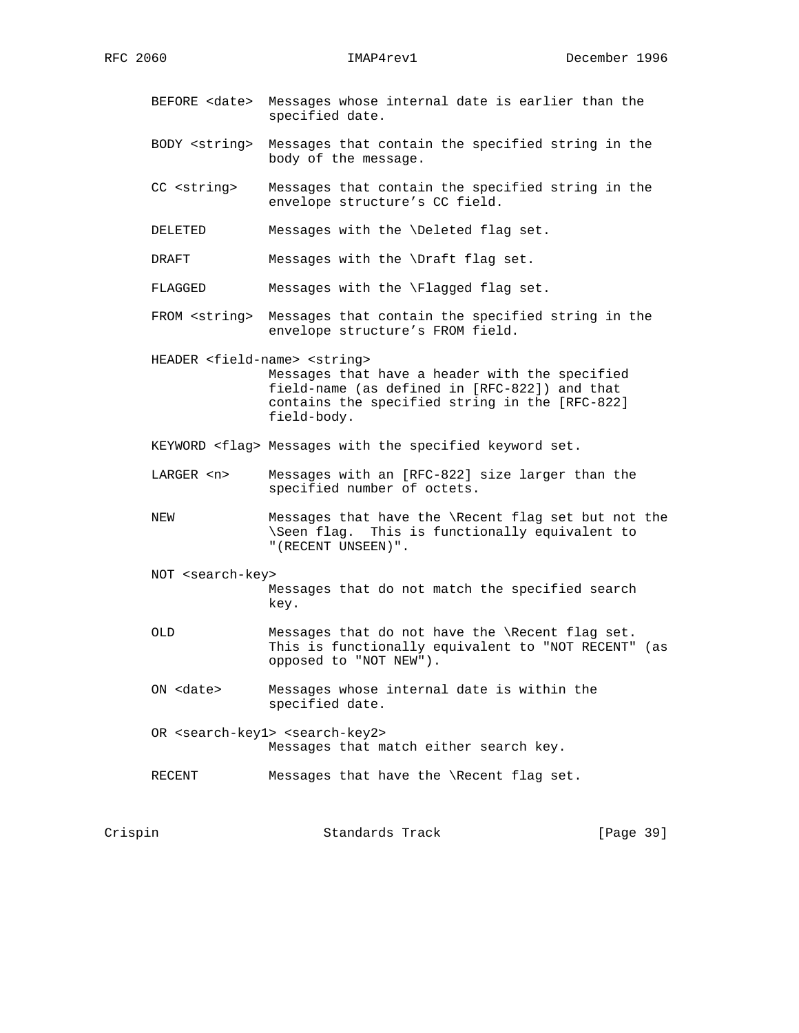```
      BEFORE <date>  Messages whose internal date is earlier than the
                     specified date.

      BODY <string>  Messages that contain the specified string in the
                     body of the message.

      CC <string>    Messages that contain the specified string in the
                     envelope structure's CC field.

      DELETED        Messages with the \Deleted flag set.

      DRAFT          Messages with the \Draft flag set.

      FLAGGED        Messages with the \Flagged flag set.

      FROM <string>  Messages that contain the specified string in the
                     envelope structure's FROM field.

      HEADER <field-name> <string>
                     Messages that have a header with the specified
                     field-name (as defined in [RFC-822]) and that
                     contains the specified string in the [RFC-822]
                     field-body.

      KEYWORD <flag> Messages with the specified keyword set.

      LARGER <n>     Messages with an [RFC-822] size larger than the
                     specified number of octets.

      NEW            Messages that have the \Recent flag set but not the
                     \Seen flag.  This is functionally equivalent to
                     "(RECENT UNSEEN)".

      NOT <search-key>
                     Messages that do not match the specified search
                     key.

      OLD            Messages that do not have the \Recent flag set.
                     This is functionally equivalent to "NOT RECENT" (as
                     opposed to "NOT NEW").

      ON <date>      Messages whose internal date is within the
                     specified date.

      OR <search-key1> <search-key2>
                     Messages that match either search key.

      RECENT         Messages that have the \Recent flag set.
```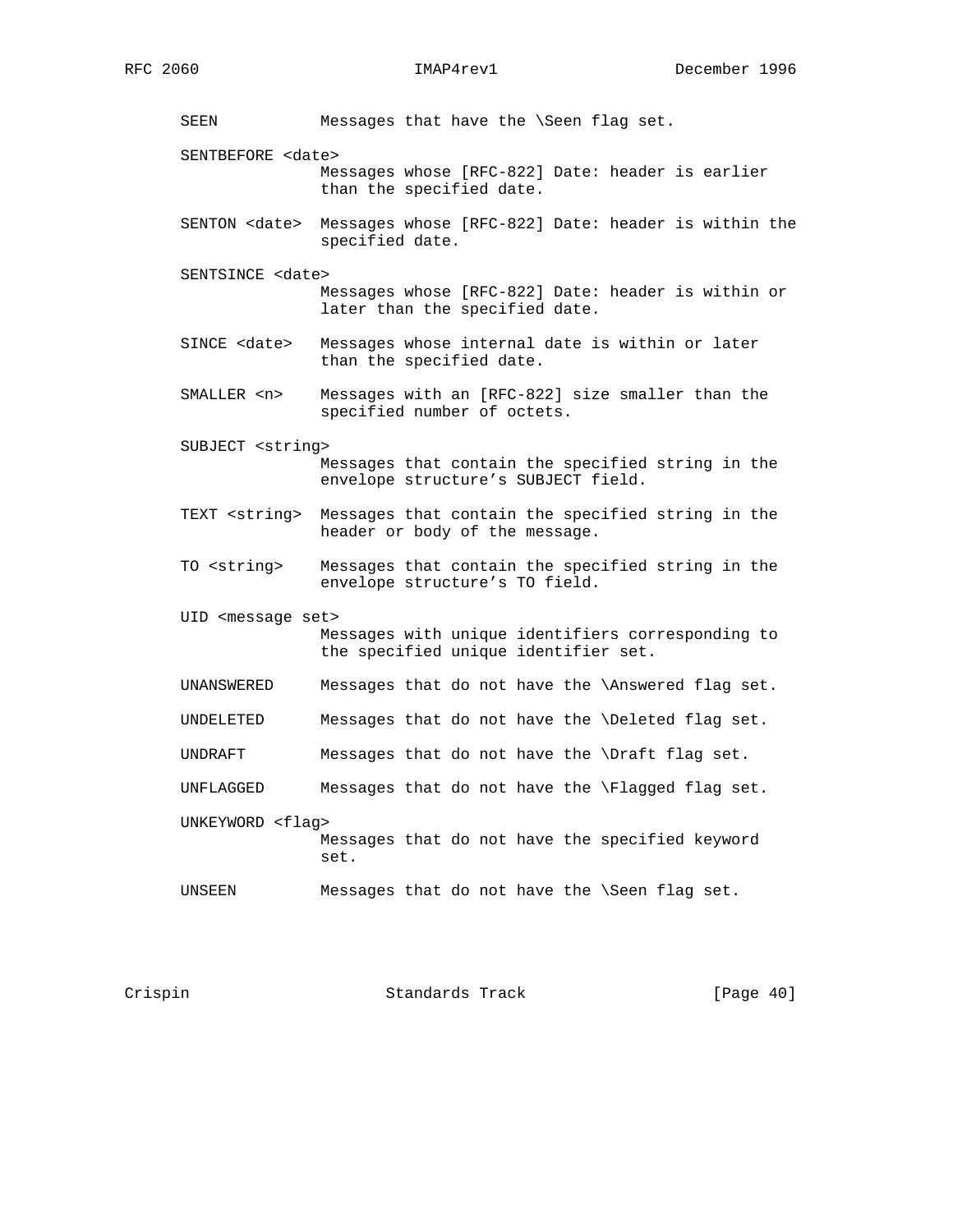SEEN            Messages that have the \Seen flag set.

SENTBEFORE <date>
                Messages whose [RFC-822] Date: header is earlier
                than the specified date.

SENTON <date>   Messages whose [RFC-822] Date: header is within the
                specified date.

SENTSINCE <date>
                Messages whose [RFC-822] Date: header is within or
                later than the specified date.

SINCE <date>    Messages whose internal date is within or later
                than the specified date.

SMALLER <n>     Messages with an [RFC-822] size smaller than the
                specified number of octets.

SUBJECT <string>
                Messages that contain the specified string in the
                envelope structure's SUBJECT field.

TEXT <string>   Messages that contain the specified string in the
                header or body of the message.

TO <string>     Messages that contain the specified string in the
                envelope structure's TO field.

UID <message set>
                Messages with unique identifiers corresponding to
                the specified unique identifier set.

UNANSWERED      Messages that do not have the \Answered flag set.

UNDELETED       Messages that do not have the \Deleted flag set.

UNDRAFT         Messages that do not have the \Draft flag set.

UNFLAGGED       Messages that do not have the \Flagged flag set.

UNKEYWORD <flag>
                Messages that do not have the specified keyword
                set.

UNSEEN          Messages that do not have the \Seen flag set.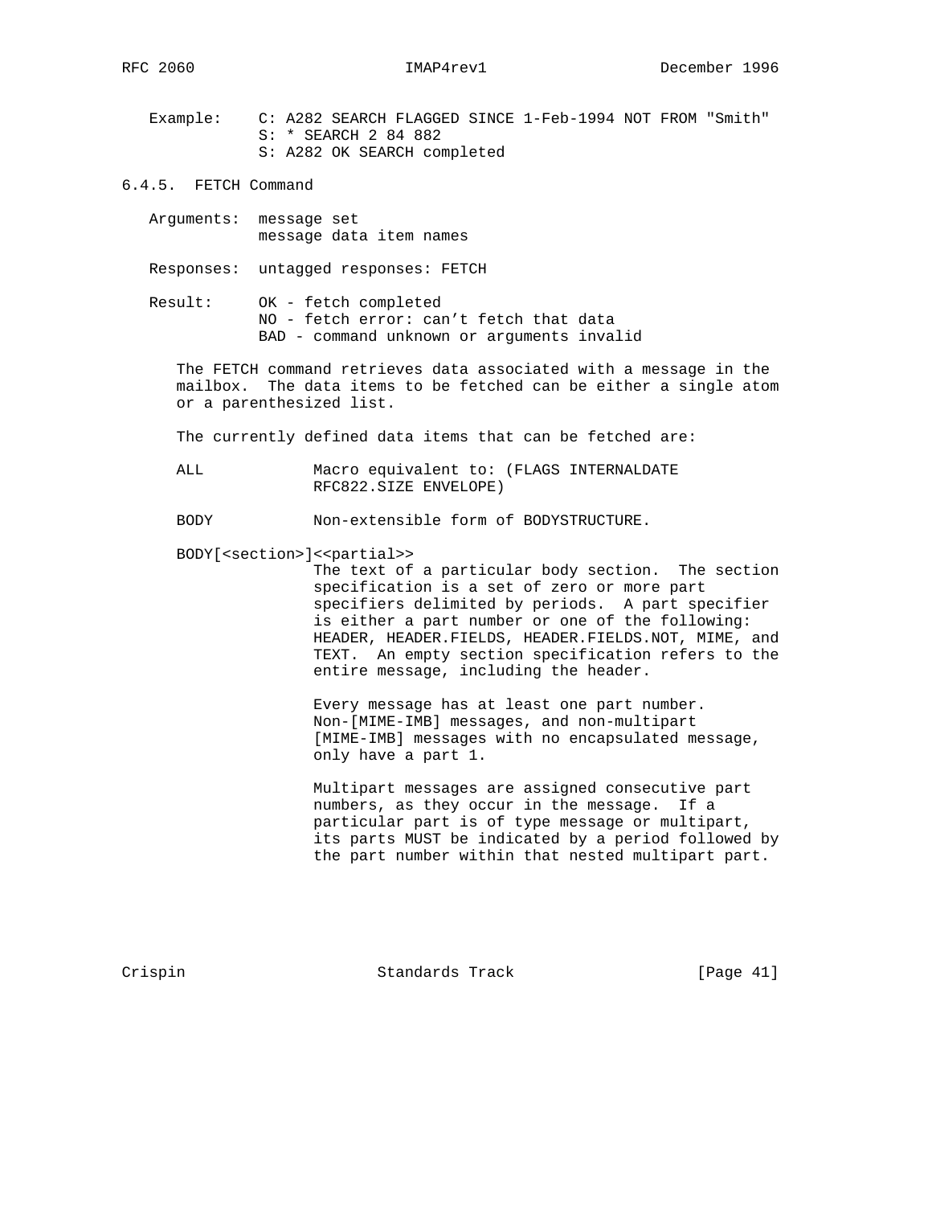Example:     C: A282 SEARCH FLAGGED SINCE 1-Feb-1994 NOT FROM "Smith"
             S: * SEARCH 2 84 882
             S: A282 OK SEARCH completed

### 6.4.5. FETCH Command

Arguments:  message set
            message data item names

Responses:  untagged responses: FETCH

Result:     OK - fetch completed
            NO - fetch error: can't fetch that data
            BAD - command unknown or arguments invalid

The FETCH command retrieves data associated with a message in the mailbox. The data items to be fetched can be either a single atom or a parenthesized list.

The currently defined data items that can be fetched are:

ALL            Macro equivalent to: (FLAGS INTERNALDATE RFC822.SIZE ENVELOPE)

BODY           Non-extensible form of BODYSTRUCTURE.

BODY[<section>]<<partial>>
               The text of a particular body section. The section specification is a set of zero or more part specifiers delimited by periods. A part specifier is either a part number or one of the following: HEADER, HEADER.FIELDS, HEADER.FIELDS.NOT, MIME, and TEXT. An empty section specification refers to the entire message, including the header.

               Every message has at least one part number. Non-[MIME-IMB] messages, and non-multipart [MIME-IMB] messages with no encapsulated message, only have a part 1.

               Multipart messages are assigned consecutive part numbers, as they occur in the message. If a particular part is of type message or multipart, its parts MUST be indicated by a period followed by the part number within that nested multipart part.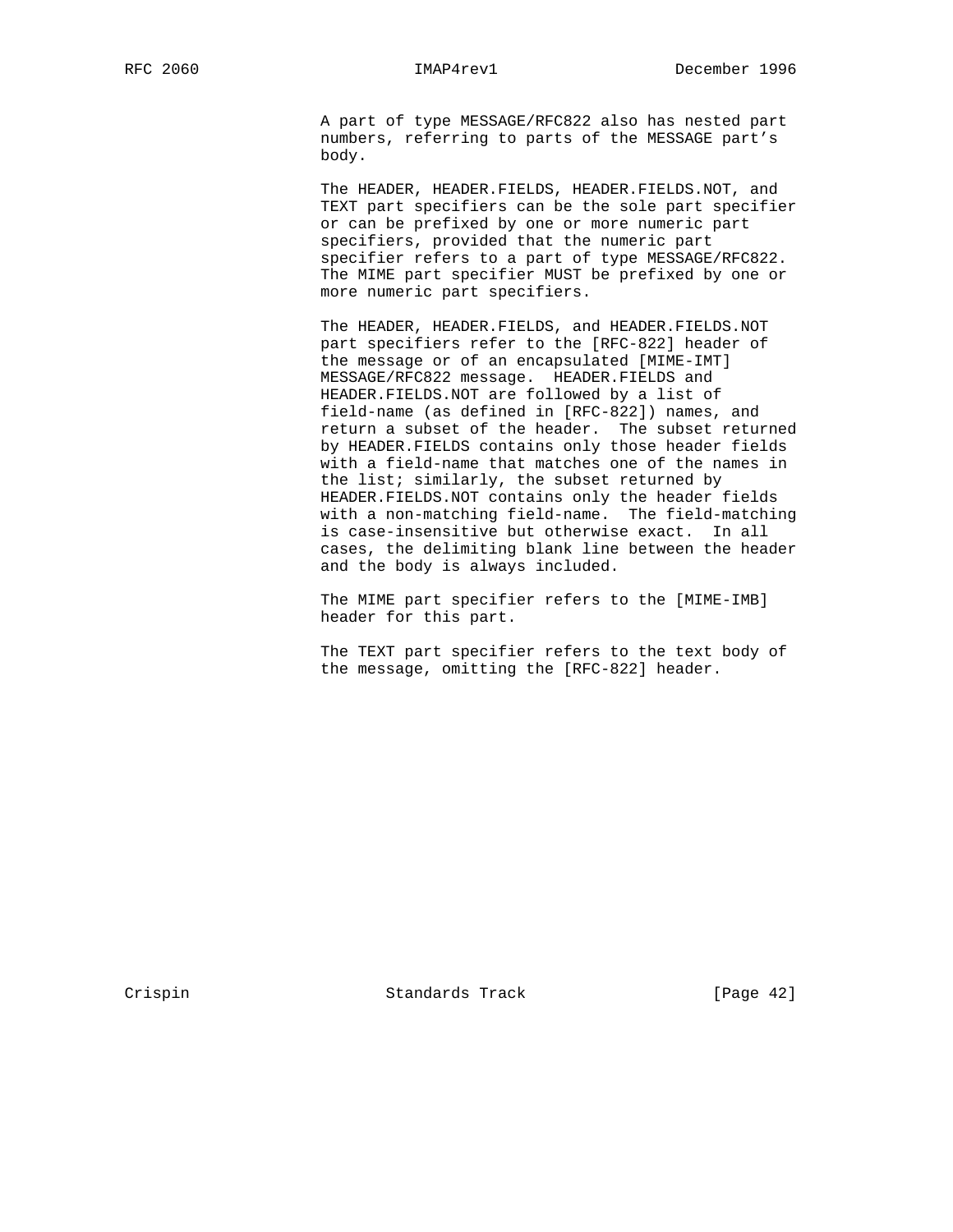A part of type MESSAGE/RFC822 also has nested part numbers, referring to parts of the MESSAGE part's body.

The HEADER, HEADER.FIELDS, HEADER.FIELDS.NOT, and TEXT part specifiers can be the sole part specifier or can be prefixed by one or more numeric part specifiers, provided that the numeric part specifier refers to a part of type MESSAGE/RFC822. The MIME part specifier MUST be prefixed by one or more numeric part specifiers.

The HEADER, HEADER.FIELDS, and HEADER.FIELDS.NOT part specifiers refer to the [RFC-822] header of the message or of an encapsulated [MIME-IMT] MESSAGE/RFC822 message. HEADER.FIELDS and HEADER.FIELDS.NOT are followed by a list of field-name (as defined in [RFC-822]) names, and return a subset of the header. The subset returned by HEADER.FIELDS contains only those header fields with a field-name that matches one of the names in the list; similarly, the subset returned by HEADER.FIELDS.NOT contains only the header fields with a non-matching field-name. The field-matching is case-insensitive but otherwise exact. In all cases, the delimiting blank line between the header and the body is always included.

The MIME part specifier refers to the [MIME-IMB] header for this part.

The TEXT part specifier refers to the text body of the message, omitting the [RFC-822] header.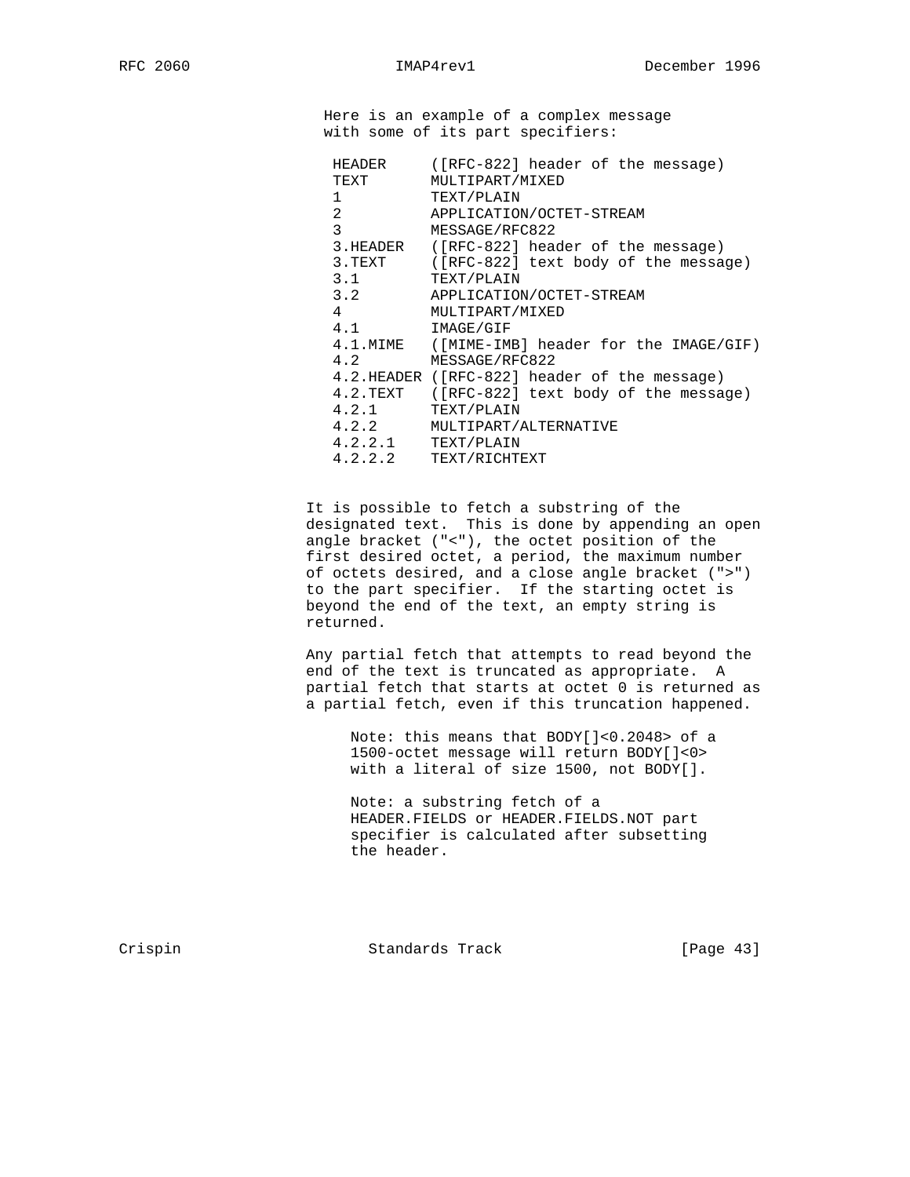Here is an example of a complex message with some of its part specifiers:

```
HEADER     ([RFC-822] header of the message)
TEXT       MULTIPART/MIXED
1          TEXT/PLAIN
2          APPLICATION/OCTET-STREAM
3          MESSAGE/RFC822
3.HEADER   ([RFC-822] header of the message)
3.TEXT     ([RFC-822] text body of the message)
3.1        TEXT/PLAIN
3.2        APPLICATION/OCTET-STREAM
4          MULTIPART/MIXED
4.1        IMAGE/GIF
4.1.MIME   ([MIME-IMB] header for the IMAGE/GIF)
4.2        MESSAGE/RFC822
4.2.HEADER ([RFC-822] header of the message)
4.2.TEXT   ([RFC-822] text body of the message)
4.2.1      TEXT/PLAIN
4.2.2      MULTIPART/ALTERNATIVE
4.2.2.1    TEXT/PLAIN
4.2.2.2    TEXT/RICHTEXT
```

It is possible to fetch a substring of the designated text. This is done by appending an open angle bracket ("<"), the octet position of the first desired octet, a period, the maximum number of octets desired, and a close angle bracket (">") to the part specifier. If the starting octet is beyond the end of the text, an empty string is returned.

Any partial fetch that attempts to read beyond the end of the text is truncated as appropriate. A partial fetch that starts at octet 0 is returned as a partial fetch, even if this truncation happened.

> Note: this means that BODY[]<0.2048> of a 1500-octet message will return BODY[]<0> with a literal of size 1500, not BODY[].

> Note: a substring fetch of a HEADER.FIELDS or HEADER.FIELDS.NOT part specifier is calculated after subsetting the header.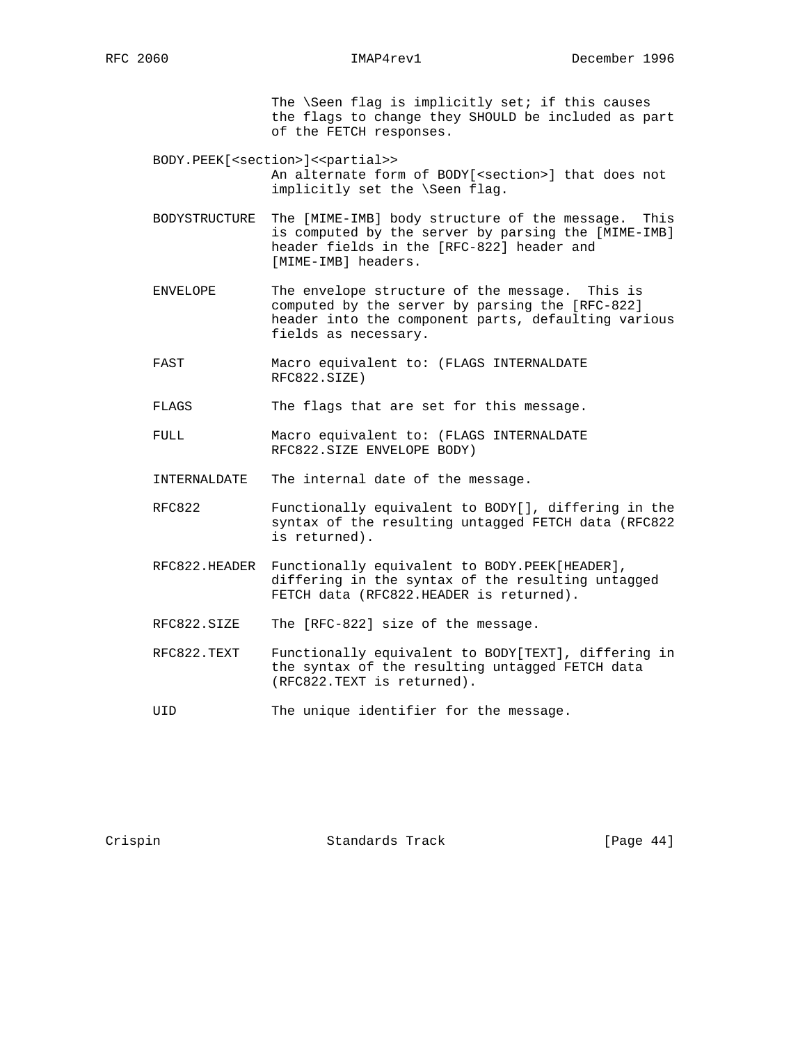The \Seen flag is implicitly set; if this causes the flags to change they SHOULD be included as part of the FETCH responses.

BODY.PEEK[<section>]<<partial>>
: An alternate form of BODY[<section>] that does not implicitly set the \Seen flag.

BODYSTRUCTURE
: The [MIME-IMB] body structure of the message. This is computed by the server by parsing the [MIME-IMB] header fields in the [RFC-822] header and [MIME-IMB] headers.

ENVELOPE
: The envelope structure of the message. This is computed by the server by parsing the [RFC-822] header into the component parts, defaulting various fields as necessary.

FAST
: Macro equivalent to: (FLAGS INTERNALDATE RFC822.SIZE)

FLAGS
: The flags that are set for this message.

FULL
: Macro equivalent to: (FLAGS INTERNALDATE RFC822.SIZE ENVELOPE BODY)

INTERNALDATE
: The internal date of the message.

RFC822
: Functionally equivalent to BODY[], differing in the syntax of the resulting untagged FETCH data (RFC822 is returned).

RFC822.HEADER
: Functionally equivalent to BODY.PEEK[HEADER], differing in the syntax of the resulting untagged FETCH data (RFC822.HEADER is returned).

RFC822.SIZE
: The [RFC-822] size of the message.

RFC822.TEXT
: Functionally equivalent to BODY[TEXT], differing in the syntax of the resulting untagged FETCH data (RFC822.TEXT is returned).

UID
: The unique identifier for the message.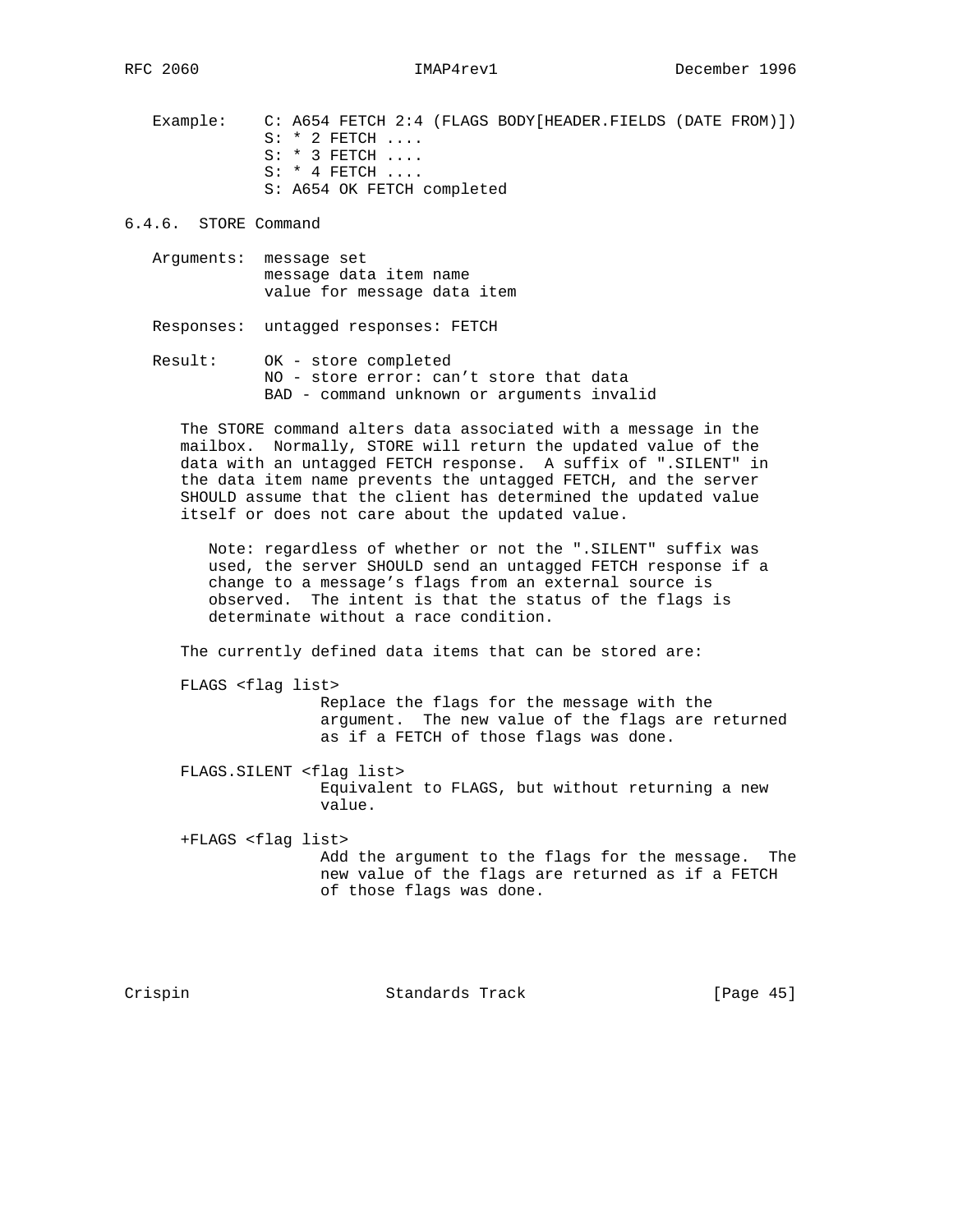Example:

```
C: A654 FETCH 2:4 (FLAGS BODY[HEADER.FIELDS (DATE FROM)])
S: * 2 FETCH ....
S: * 3 FETCH ....
S: * 4 FETCH ....
S: A654 OK FETCH completed
```

### 6.4.6. STORE Command

Arguments: message set
message data item name
value for message data item

Responses: untagged responses: FETCH

Result: OK - store completed
NO - store error: can't store that data
BAD - command unknown or arguments invalid

The STORE command alters data associated with a message in the mailbox. Normally, STORE will return the updated value of the data with an untagged FETCH response. A suffix of ".SILENT" in the data item name prevents the untagged FETCH, and the server SHOULD assume that the client has determined the updated value itself or does not care about the updated value.

> Note: regardless of whether or not the ".SILENT" suffix was used, the server SHOULD send an untagged FETCH response if a change to a message's flags from an external source is observed. The intent is that the status of the flags is determinate without a race condition.

The currently defined data items that can be stored are:

FLAGS <flag list>
Replace the flags for the message with the argument. The new value of the flags are returned as if a FETCH of those flags was done.

FLAGS.SILENT <flag list>
Equivalent to FLAGS, but without returning a new value.

+FLAGS <flag list>
Add the argument to the flags for the message. The new value of the flags are returned as if a FETCH of those flags was done.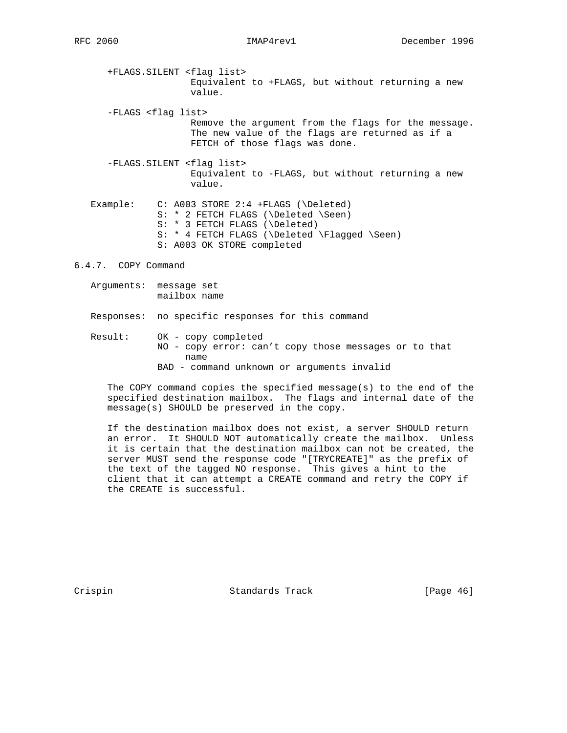+FLAGS.SILENT <flag list>
Equivalent to +FLAGS, but without returning a new value.

-FLAGS <flag list>
Remove the argument from the flags for the message. The new value of the flags are returned as if a FETCH of those flags was done.

-FLAGS.SILENT <flag list>
Equivalent to -FLAGS, but without returning a new value.

Example:
```
C: A003 STORE 2:4 +FLAGS (\Deleted)
S: * 2 FETCH FLAGS (\Deleted \Seen)
S: * 3 FETCH FLAGS (\Deleted)
S: * 4 FETCH FLAGS (\Deleted \Flagged \Seen)
S: A003 OK STORE completed
```

### 6.4.7. COPY Command

Arguments: message set
mailbox name

Responses: no specific responses for this command

Result: OK - copy completed
NO - copy error: can't copy those messages or to that name
BAD - command unknown or arguments invalid

The COPY command copies the specified message(s) to the end of the specified destination mailbox. The flags and internal date of the message(s) SHOULD be preserved in the copy.

If the destination mailbox does not exist, a server SHOULD return an error. It SHOULD NOT automatically create the mailbox. Unless it is certain that the destination mailbox can not be created, the server MUST send the response code "[TRYCREATE]" as the prefix of the text of the tagged NO response. This gives a hint to the client that it can attempt a CREATE command and retry the COPY if the CREATE is successful.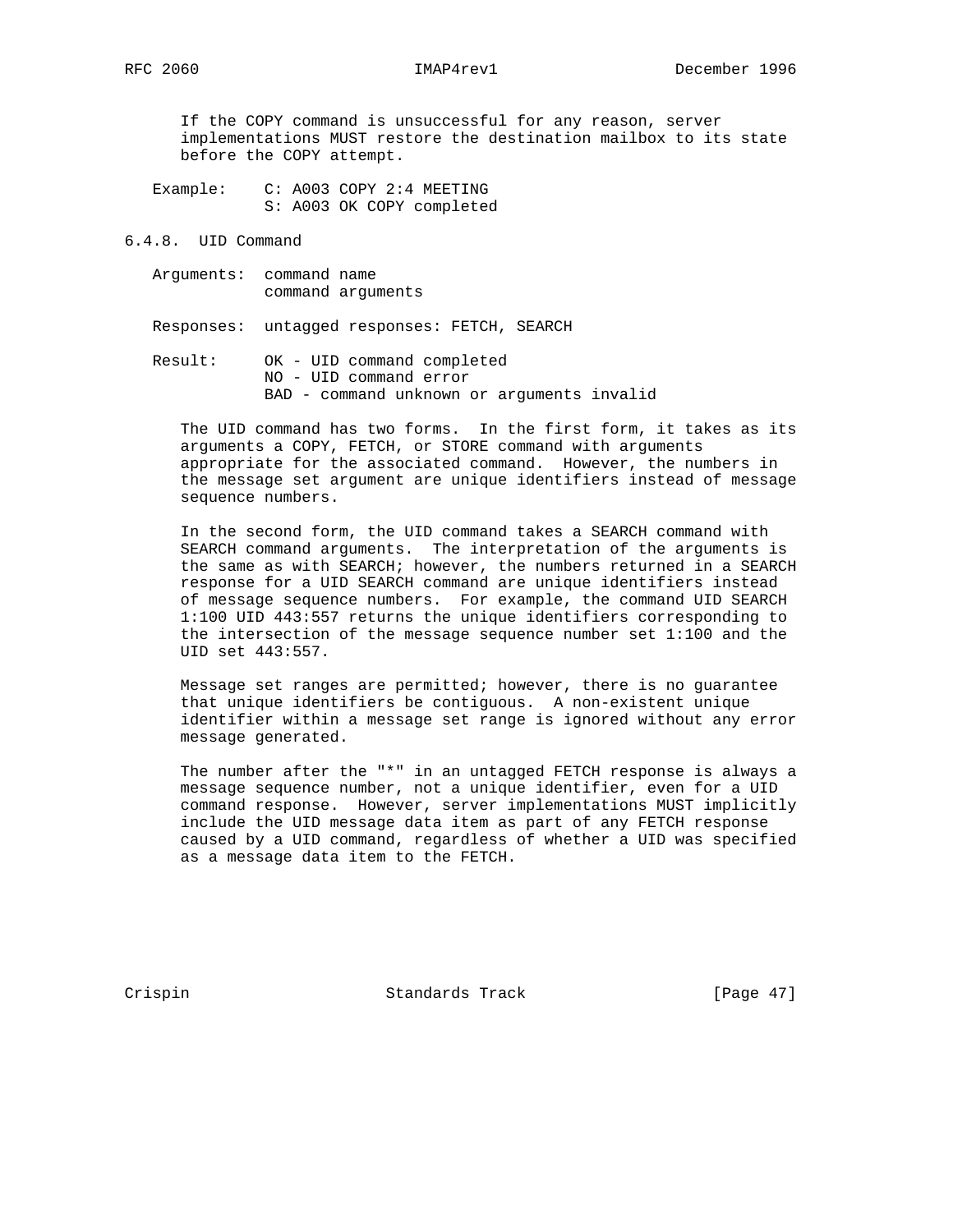If the COPY command is unsuccessful for any reason, server implementations MUST restore the destination mailbox to its state before the COPY attempt.

```
Example:    C: A003 COPY 2:4 MEETING
            S: A003 OK COPY completed
```

### 6.4.8. UID Command

```
Arguments:  command name
            command arguments

Responses:  untagged responses: FETCH, SEARCH

Result:     OK - UID command completed
            NO - UID command error
            BAD - command unknown or arguments invalid
```

The UID command has two forms. In the first form, it takes as its arguments a COPY, FETCH, or STORE command with arguments appropriate for the associated command. However, the numbers in the message set argument are unique identifiers instead of message sequence numbers.

In the second form, the UID command takes a SEARCH command with SEARCH command arguments. The interpretation of the arguments is the same as with SEARCH; however, the numbers returned in a SEARCH response for a UID SEARCH command are unique identifiers instead of message sequence numbers. For example, the command UID SEARCH 1:100 UID 443:557 returns the unique identifiers corresponding to the intersection of the message sequence number set 1:100 and the UID set 443:557.

Message set ranges are permitted; however, there is no guarantee that unique identifiers be contiguous. A non-existent unique identifier within a message set range is ignored without any error message generated.

The number after the "*" in an untagged FETCH response is always a message sequence number, not a unique identifier, even for a UID command response. However, server implementations MUST implicitly include the UID message data item as part of any FETCH response caused by a UID command, regardless of whether a UID was specified as a message data item to the FETCH.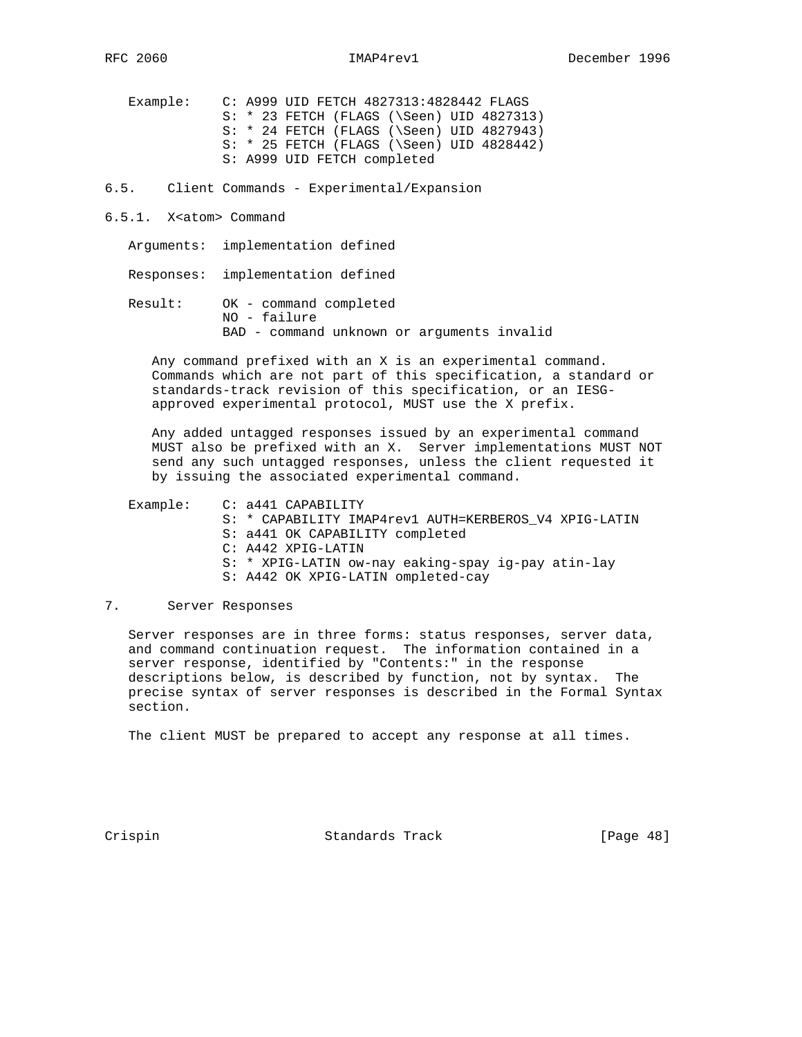```
Example:    C: A999 UID FETCH 4827313:4828442 FLAGS
            S: * 23 FETCH (FLAGS (\Seen) UID 4827313)
            S: * 24 FETCH (FLAGS (\Seen) UID 4827943)
            S: * 25 FETCH (FLAGS (\Seen) UID 4828442)
            S: A999 UID FETCH completed
```

### 6.5. Client Commands - Experimental/Expansion

#### 6.5.1. X<atom> Command

Arguments: implementation defined

Responses: implementation defined

Result: OK - command completed
NO - failure
BAD - command unknown or arguments invalid

Any command prefixed with an X is an experimental command. Commands which are not part of this specification, a standard or standards-track revision of this specification, or an IESG-approved experimental protocol, MUST use the X prefix.

Any added untagged responses issued by an experimental command MUST also be prefixed with an X. Server implementations MUST NOT send any such untagged responses, unless the client requested it by issuing the associated experimental command.

```
Example:    C: a441 CAPABILITY
            S: * CAPABILITY IMAP4rev1 AUTH=KERBEROS_V4 XPIG-LATIN
            S: a441 OK CAPABILITY completed
            C: A442 XPIG-LATIN
            S: * XPIG-LATIN ow-nay eaking-spay ig-pay atin-lay
            S: A442 OK XPIG-LATIN ompleted-cay
```

## 7. Server Responses

Server responses are in three forms: status responses, server data, and command continuation request. The information contained in a server response, identified by "Contents:" in the response descriptions below, is described by function, not by syntax. The precise syntax of server responses is described in the Formal Syntax section.

The client MUST be prepared to accept any response at all times.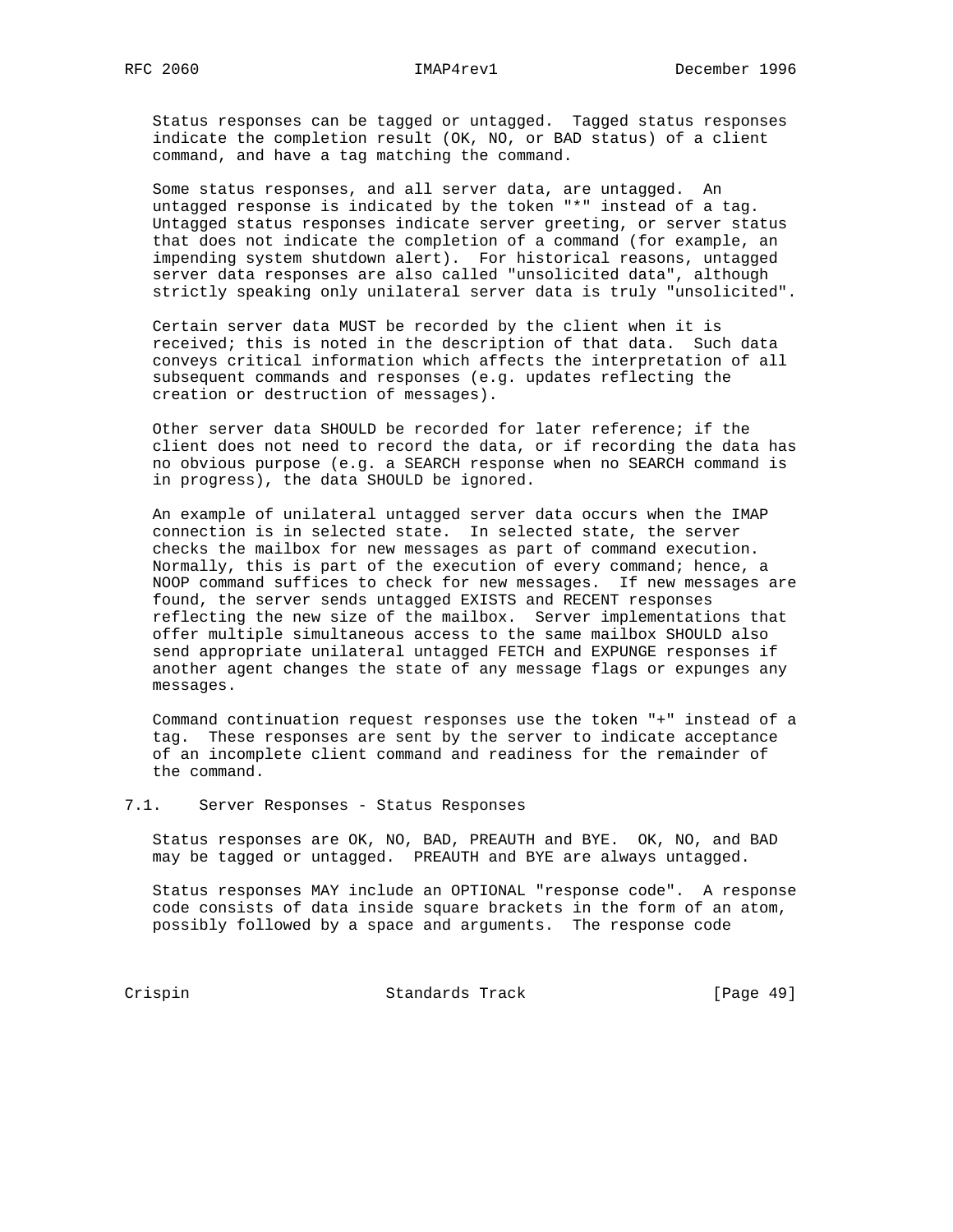Status responses can be tagged or untagged. Tagged status responses indicate the completion result (OK, NO, or BAD status) of a client command, and have a tag matching the command.

Some status responses, and all server data, are untagged. An untagged response is indicated by the token "*" instead of a tag. Untagged status responses indicate server greeting, or server status that does not indicate the completion of a command (for example, an impending system shutdown alert). For historical reasons, untagged server data responses are also called "unsolicited data", although strictly speaking only unilateral server data is truly "unsolicited".

Certain server data MUST be recorded by the client when it is received; this is noted in the description of that data. Such data conveys critical information which affects the interpretation of all subsequent commands and responses (e.g. updates reflecting the creation or destruction of messages).

Other server data SHOULD be recorded for later reference; if the client does not need to record the data, or if recording the data has no obvious purpose (e.g. a SEARCH response when no SEARCH command is in progress), the data SHOULD be ignored.

An example of unilateral untagged server data occurs when the IMAP connection is in selected state. In selected state, the server checks the mailbox for new messages as part of command execution. Normally, this is part of the execution of every command; hence, a NOOP command suffices to check for new messages. If new messages are found, the server sends untagged EXISTS and RECENT responses reflecting the new size of the mailbox. Server implementations that offer multiple simultaneous access to the same mailbox SHOULD also send appropriate unilateral untagged FETCH and EXPUNGE responses if another agent changes the state of any message flags or expunges any messages.

Command continuation request responses use the token "+" instead of a tag. These responses are sent by the server to indicate acceptance of an incomplete client command and readiness for the remainder of the command.

## 7.1. Server Responses - Status Responses

Status responses are OK, NO, BAD, PREAUTH and BYE. OK, NO, and BAD may be tagged or untagged. PREAUTH and BYE are always untagged.

Status responses MAY include an OPTIONAL "response code". A response code consists of data inside square brackets in the form of an atom, possibly followed by a space and arguments. The response code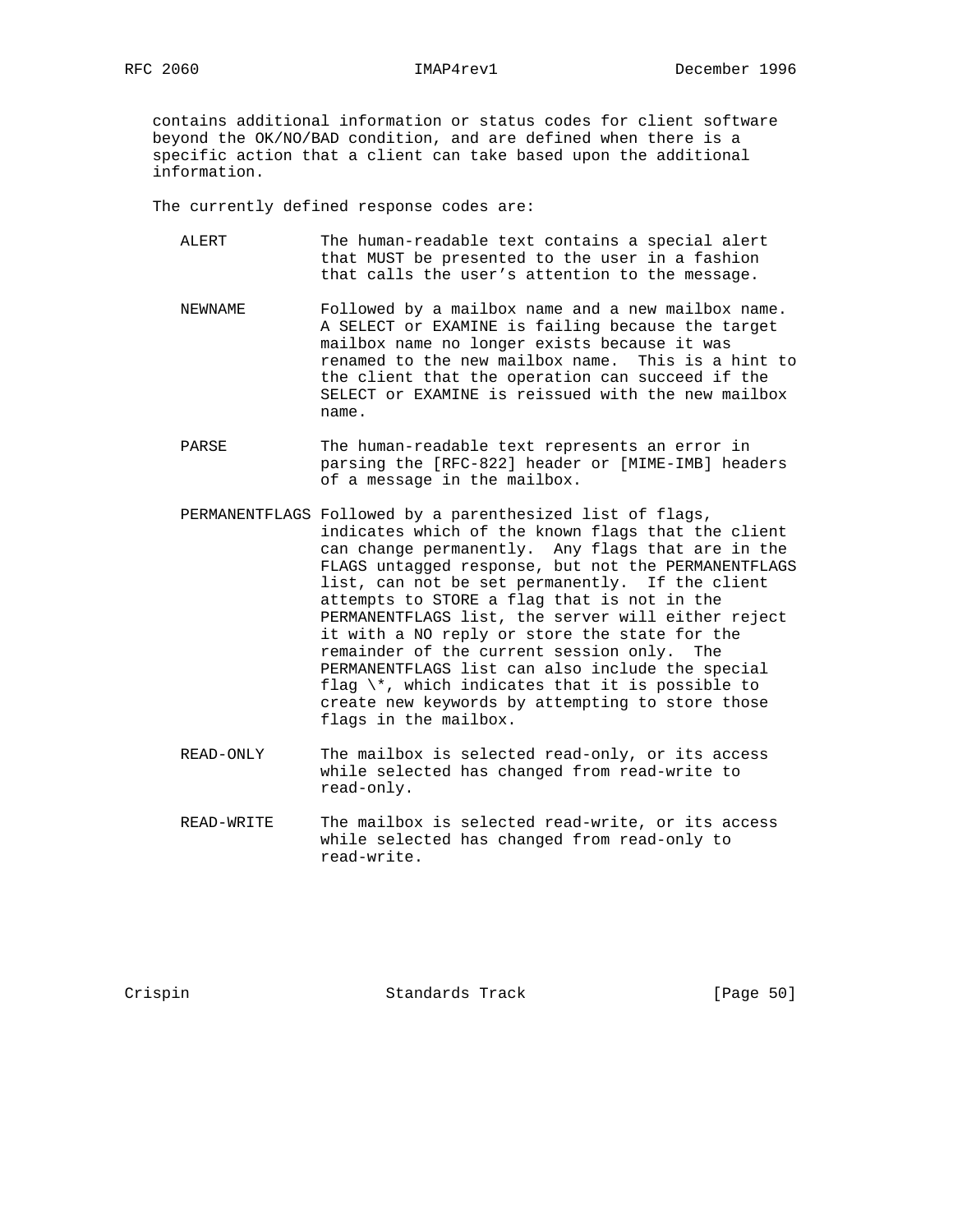contains additional information or status codes for client software beyond the OK/NO/BAD condition, and are defined when there is a specific action that a client can take based upon the additional information.

The currently defined response codes are:

ALERT
: The human-readable text contains a special alert that MUST be presented to the user in a fashion that calls the user's attention to the message.

NEWNAME
: Followed by a mailbox name and a new mailbox name. A SELECT or EXAMINE is failing because the target mailbox name no longer exists because it was renamed to the new mailbox name. This is a hint to the client that the operation can succeed if the SELECT or EXAMINE is reissued with the new mailbox name.

PARSE
: The human-readable text represents an error in parsing the [RFC-822] header or [MIME-IMB] headers of a message in the mailbox.

PERMANENTFLAGS
: Followed by a parenthesized list of flags, indicates which of the known flags that the client can change permanently. Any flags that are in the FLAGS untagged response, but not the PERMANENTFLAGS list, can not be set permanently. If the client attempts to STORE a flag that is not in the PERMANENTFLAGS list, the server will either reject it with a NO reply or store the state for the remainder of the current session only. The PERMANENTFLAGS list can also include the special flag \*, which indicates that it is possible to create new keywords by attempting to store those flags in the mailbox.

READ-ONLY
: The mailbox is selected read-only, or its access while selected has changed from read-write to read-only.

READ-WRITE
: The mailbox is selected read-write, or its access while selected has changed from read-only to read-write.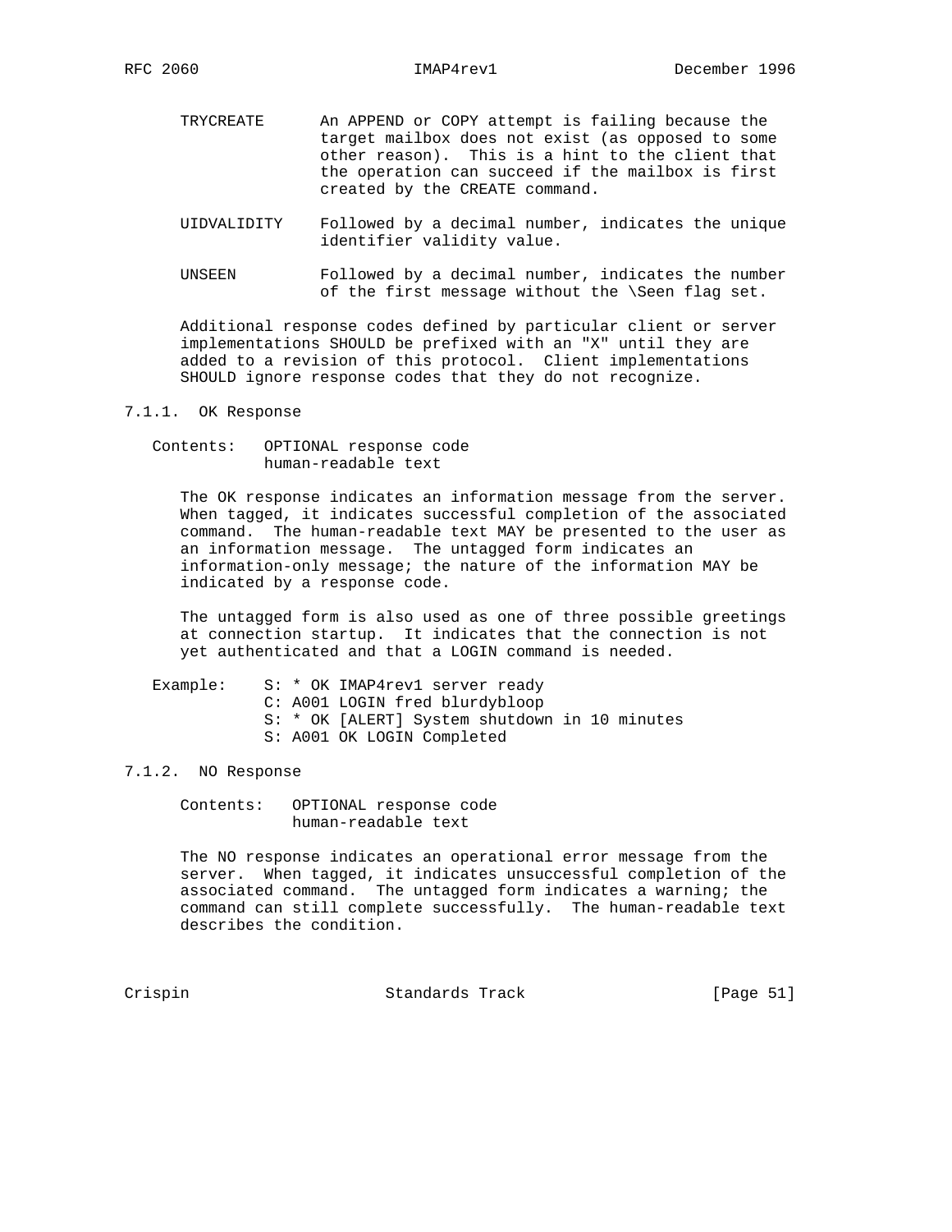TRYCREATE An APPEND or COPY attempt is failing because the target mailbox does not exist (as opposed to some other reason). This is a hint to the client that the operation can succeed if the mailbox is first created by the CREATE command.

UIDVALIDITY Followed by a decimal number, indicates the unique identifier validity value.

UNSEEN Followed by a decimal number, indicates the number of the first message without the \Seen flag set.

Additional response codes defined by particular client or server implementations SHOULD be prefixed with an "X" until they are added to a revision of this protocol. Client implementations SHOULD ignore response codes that they do not recognize.

### 7.1.1. OK Response

Contents: OPTIONAL response code
human-readable text

The OK response indicates an information message from the server. When tagged, it indicates successful completion of the associated command. The human-readable text MAY be presented to the user as an information message. The untagged form indicates an information-only message; the nature of the information MAY be indicated by a response code.

The untagged form is also used as one of three possible greetings at connection startup. It indicates that the connection is not yet authenticated and that a LOGIN command is needed.

Example:

```
S: * OK IMAP4rev1 server ready
C: A001 LOGIN fred blurdybloop
S: * OK [ALERT] System shutdown in 10 minutes
S: A001 OK LOGIN Completed
```

### 7.1.2. NO Response

Contents: OPTIONAL response code
human-readable text

The NO response indicates an operational error message from the server. When tagged, it indicates unsuccessful completion of the associated command. The untagged form indicates a warning; the command can still complete successfully. The human-readable text describes the condition.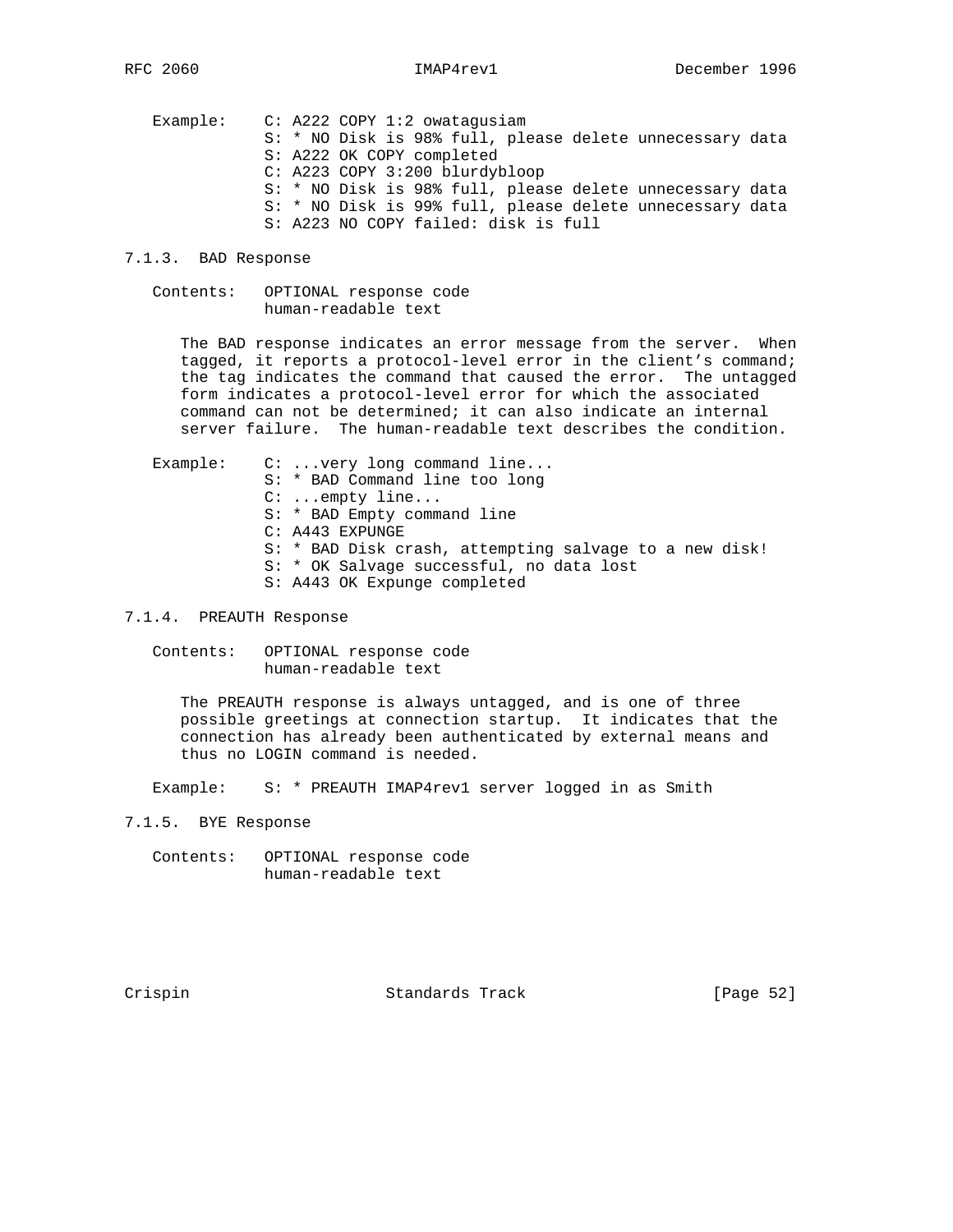```
Example:    C: A222 COPY 1:2 owatagusiam
            S: * NO Disk is 98% full, please delete unnecessary data
            S: A222 OK COPY completed
            C: A223 COPY 3:200 blurdybloop
            S: * NO Disk is 98% full, please delete unnecessary data
            S: * NO Disk is 99% full, please delete unnecessary data
            S: A223 NO COPY failed: disk is full
```

### 7.1.3. BAD Response

Contents: OPTIONAL response code
human-readable text

The BAD response indicates an error message from the server. When tagged, it reports a protocol-level error in the client's command; the tag indicates the command that caused the error. The untagged form indicates a protocol-level error for which the associated command can not be determined; it can also indicate an internal server failure. The human-readable text describes the condition.

```
Example:    C: ...very long command line...
            S: * BAD Command line too long
            C: ...empty line...
            S: * BAD Empty command line
            C: A443 EXPUNGE
            S: * BAD Disk crash, attempting salvage to a new disk!
            S: * OK Salvage successful, no data lost
            S: A443 OK Expunge completed
```

### 7.1.4. PREAUTH Response

Contents: OPTIONAL response code
human-readable text

The PREAUTH response is always untagged, and is one of three possible greetings at connection startup. It indicates that the connection has already been authenticated by external means and thus no LOGIN command is needed.

```
Example:    S: * PREAUTH IMAP4rev1 server logged in as Smith
```

### 7.1.5. BYE Response

Contents: OPTIONAL response code
human-readable text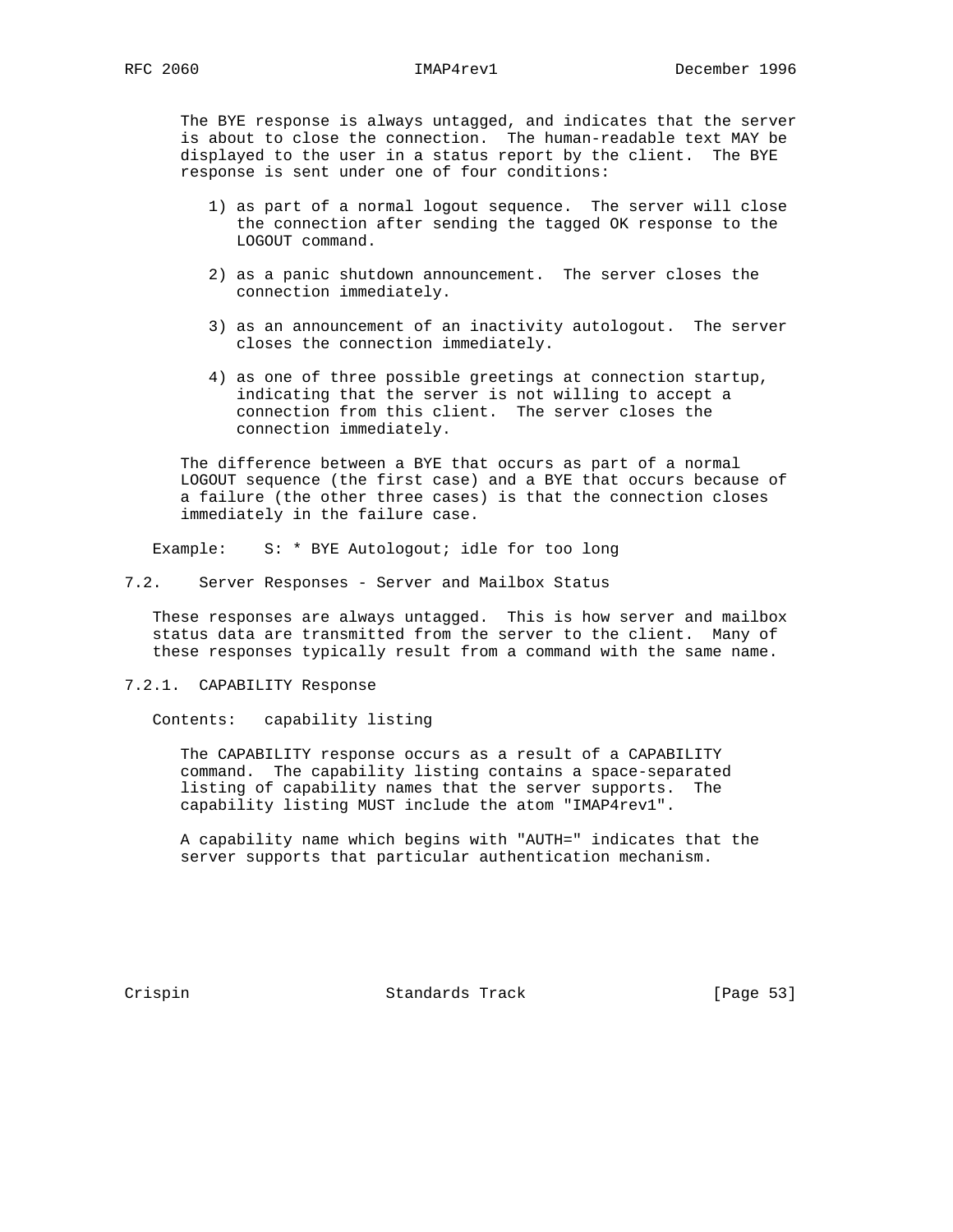The BYE response is always untagged, and indicates that the server is about to close the connection. The human-readable text MAY be displayed to the user in a status report by the client. The BYE response is sent under one of four conditions:

1) as part of a normal logout sequence. The server will close the connection after sending the tagged OK response to the LOGOUT command.

2) as a panic shutdown announcement. The server closes the connection immediately.

3) as an announcement of an inactivity autologout. The server closes the connection immediately.

4) as one of three possible greetings at connection startup, indicating that the server is not willing to accept a connection from this client. The server closes the connection immediately.

The difference between a BYE that occurs as part of a normal LOGOUT sequence (the first case) and a BYE that occurs because of a failure (the other three cases) is that the connection closes immediately in the failure case.

Example:    S: * BYE Autologout; idle for too long

## 7.2. Server Responses - Server and Mailbox Status

These responses are always untagged. This is how server and mailbox status data are transmitted from the server to the client. Many of these responses typically result from a command with the same name.

### 7.2.1. CAPABILITY Response

Contents:   capability listing

The CAPABILITY response occurs as a result of a CAPABILITY command. The capability listing contains a space-separated listing of capability names that the server supports. The capability listing MUST include the atom "IMAP4rev1".

A capability name which begins with "AUTH=" indicates that the server supports that particular authentication mechanism.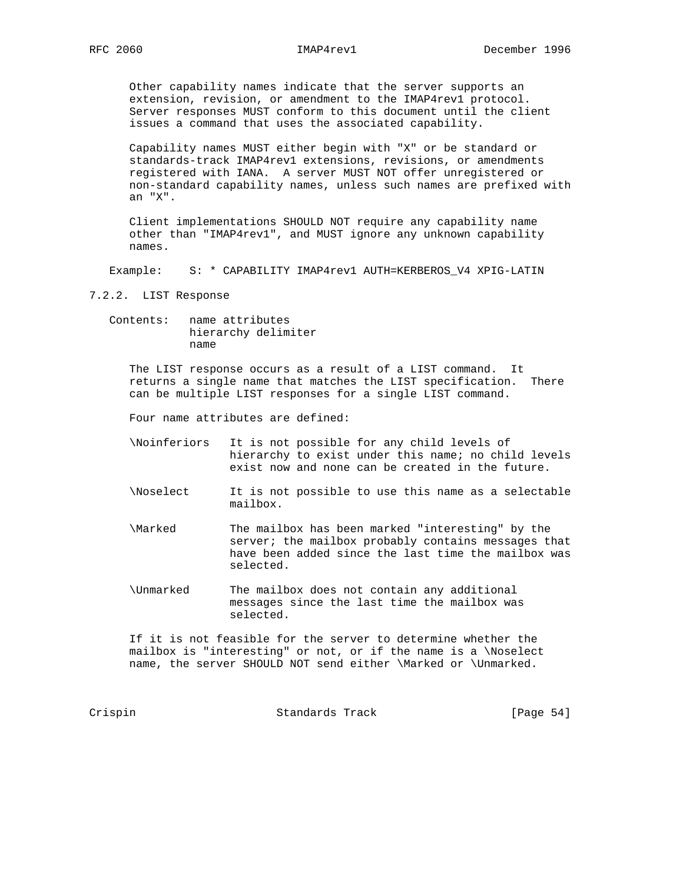Other capability names indicate that the server supports an extension, revision, or amendment to the IMAP4rev1 protocol. Server responses MUST conform to this document until the client issues a command that uses the associated capability.

Capability names MUST either begin with "X" or be standard or standards-track IMAP4rev1 extensions, revisions, or amendments registered with IANA. A server MUST NOT offer unregistered or non-standard capability names, unless such names are prefixed with an "X".

Client implementations SHOULD NOT require any capability name other than "IMAP4rev1", and MUST ignore any unknown capability names.

Example:

```
S: * CAPABILITY IMAP4rev1 AUTH=KERBEROS_V4 XPIG-LATIN
```

### 7.2.2. LIST Response

Contents: name attributes
hierarchy delimiter
name

The LIST response occurs as a result of a LIST command. It returns a single name that matches the LIST specification. There can be multiple LIST responses for a single LIST command.

Four name attributes are defined:

\Noinferiors
It is not possible for any child levels of hierarchy to exist under this name; no child levels exist now and none can be created in the future.

\Noselect
It is not possible to use this name as a selectable mailbox.

\Marked
The mailbox has been marked "interesting" by the server; the mailbox probably contains messages that have been added since the last time the mailbox was selected.

\Unmarked
The mailbox does not contain any additional messages since the last time the mailbox was selected.

If it is not feasible for the server to determine whether the mailbox is "interesting" or not, or if the name is a \Noselect name, the server SHOULD NOT send either \Marked or \Unmarked.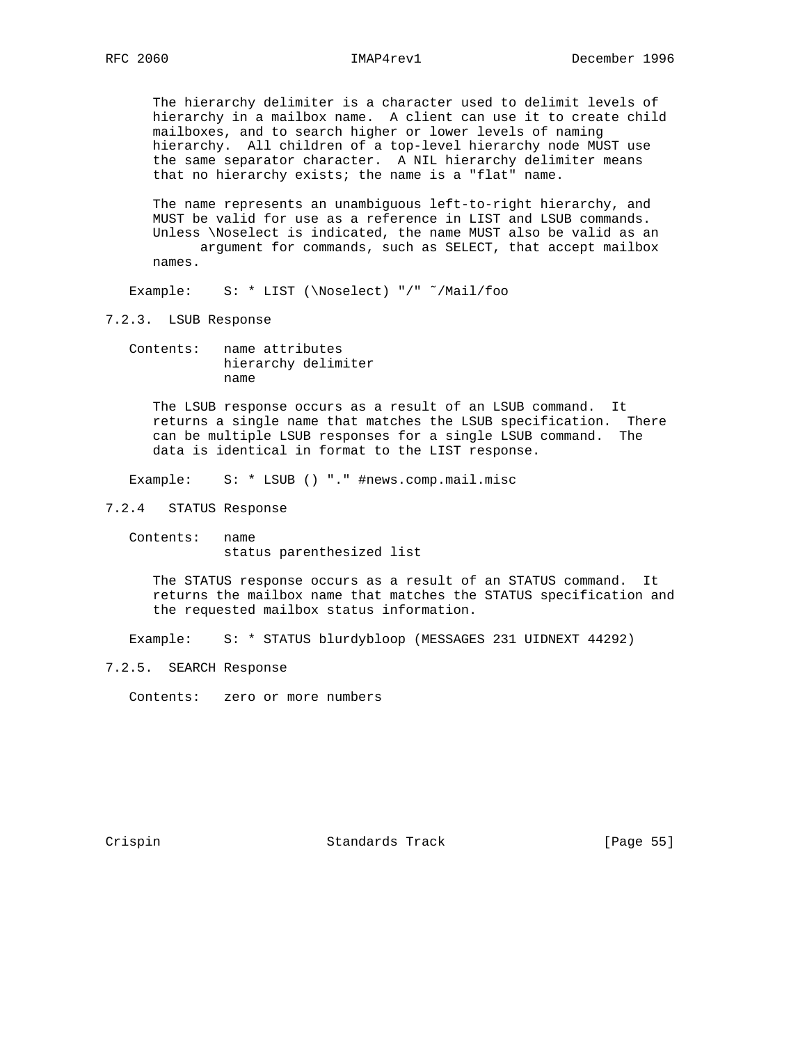The hierarchy delimiter is a character used to delimit levels of hierarchy in a mailbox name. A client can use it to create child mailboxes, and to search higher or lower levels of naming hierarchy. All children of a top-level hierarchy node MUST use the same separator character. A NIL hierarchy delimiter means that no hierarchy exists; the name is a "flat" name.

The name represents an unambiguous left-to-right hierarchy, and MUST be valid for use as a reference in LIST and LSUB commands. Unless \Noselect is indicated, the name MUST also be valid as an argument for commands, such as SELECT, that accept mailbox names.

```
Example:    S: * LIST (\Noselect) "/" ~/Mail/foo
```

### 7.2.3. LSUB Response

```
Contents:   name attributes
            hierarchy delimiter
            name
```

The LSUB response occurs as a result of an LSUB command. It returns a single name that matches the LSUB specification. There can be multiple LSUB responses for a single LSUB command. The data is identical in format to the LIST response.

```
Example:    S: * LSUB () "." #news.comp.mail.misc
```

### 7.2.4 STATUS Response

```
Contents:   name
            status parenthesized list
```

The STATUS response occurs as a result of an STATUS command. It returns the mailbox name that matches the STATUS specification and the requested mailbox status information.

```
Example:    S: * STATUS blurdybloop (MESSAGES 231 UIDNEXT 44292)
```

### 7.2.5. SEARCH Response

```
Contents:   zero or more numbers
```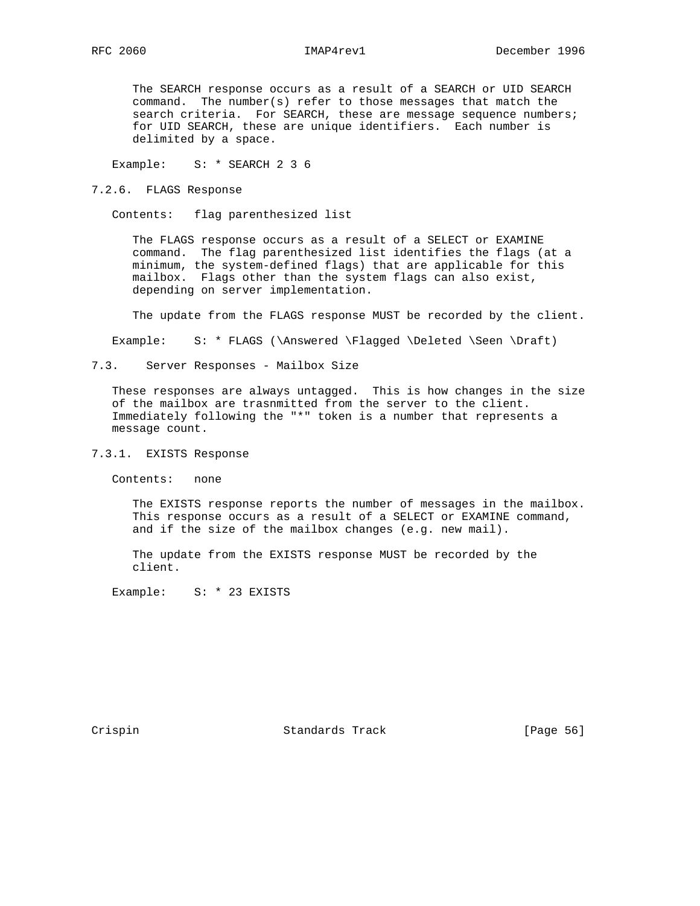The SEARCH response occurs as a result of a SEARCH or UID SEARCH command. The number(s) refer to those messages that match the search criteria. For SEARCH, these are message sequence numbers; for UID SEARCH, these are unique identifiers. Each number is delimited by a space.

Example: S: * SEARCH 2 3 6

### 7.2.6. FLAGS Response

Contents: flag parenthesized list

The FLAGS response occurs as a result of a SELECT or EXAMINE command. The flag parenthesized list identifies the flags (at a minimum, the system-defined flags) that are applicable for this mailbox. Flags other than the system flags can also exist, depending on server implementation.

The update from the FLAGS response MUST be recorded by the client.

Example: S: * FLAGS (\Answered \Flagged \Deleted \Seen \Draft)

## 7.3. Server Responses - Mailbox Size

These responses are always untagged. This is how changes in the size of the mailbox are trasnmitted from the server to the client. Immediately following the "*" token is a number that represents a message count.

### 7.3.1. EXISTS Response

Contents: none

The EXISTS response reports the number of messages in the mailbox. This response occurs as a result of a SELECT or EXAMINE command, and if the size of the mailbox changes (e.g. new mail).

The update from the EXISTS response MUST be recorded by the client.

Example: S: * 23 EXISTS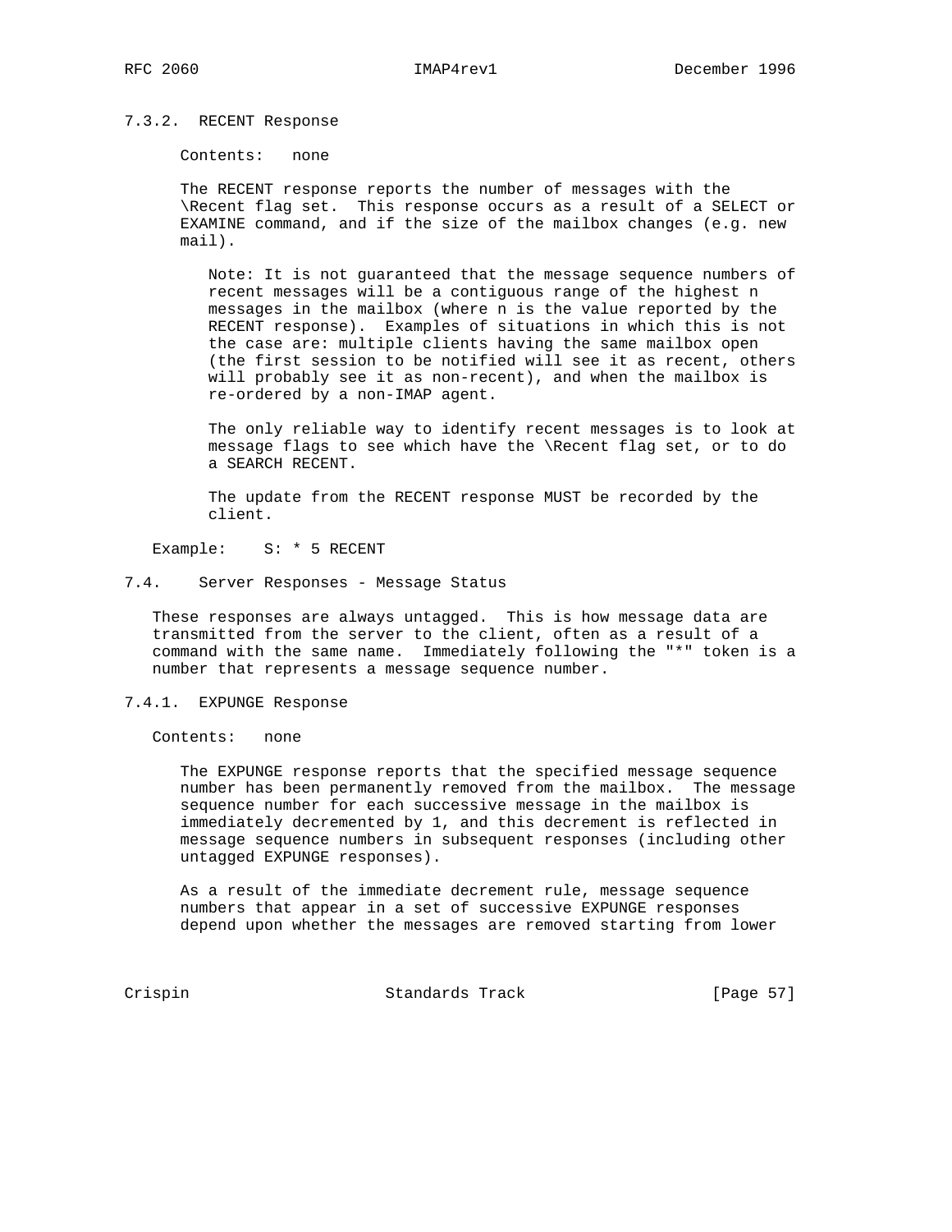### 7.3.2. RECENT Response

Contents: none

The RECENT response reports the number of messages with the \Recent flag set. This response occurs as a result of a SELECT or EXAMINE command, and if the size of the mailbox changes (e.g. new mail).

> Note: It is not guaranteed that the message sequence numbers of recent messages will be a contiguous range of the highest n messages in the mailbox (where n is the value reported by the RECENT response). Examples of situations in which this is not the case are: multiple clients having the same mailbox open (the first session to be notified will see it as recent, others will probably see it as non-recent), and when the mailbox is re-ordered by a non-IMAP agent.
>
> The only reliable way to identify recent messages is to look at message flags to see which have the \Recent flag set, or to do a SEARCH RECENT.
>
> The update from the RECENT response MUST be recorded by the client.

Example:

```
S: * 5 RECENT
```

## 7.4. Server Responses - Message Status

These responses are always untagged. This is how message data are transmitted from the server to the client, often as a result of a command with the same name. Immediately following the "*" token is a number that represents a message sequence number.

### 7.4.1. EXPUNGE Response

Contents: none

The EXPUNGE response reports that the specified message sequence number has been permanently removed from the mailbox. The message sequence number for each successive message in the mailbox is immediately decremented by 1, and this decrement is reflected in message sequence numbers in subsequent responses (including other untagged EXPUNGE responses).

As a result of the immediate decrement rule, message sequence numbers that appear in a set of successive EXPUNGE responses depend upon whether the messages are removed starting from lower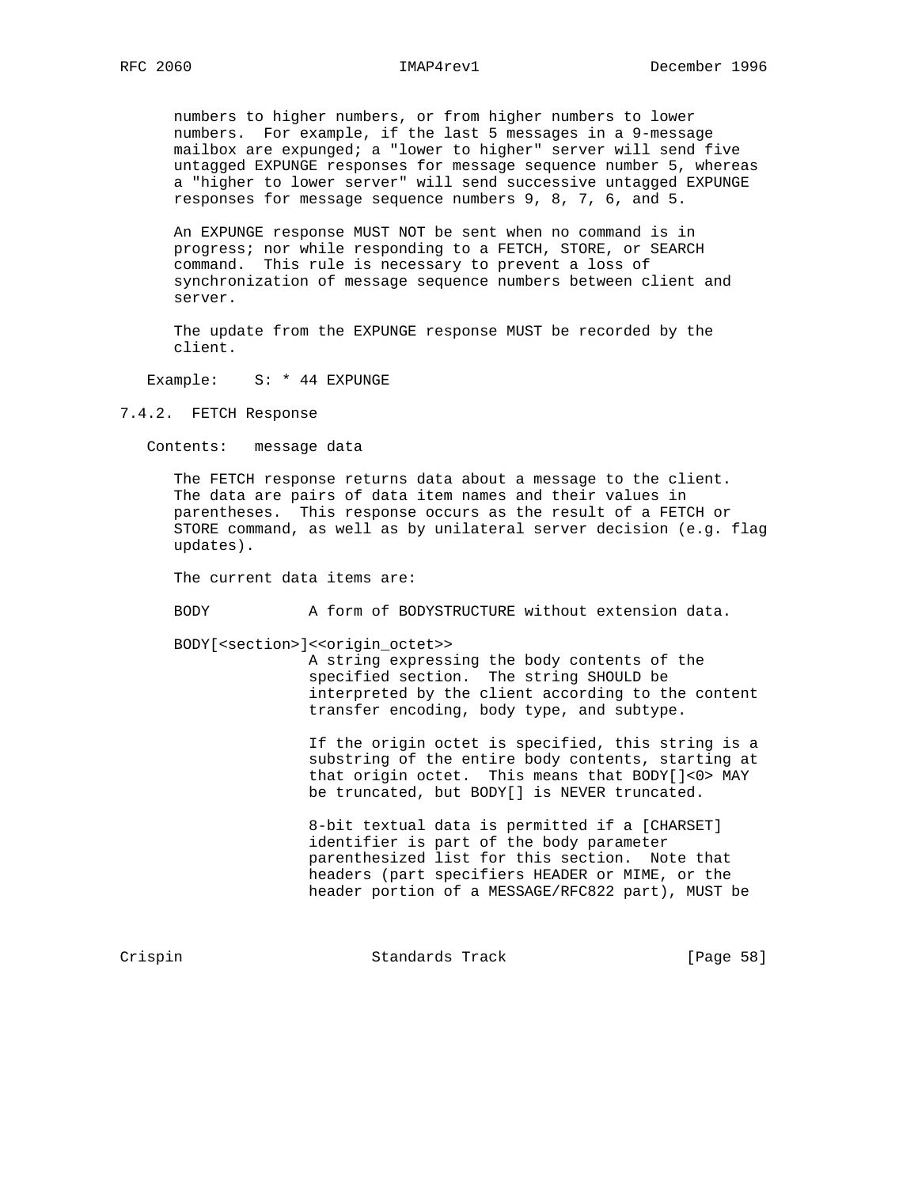numbers to higher numbers, or from higher numbers to lower numbers. For example, if the last 5 messages in a 9-message mailbox are expunged; a "lower to higher" server will send five untagged EXPUNGE responses for message sequence number 5, whereas a "higher to lower server" will send successive untagged EXPUNGE responses for message sequence numbers 9, 8, 7, 6, and 5.

An EXPUNGE response MUST NOT be sent when no command is in progress; nor while responding to a FETCH, STORE, or SEARCH command. This rule is necessary to prevent a loss of synchronization of message sequence numbers between client and server.

The update from the EXPUNGE response MUST be recorded by the client.

Example: S: * 44 EXPUNGE

### 7.4.2. FETCH Response

Contents: message data

The FETCH response returns data about a message to the client. The data are pairs of data item names and their values in parentheses. This response occurs as the result of a FETCH or STORE command, as well as by unilateral server decision (e.g. flag updates).

The current data items are:

BODY — A form of BODYSTRUCTURE without extension data.

BODY[<section>]<<origin_octet>>

A string expressing the body contents of the specified section. The string SHOULD be interpreted by the client according to the content transfer encoding, body type, and subtype.

If the origin octet is specified, this string is a substring of the entire body contents, starting at that origin octet. This means that BODY[]<0> MAY be truncated, but BODY[] is NEVER truncated.

8-bit textual data is permitted if a [CHARSET] identifier is part of the body parameter parenthesized list for this section. Note that headers (part specifiers HEADER or MIME, or the header portion of a MESSAGE/RFC822 part), MUST be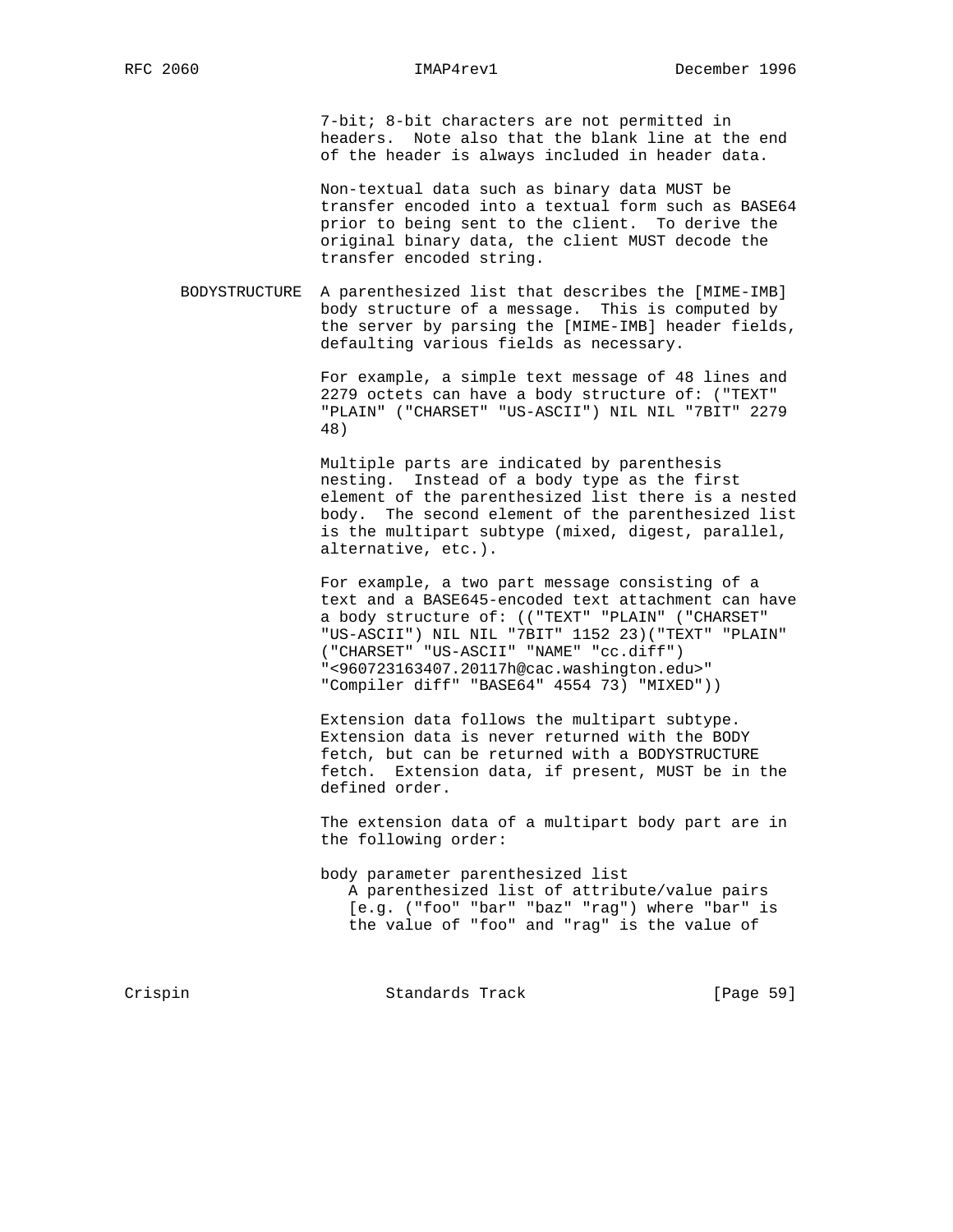7-bit; 8-bit characters are not permitted in headers. Note also that the blank line at the end of the header is always included in header data.

Non-textual data such as binary data MUST be transfer encoded into a textual form such as BASE64 prior to being sent to the client. To derive the original binary data, the client MUST decode the transfer encoded string.

BODYSTRUCTURE A parenthesized list that describes the [MIME-IMB] body structure of a message. This is computed by the server by parsing the [MIME-IMB] header fields, defaulting various fields as necessary.

For example, a simple text message of 48 lines and 2279 octets can have a body structure of: ("TEXT" "PLAIN" ("CHARSET" "US-ASCII") NIL NIL "7BIT" 2279 48)

Multiple parts are indicated by parenthesis nesting. Instead of a body type as the first element of the parenthesized list there is a nested body. The second element of the parenthesized list is the multipart subtype (mixed, digest, parallel, alternative, etc.).

For example, a two part message consisting of a text and a BASE645-encoded text attachment can have a body structure of: (("TEXT" "PLAIN" ("CHARSET" "US-ASCII") NIL NIL "7BIT" 1152 23)("TEXT" "PLAIN" ("CHARSET" "US-ASCII" "NAME" "cc.diff") "<960723163407.20117h@cac.washington.edu>" "Compiler diff" "BASE64" 4554 73) "MIXED"))

Extension data follows the multipart subtype. Extension data is never returned with the BODY fetch, but can be returned with a BODYSTRUCTURE fetch. Extension data, if present, MUST be in the defined order.

The extension data of a multipart body part are in the following order:

body parameter parenthesized list
   A parenthesized list of attribute/value pairs [e.g. ("foo" "bar" "baz" "rag") where "bar" is the value of "foo" and "rag" is the value of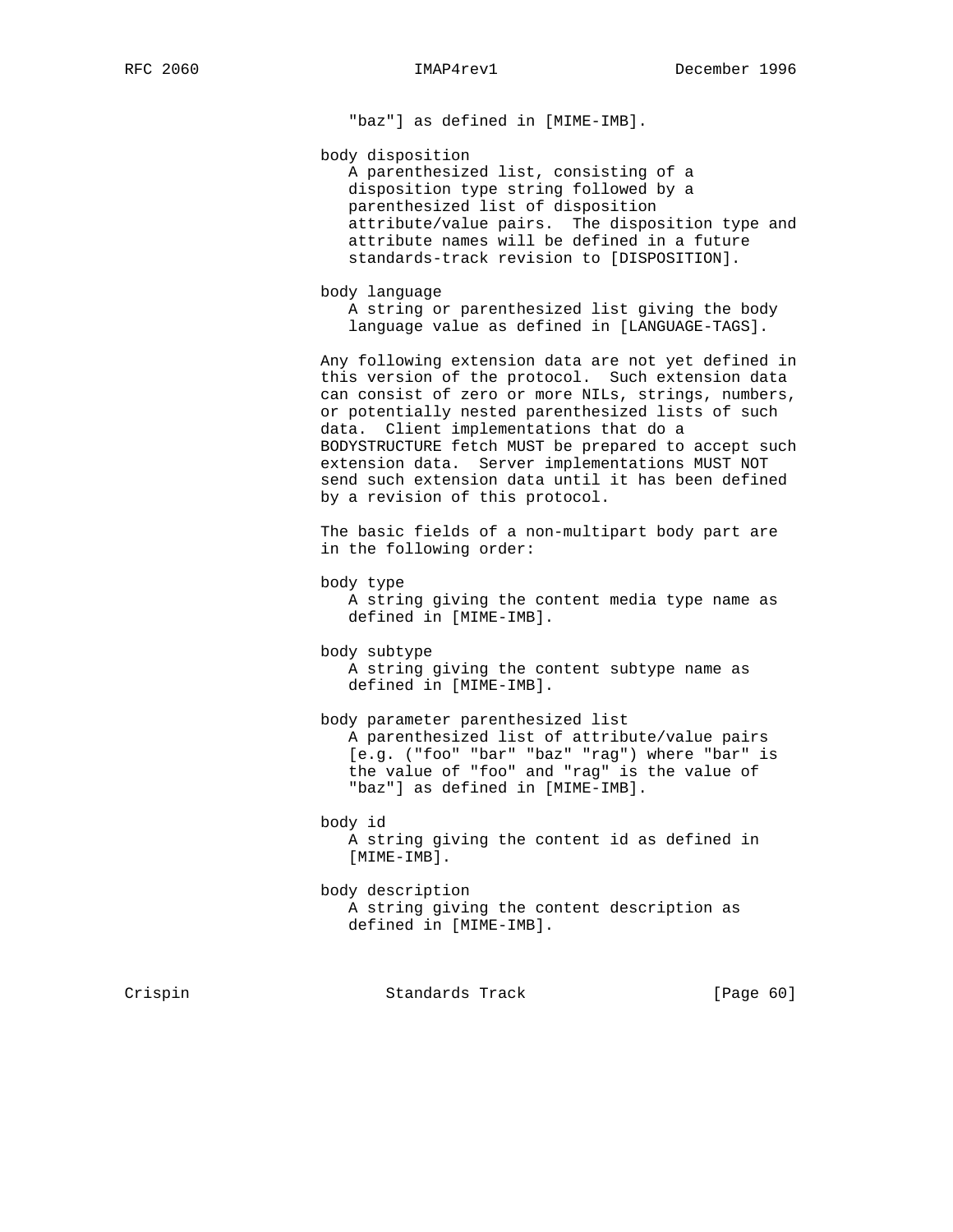"baz"] as defined in [MIME-IMB].

body disposition
A parenthesized list, consisting of a disposition type string followed by a parenthesized list of disposition attribute/value pairs. The disposition type and attribute names will be defined in a future standards-track revision to [DISPOSITION].

body language
A string or parenthesized list giving the body language value as defined in [LANGUAGE-TAGS].

Any following extension data are not yet defined in this version of the protocol. Such extension data can consist of zero or more NILs, strings, numbers, or potentially nested parenthesized lists of such data. Client implementations that do a BODYSTRUCTURE fetch MUST be prepared to accept such extension data. Server implementations MUST NOT send such extension data until it has been defined by a revision of this protocol.

The basic fields of a non-multipart body part are in the following order:

body type
A string giving the content media type name as defined in [MIME-IMB].

body subtype
A string giving the content subtype name as defined in [MIME-IMB].

body parameter parenthesized list
A parenthesized list of attribute/value pairs [e.g. ("foo" "bar" "baz" "rag") where "bar" is the value of "foo" and "rag" is the value of "baz"] as defined in [MIME-IMB].

body id
A string giving the content id as defined in [MIME-IMB].

body description
A string giving the content description as defined in [MIME-IMB].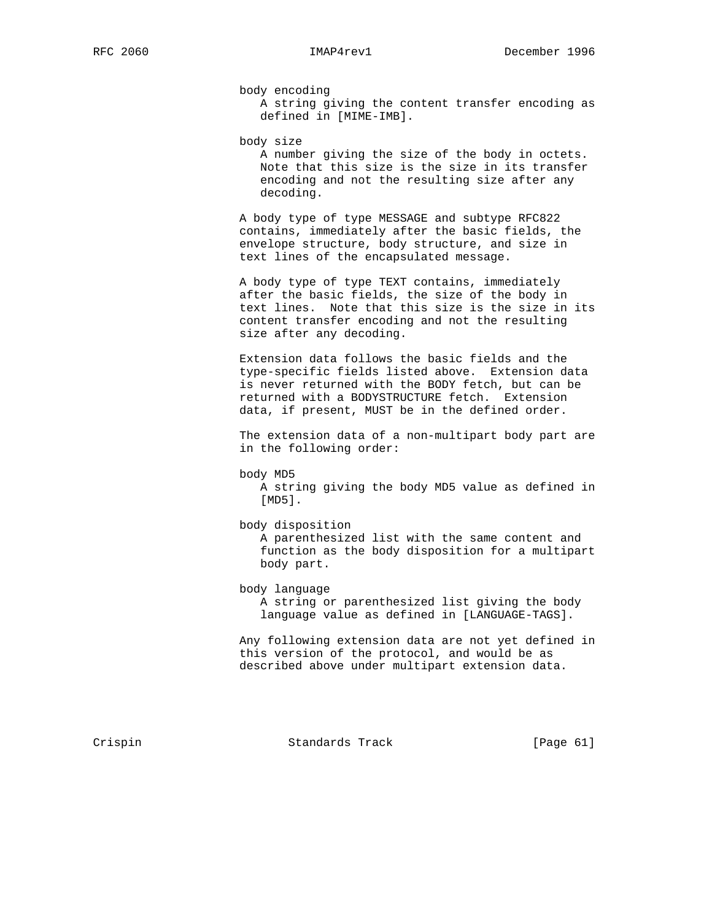body encoding
   A string giving the content transfer encoding as defined in [MIME-IMB].

body size
   A number giving the size of the body in octets. Note that this size is the size in its transfer encoding and not the resulting size after any decoding.

A body type of type MESSAGE and subtype RFC822 contains, immediately after the basic fields, the envelope structure, body structure, and size in text lines of the encapsulated message.

A body type of type TEXT contains, immediately after the basic fields, the size of the body in text lines. Note that this size is the size in its content transfer encoding and not the resulting size after any decoding.

Extension data follows the basic fields and the type-specific fields listed above. Extension data is never returned with the BODY fetch, but can be returned with a BODYSTRUCTURE fetch. Extension data, if present, MUST be in the defined order.

The extension data of a non-multipart body part are in the following order:

body MD5
   A string giving the body MD5 value as defined in [MD5].

body disposition
   A parenthesized list with the same content and function as the body disposition for a multipart body part.

body language
   A string or parenthesized list giving the body language value as defined in [LANGUAGE-TAGS].

Any following extension data are not yet defined in this version of the protocol, and would be as described above under multipart extension data.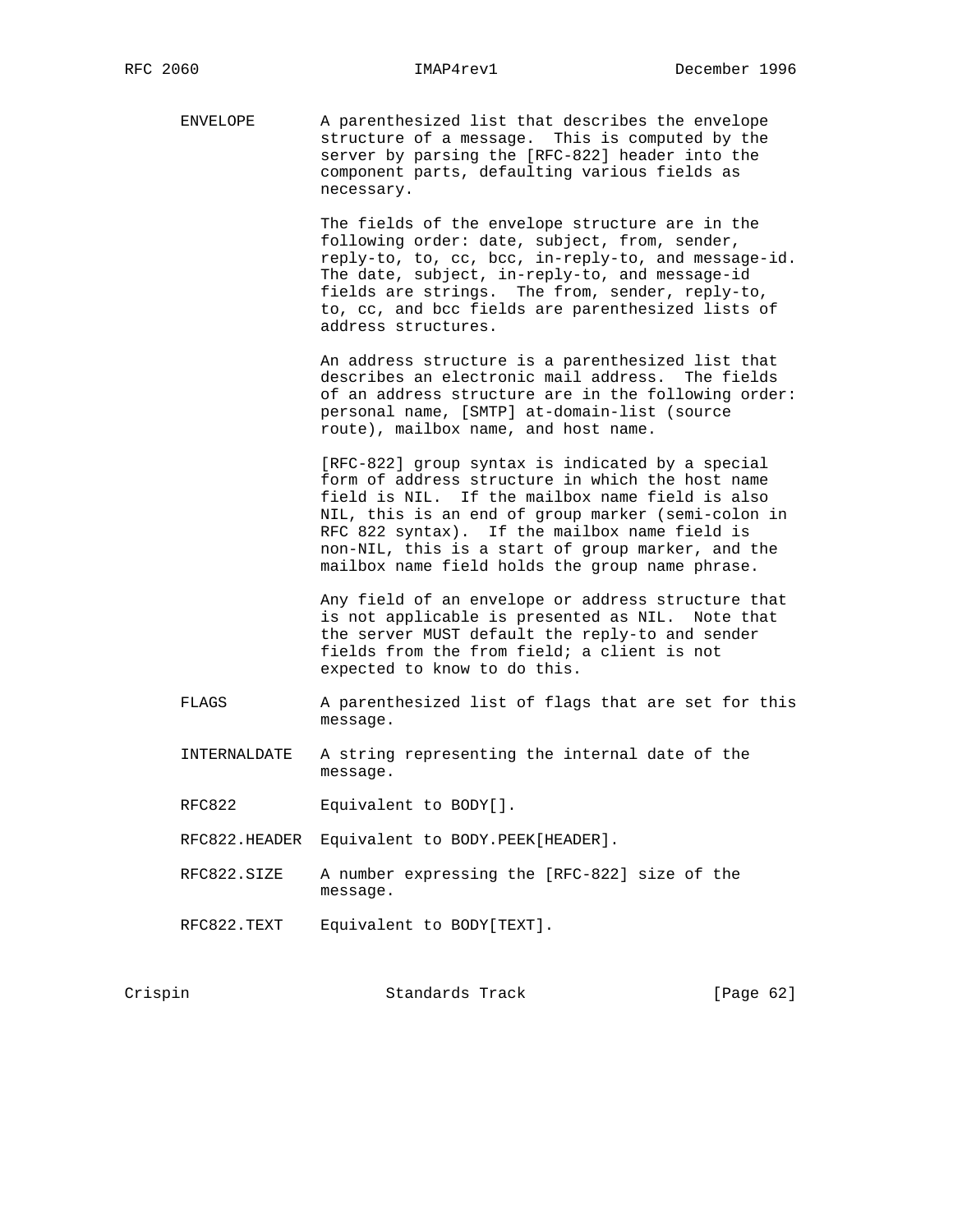ENVELOPE A parenthesized list that describes the envelope structure of a message. This is computed by the server by parsing the [RFC-822] header into the component parts, defaulting various fields as necessary.

The fields of the envelope structure are in the following order: date, subject, from, sender, reply-to, to, cc, bcc, in-reply-to, and message-id. The date, subject, in-reply-to, and message-id fields are strings. The from, sender, reply-to, to, cc, and bcc fields are parenthesized lists of address structures.

An address structure is a parenthesized list that describes an electronic mail address. The fields of an address structure are in the following order: personal name, [SMTP] at-domain-list (source route), mailbox name, and host name.

[RFC-822] group syntax is indicated by a special form of address structure in which the host name field is NIL. If the mailbox name field is also NIL, this is an end of group marker (semi-colon in RFC 822 syntax). If the mailbox name field is non-NIL, this is a start of group marker, and the mailbox name field holds the group name phrase.

Any field of an envelope or address structure that is not applicable is presented as NIL. Note that the server MUST default the reply-to and sender fields from the from field; a client is not expected to know to do this.

FLAGS A parenthesized list of flags that are set for this message.

INTERNALDATE A string representing the internal date of the message.

RFC822 Equivalent to BODY[].

RFC822.HEADER Equivalent to BODY.PEEK[HEADER].

RFC822.SIZE A number expressing the [RFC-822] size of the message.

RFC822.TEXT Equivalent to BODY[TEXT].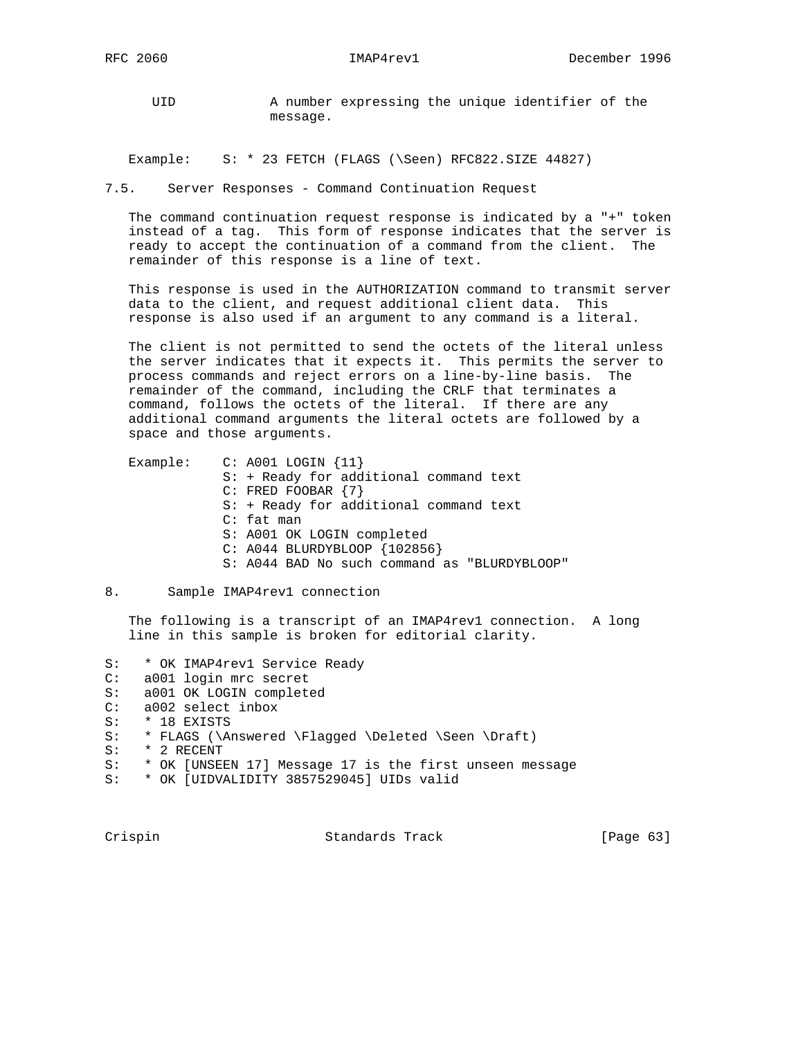UID           A number expressing the unique identifier of the message.

Example:    S: * 23 FETCH (FLAGS (\Seen) RFC822.SIZE 44827)

## 7.5. Server Responses - Command Continuation Request

The command continuation request response is indicated by a "+" token instead of a tag. This form of response indicates that the server is ready to accept the continuation of a command from the client. The remainder of this response is a line of text.

This response is used in the AUTHORIZATION command to transmit server data to the client, and request additional client data. This response is also used if an argument to any command is a literal.

The client is not permitted to send the octets of the literal unless the server indicates that it expects it. This permits the server to process commands and reject errors on a line-by-line basis. The remainder of the command, including the CRLF that terminates a command, follows the octets of the literal. If there are any additional command arguments the literal octets are followed by a space and those arguments.

```
Example:    C: A001 LOGIN {11}
            S: + Ready for additional command text
            C: FRED FOOBAR {7}
            S: + Ready for additional command text
            C: fat man
            S: A001 OK LOGIN completed
            C: A044 BLURDYBLOOP {102856}
            S: A044 BAD No such command as "BLURDYBLOOP"
```

## 8. Sample IMAP4rev1 connection

The following is a transcript of an IMAP4rev1 connection. A long line in this sample is broken for editorial clarity.

```
S:   * OK IMAP4rev1 Service Ready
C:   a001 login mrc secret
S:   a001 OK LOGIN completed
C:   a002 select inbox
S:   * 18 EXISTS
S:   * FLAGS (\Answered \Flagged \Deleted \Seen \Draft)
S:   * 2 RECENT
S:   * OK [UNSEEN 17] Message 17 is the first unseen message
S:   * OK [UIDVALIDITY 3857529045] UIDs valid
```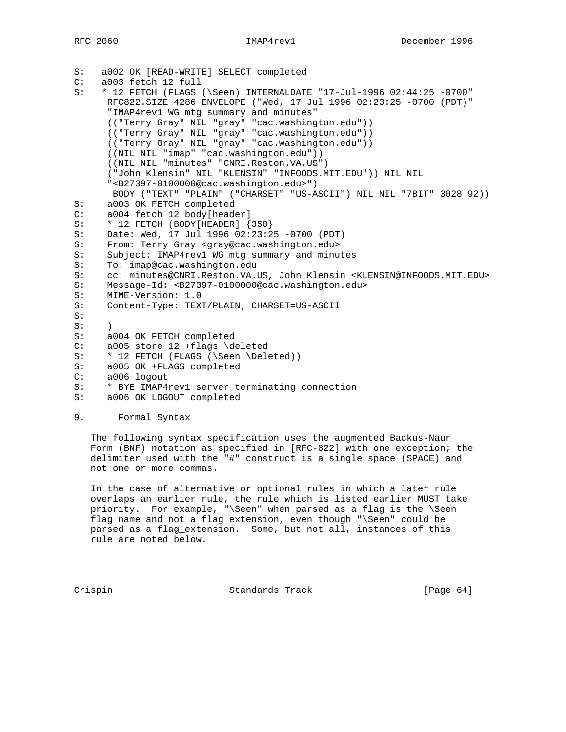```
S:   a002 OK [READ-WRITE] SELECT completed
C:   a003 fetch 12 full
S:   * 12 FETCH (FLAGS (\Seen) INTERNALDATE "17-Jul-1996 02:44:25 -0700"
      RFC822.SIZE 4286 ENVELOPE ("Wed, 17 Jul 1996 02:23:25 -0700 (PDT)"
      "IMAP4rev1 WG mtg summary and minutes"
      (("Terry Gray" NIL "gray" "cac.washington.edu"))
      (("Terry Gray" NIL "gray" "cac.washington.edu"))
      (("Terry Gray" NIL "gray" "cac.washington.edu"))
      ((NIL NIL "imap" "cac.washington.edu"))
      ((NIL NIL "minutes" "CNRI.Reston.VA.US")
      ("John Klensin" NIL "KLENSIN" "INFOODS.MIT.EDU")) NIL NIL
      "<B27397-0100000@cac.washington.edu>")
       BODY ("TEXT" "PLAIN" ("CHARSET" "US-ASCII") NIL NIL "7BIT" 3028 92))
S:    a003 OK FETCH completed
C:    a004 fetch 12 body[header]
S:    * 12 FETCH (BODY[HEADER] {350}
S:    Date: Wed, 17 Jul 1996 02:23:25 -0700 (PDT)
S:    From: Terry Gray <gray@cac.washington.edu>
S:    Subject: IMAP4rev1 WG mtg summary and minutes
S:    To: imap@cac.washington.edu
S:    cc: minutes@CNRI.Reston.VA.US, John Klensin <KLENSIN@INFOODS.MIT.EDU>
S:    Message-Id: <B27397-0100000@cac.washington.edu>
S:    MIME-Version: 1.0
S:    Content-Type: TEXT/PLAIN; CHARSET=US-ASCII
S:
S:    )
S:    a004 OK FETCH completed
C:    a005 store 12 +flags \deleted
S:    * 12 FETCH (FLAGS (\Seen \Deleted))
S:    a005 OK +FLAGS completed
C:    a006 logout
S:    * BYE IMAP4rev1 server terminating connection
S:    a006 OK LOGOUT completed
```

## 9. Formal Syntax

The following syntax specification uses the augmented Backus-Naur Form (BNF) notation as specified in [RFC-822] with one exception; the delimiter used with the "#" construct is a single space (SPACE) and not one or more commas.

In the case of alternative or optional rules in which a later rule overlaps an earlier rule, the rule which is listed earlier MUST take priority. For example, "\Seen" when parsed as a flag is the \Seen flag name and not a flag_extension, even though "\Seen" could be parsed as a flag_extension. Some, but not all, instances of this rule are noted below.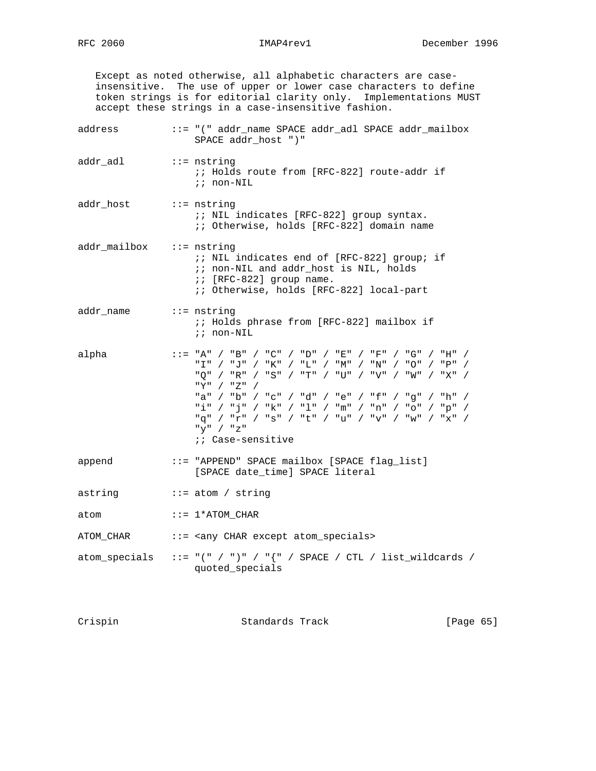Except as noted otherwise, all alphabetic characters are case-insensitive. The use of upper or lower case characters to define token strings is for editorial clarity only. Implementations MUST accept these strings in a case-insensitive fashion.

```
address         ::= "(" addr_name SPACE addr_adl SPACE addr_mailbox
                    SPACE addr_host ")"

addr_adl        ::= nstring
                    ;; Holds route from [RFC-822] route-addr if
                    ;; non-NIL

addr_host       ::= nstring
                    ;; NIL indicates [RFC-822] group syntax.
                    ;; Otherwise, holds [RFC-822] domain name

addr_mailbox    ::= nstring
                    ;; NIL indicates end of [RFC-822] group; if
                    ;; non-NIL and addr_host is NIL, holds
                    ;; [RFC-822] group name.
                    ;; Otherwise, holds [RFC-822] local-part

addr_name       ::= nstring
                    ;; Holds phrase from [RFC-822] mailbox if
                    ;; non-NIL

alpha           ::= "A" / "B" / "C" / "D" / "E" / "F" / "G" / "H" /
                    "I" / "J" / "K" / "L" / "M" / "N" / "O" / "P" /
                    "Q" / "R" / "S" / "T" / "U" / "V" / "W" / "X" /
                    "Y" / "Z" /
                    "a" / "b" / "c" / "d" / "e" / "f" / "g" / "h" /
                    "i" / "j" / "k" / "l" / "m" / "n" / "o" / "p" /
                    "q" / "r" / "s" / "t" / "u" / "v" / "w" / "x" /
                    "y" / "z"
                    ;; Case-sensitive

append          ::= "APPEND" SPACE mailbox [SPACE flag_list]
                    [SPACE date_time] SPACE literal

astring         ::= atom / string

atom            ::= 1*ATOM_CHAR

ATOM_CHAR       ::= <any CHAR except atom_specials>

atom_specials   ::= "(" / ")" / "{" / SPACE / CTL / list_wildcards /
                    quoted_specials
```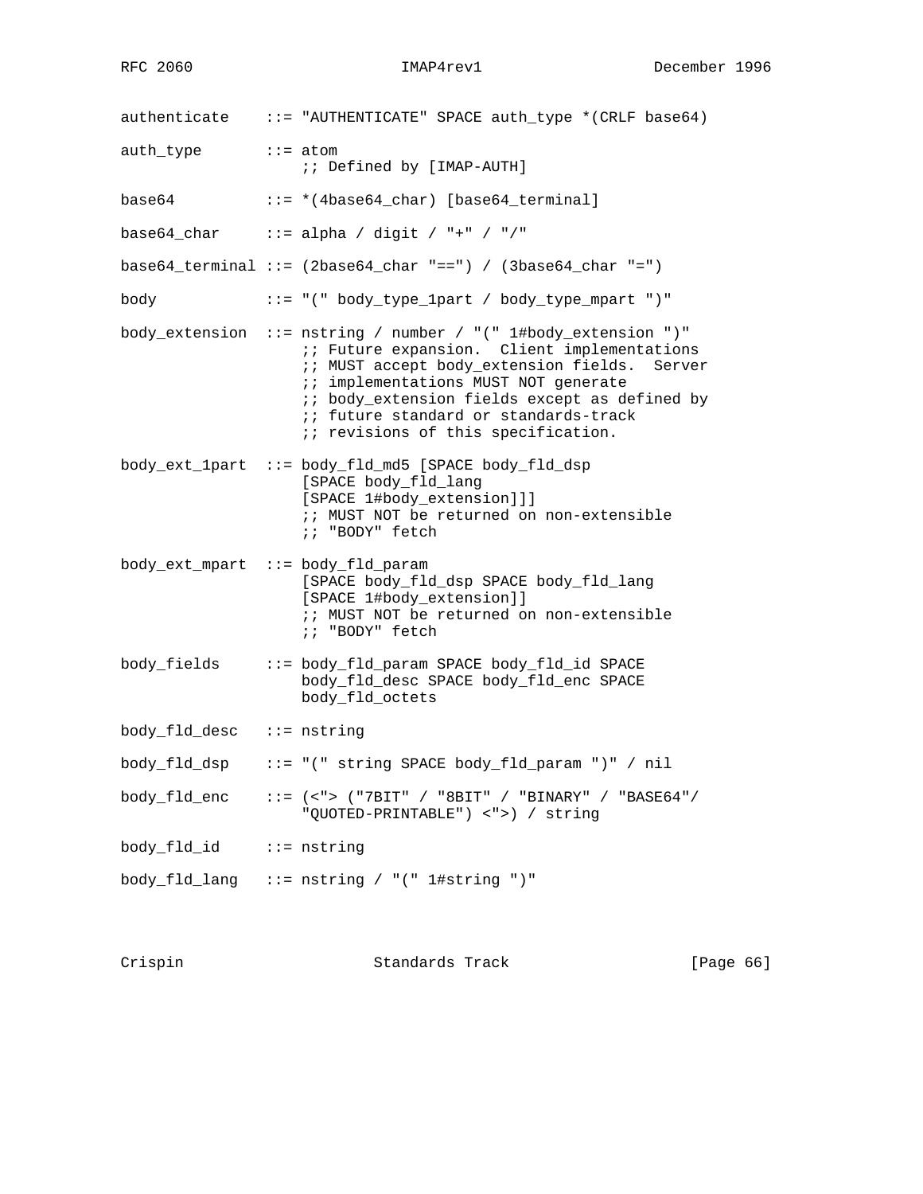```
authenticate    ::= "AUTHENTICATE" SPACE auth_type *(CRLF base64)

auth_type       ::= atom
                    ;; Defined by [IMAP-AUTH]

base64          ::= *(4base64_char) [base64_terminal]

base64_char     ::= alpha / digit / "+" / "/"

base64_terminal ::= (2base64_char "==") / (3base64_char "=")

body            ::= "(" body_type_1part / body_type_mpart ")"

body_extension  ::= nstring / number / "(" 1#body_extension ")"
                    ;; Future expansion.  Client implementations
                    ;; MUST accept body_extension fields.  Server
                    ;; implementations MUST NOT generate
                    ;; body_extension fields except as defined by
                    ;; future standard or standards-track
                    ;; revisions of this specification.

body_ext_1part  ::= body_fld_md5 [SPACE body_fld_dsp
                    [SPACE body_fld_lang
                    [SPACE 1#body_extension]]]
                    ;; MUST NOT be returned on non-extensible
                    ;; "BODY" fetch

body_ext_mpart  ::= body_fld_param
                    [SPACE body_fld_dsp SPACE body_fld_lang
                    [SPACE 1#body_extension]]
                    ;; MUST NOT be returned on non-extensible
                    ;; "BODY" fetch

body_fields     ::= body_fld_param SPACE body_fld_id SPACE
                    body_fld_desc SPACE body_fld_enc SPACE
                    body_fld_octets

body_fld_desc   ::= nstring

body_fld_dsp    ::= "(" string SPACE body_fld_param ")" / nil

body_fld_enc    ::= (<"> ("7BIT" / "8BIT" / "BINARY" / "BASE64"/
                    "QUOTED-PRINTABLE") <">) / string

body_fld_id     ::= nstring

body_fld_lang   ::= nstring / "(" 1#string ")"
```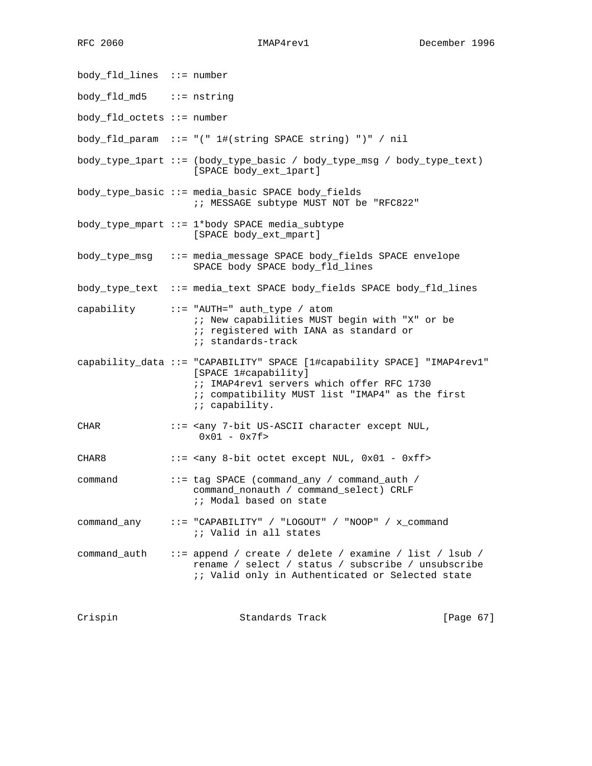```
body_fld_lines  ::= number

body_fld_md5    ::= nstring

body_fld_octets ::= number

body_fld_param  ::= "(" 1#(string SPACE string) ")" / nil

body_type_1part ::= (body_type_basic / body_type_msg / body_type_text)
                    [SPACE body_ext_1part]

body_type_basic ::= media_basic SPACE body_fields
                    ;; MESSAGE subtype MUST NOT be "RFC822"

body_type_mpart ::= 1*body SPACE media_subtype
                    [SPACE body_ext_mpart]

body_type_msg   ::= media_message SPACE body_fields SPACE envelope
                    SPACE body SPACE body_fld_lines

body_type_text  ::= media_text SPACE body_fields SPACE body_fld_lines

capability      ::= "AUTH=" auth_type / atom
                    ;; New capabilities MUST begin with "X" or be
                    ;; registered with IANA as standard or
                    ;; standards-track

capability_data ::= "CAPABILITY" SPACE [1#capability SPACE] "IMAP4rev1"
                    [SPACE 1#capability]
                    ;; IMAP4rev1 servers which offer RFC 1730
                    ;; compatibility MUST list "IMAP4" as the first
                    ;; capability.

CHAR            ::= <any 7-bit US-ASCII character except NUL,
                     0x01 - 0x7f>

CHAR8           ::= <any 8-bit octet except NUL, 0x01 - 0xff>

command         ::= tag SPACE (command_any / command_auth /
                    command_nonauth / command_select) CRLF
                    ;; Modal based on state

command_any     ::= "CAPABILITY" / "LOGOUT" / "NOOP" / x_command
                    ;; Valid in all states

command_auth    ::= append / create / delete / examine / list / lsub /
                    rename / select / status / subscribe / unsubscribe
                    ;; Valid only in Authenticated or Selected state
```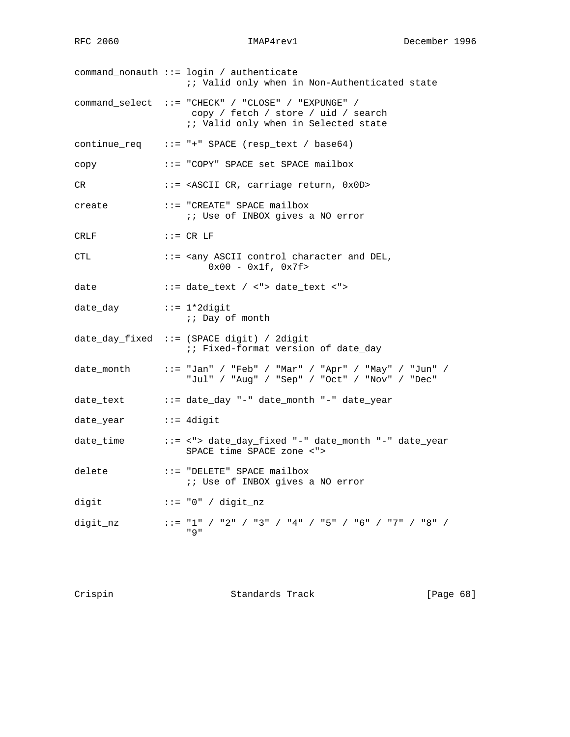```
command_nonauth ::= login / authenticate
                    ;; Valid only when in Non-Authenticated state

command_select  ::= "CHECK" / "CLOSE" / "EXPUNGE" /
                     copy / fetch / store / uid / search
                    ;; Valid only when in Selected state

continue_req    ::= "+" SPACE (resp_text / base64)

copy            ::= "COPY" SPACE set SPACE mailbox

CR              ::= <ASCII CR, carriage return, 0x0D>

create          ::= "CREATE" SPACE mailbox
                    ;; Use of INBOX gives a NO error

CRLF            ::= CR LF

CTL             ::= <any ASCII control character and DEL,
                        0x00 - 0x1f, 0x7f>

date            ::= date_text / <"> date_text <">

date_day        ::= 1*2digit
                    ;; Day of month

date_day_fixed  ::= (SPACE digit) / 2digit
                    ;; Fixed-format version of date_day

date_month      ::= "Jan" / "Feb" / "Mar" / "Apr" / "May" / "Jun" /
                    "Jul" / "Aug" / "Sep" / "Oct" / "Nov" / "Dec"

date_text       ::= date_day "-" date_month "-" date_year

date_year       ::= 4digit

date_time       ::= <"> date_day_fixed "-" date_month "-" date_year
                    SPACE time SPACE zone <">

delete          ::= "DELETE" SPACE mailbox
                    ;; Use of INBOX gives a NO error

digit           ::= "0" / digit_nz

digit_nz        ::= "1" / "2" / "3" / "4" / "5" / "6" / "7" / "8" /
                    "9"
```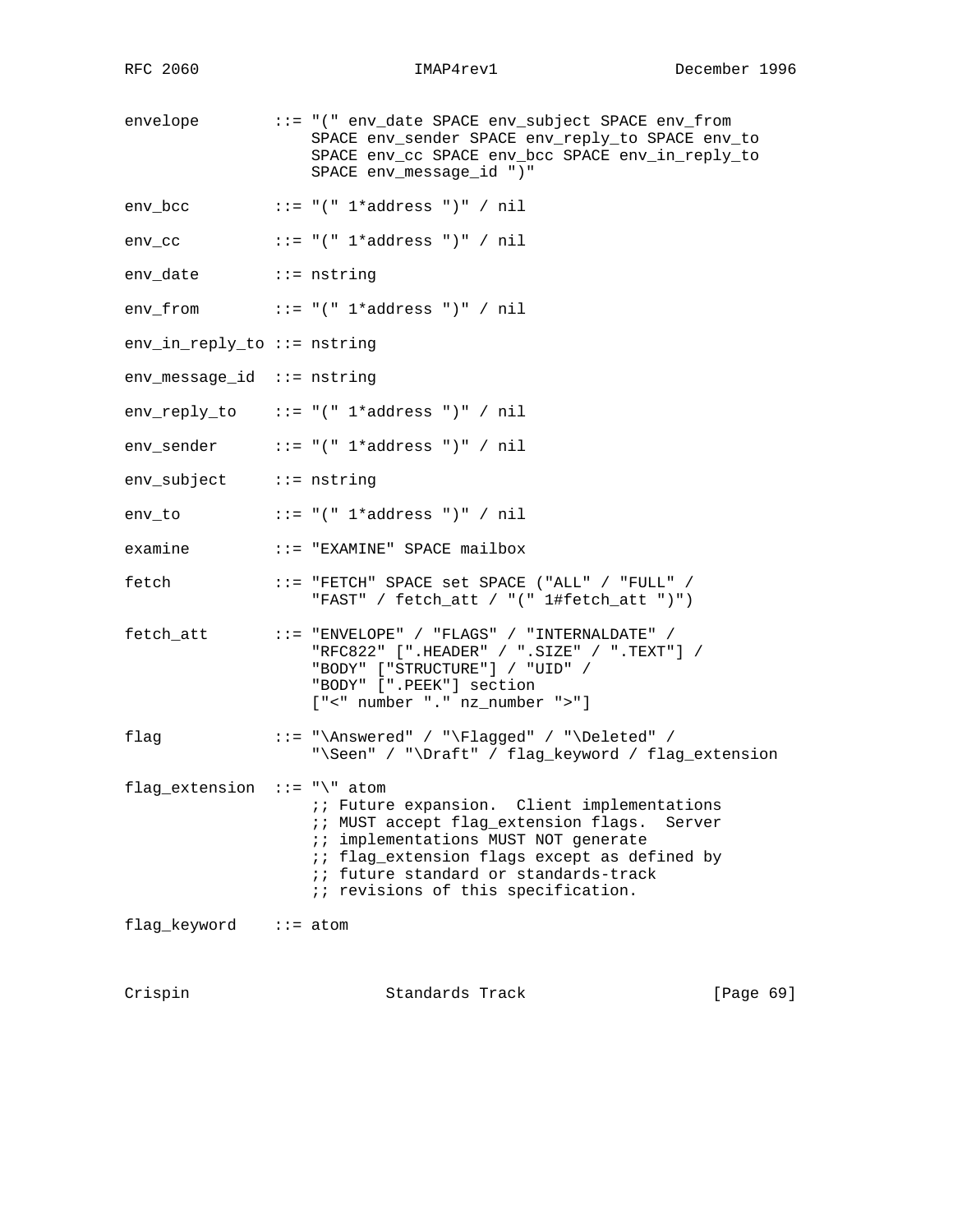```
envelope        ::= "(" env_date SPACE env_subject SPACE env_from
                    SPACE env_sender SPACE env_reply_to SPACE env_to
                    SPACE env_cc SPACE env_bcc SPACE env_in_reply_to
                    SPACE env_message_id ")"

env_bcc         ::= "(" 1*address ")" / nil

env_cc          ::= "(" 1*address ")" / nil

env_date        ::= nstring

env_from        ::= "(" 1*address ")" / nil

env_in_reply_to ::= nstring

env_message_id  ::= nstring

env_reply_to    ::= "(" 1*address ")" / nil

env_sender      ::= "(" 1*address ")" / nil

env_subject     ::= nstring

env_to          ::= "(" 1*address ")" / nil

examine         ::= "EXAMINE" SPACE mailbox

fetch           ::= "FETCH" SPACE set SPACE ("ALL" / "FULL" /
                    "FAST" / fetch_att / "(" 1#fetch_att ")")

fetch_att       ::= "ENVELOPE" / "FLAGS" / "INTERNALDATE" /
                    "RFC822" [".HEADER" / ".SIZE" / ".TEXT"] /
                    "BODY" ["STRUCTURE"] / "UID" /
                    "BODY" [".PEEK"] section
                    ["<" number "." nz_number ">"]

flag            ::= "\Answered" / "\Flagged" / "\Deleted" /
                    "\Seen" / "\Draft" / flag_keyword / flag_extension

flag_extension  ::= "\" atom
                    ;; Future expansion.  Client implementations
                    ;; MUST accept flag_extension flags.  Server
                    ;; implementations MUST NOT generate
                    ;; flag_extension flags except as defined by
                    ;; future standard or standards-track
                    ;; revisions of this specification.

flag_keyword    ::= atom
```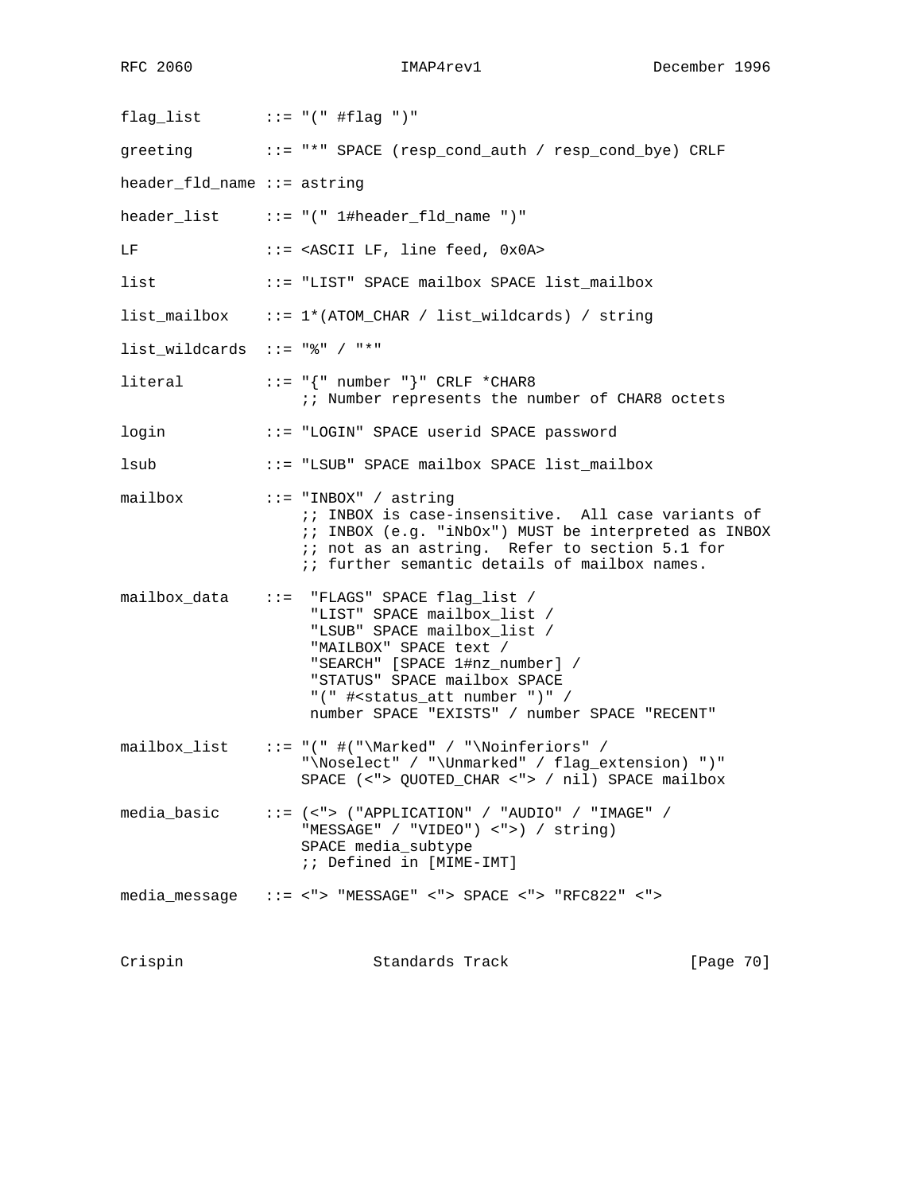```
flag_list       ::= "(" #flag ")"

greeting        ::= "*" SPACE (resp_cond_auth / resp_cond_bye) CRLF

header_fld_name ::= astring

header_list     ::= "(" 1#header_fld_name ")"

LF              ::= <ASCII LF, line feed, 0x0A>

list            ::= "LIST" SPACE mailbox SPACE list_mailbox

list_mailbox    ::= 1*(ATOM_CHAR / list_wildcards) / string

list_wildcards  ::= "%" / "*"

literal         ::= "{" number "}" CRLF *CHAR8
                    ;; Number represents the number of CHAR8 octets

login           ::= "LOGIN" SPACE userid SPACE password

lsub            ::= "LSUB" SPACE mailbox SPACE list_mailbox

mailbox         ::= "INBOX" / astring
                    ;; INBOX is case-insensitive.  All case variants of
                    ;; INBOX (e.g. "iNbOx") MUST be interpreted as INBOX
                    ;; not as an astring.  Refer to section 5.1 for
                    ;; further semantic details of mailbox names.

mailbox_data    ::=  "FLAGS" SPACE flag_list /
                     "LIST" SPACE mailbox_list /
                     "LSUB" SPACE mailbox_list /
                     "MAILBOX" SPACE text /
                     "SEARCH" [SPACE 1#nz_number] /
                     "STATUS" SPACE mailbox SPACE
                     "(" #<status_att number ")" /
                     number SPACE "EXISTS" / number SPACE "RECENT"

mailbox_list    ::= "(" #("\Marked" / "\Noinferiors" /
                    "\Noselect" / "\Unmarked" / flag_extension) ")"
                    SPACE (<"> QUOTED_CHAR <"> / nil) SPACE mailbox

media_basic     ::= (<"> ("APPLICATION" / "AUDIO" / "IMAGE" /
                    "MESSAGE" / "VIDEO") <">) / string)
                    SPACE media_subtype
                    ;; Defined in [MIME-IMT]

media_message   ::= <"> "MESSAGE" <"> SPACE <"> "RFC822" <">
```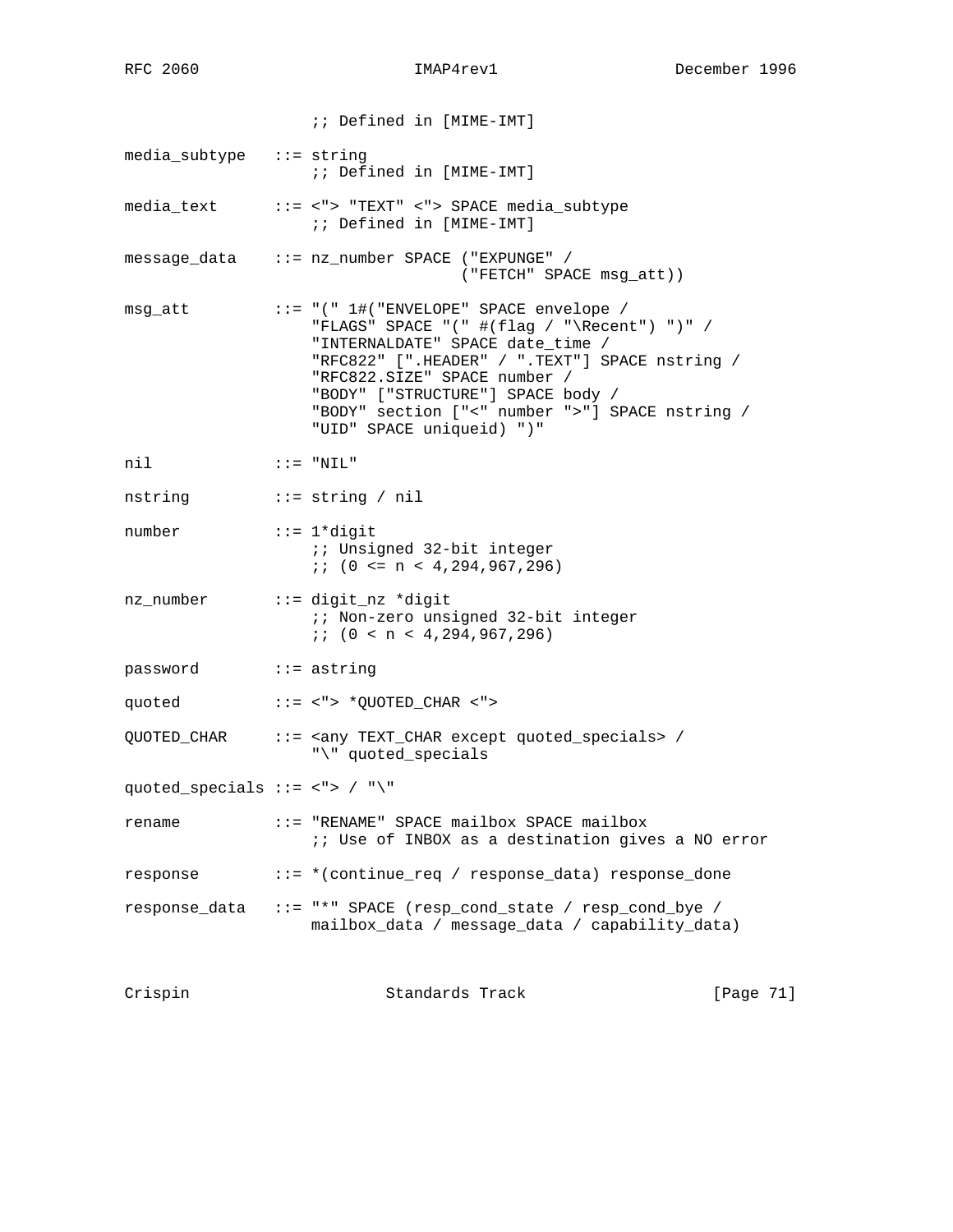```
                    ;; Defined in [MIME-IMT]

media_subtype   ::= string
                    ;; Defined in [MIME-IMT]

media_text      ::= <"> "TEXT" <"> SPACE media_subtype
                    ;; Defined in [MIME-IMT]

message_data    ::= nz_number SPACE ("EXPUNGE" /
                              ("FETCH" SPACE msg_att))

msg_att         ::= "(" 1#("ENVELOPE" SPACE envelope /
                    "FLAGS" SPACE "(" #(flag / "\Recent") ")" /
                    "INTERNALDATE" SPACE date_time /
                    "RFC822" [".HEADER" / ".TEXT"] SPACE nstring /
                    "RFC822.SIZE" SPACE number /
                    "BODY" ["STRUCTURE"] SPACE body /
                    "BODY" section ["<" number ">"] SPACE nstring /
                    "UID" SPACE uniqueid) ")"

nil             ::= "NIL"

nstring         ::= string / nil

number          ::= 1*digit
                    ;; Unsigned 32-bit integer
                    ;; (0 <= n < 4,294,967,296)

nz_number       ::= digit_nz *digit
                    ;; Non-zero unsigned 32-bit integer
                    ;; (0 < n < 4,294,967,296)

password        ::= astring

quoted          ::= <"> *QUOTED_CHAR <">

QUOTED_CHAR     ::= <any TEXT_CHAR except quoted_specials> /
                    "\" quoted_specials

quoted_specials ::= <"> / "\"

rename          ::= "RENAME" SPACE mailbox SPACE mailbox
                    ;; Use of INBOX as a destination gives a NO error

response        ::= *(continue_req / response_data) response_done

response_data   ::= "*" SPACE (resp_cond_state / resp_cond_bye /
                    mailbox_data / message_data / capability_data)
```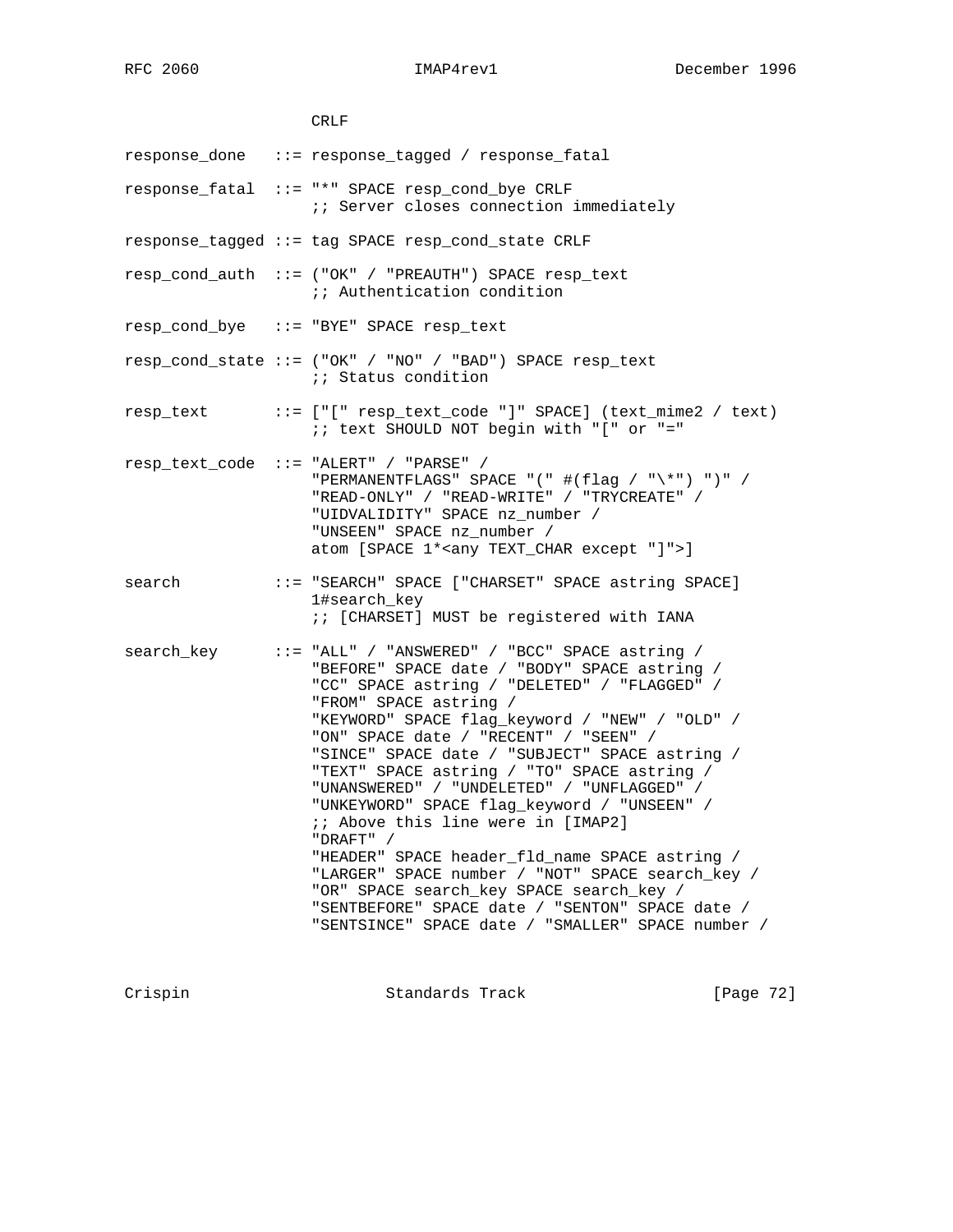```
                    CRLF

response_done   ::= response_tagged / response_fatal

response_fatal  ::= "*" SPACE resp_cond_bye CRLF
                    ;; Server closes connection immediately

response_tagged ::= tag SPACE resp_cond_state CRLF

resp_cond_auth  ::= ("OK" / "PREAUTH") SPACE resp_text
                    ;; Authentication condition

resp_cond_bye   ::= "BYE" SPACE resp_text

resp_cond_state ::= ("OK" / "NO" / "BAD") SPACE resp_text
                    ;; Status condition

resp_text       ::= ["[" resp_text_code "]" SPACE] (text_mime2 / text)
                    ;; text SHOULD NOT begin with "[" or "="

resp_text_code  ::= "ALERT" / "PARSE" /
                    "PERMANENTFLAGS" SPACE "(" #(flag / "\*") ")" /
                    "READ-ONLY" / "READ-WRITE" / "TRYCREATE" /
                    "UIDVALIDITY" SPACE nz_number /
                    "UNSEEN" SPACE nz_number /
                    atom [SPACE 1*<any TEXT_CHAR except "]">]

search          ::= "SEARCH" SPACE ["CHARSET" SPACE astring SPACE]
                    1#search_key
                    ;; [CHARSET] MUST be registered with IANA

search_key      ::= "ALL" / "ANSWERED" / "BCC" SPACE astring /
                    "BEFORE" SPACE date / "BODY" SPACE astring /
                    "CC" SPACE astring / "DELETED" / "FLAGGED" /
                    "FROM" SPACE astring /
                    "KEYWORD" SPACE flag_keyword / "NEW" / "OLD" /
                    "ON" SPACE date / "RECENT" / "SEEN" /
                    "SINCE" SPACE date / "SUBJECT" SPACE astring /
                    "TEXT" SPACE astring / "TO" SPACE astring /
                    "UNANSWERED" / "UNDELETED" / "UNFLAGGED" /
                    "UNKEYWORD" SPACE flag_keyword / "UNSEEN" /
                    ;; Above this line were in [IMAP2]
                    "DRAFT" /
                    "HEADER" SPACE header_fld_name SPACE astring /
                    "LARGER" SPACE number / "NOT" SPACE search_key /
                    "OR" SPACE search_key SPACE search_key /
                    "SENTBEFORE" SPACE date / "SENTON" SPACE date /
                    "SENTSINCE" SPACE date / "SMALLER" SPACE number /
```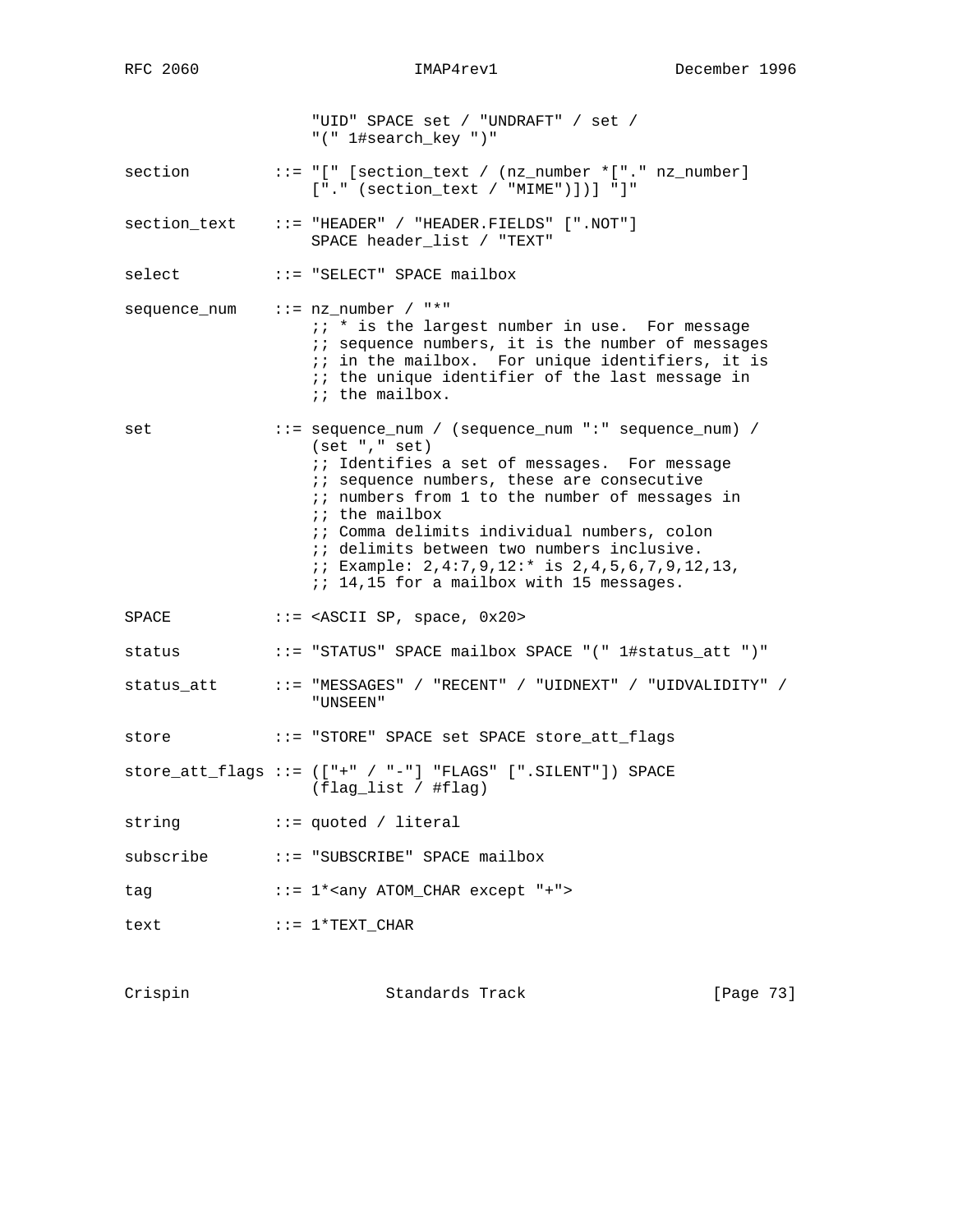```
                    "UID" SPACE set / "UNDRAFT" / set /
                    "(" 1#search_key ")"

section         ::= "[" [section_text / (nz_number *["." nz_number]
                    ["." (section_text / "MIME")])] "]"

section_text    ::= "HEADER" / "HEADER.FIELDS" [".NOT"]
                    SPACE header_list / "TEXT"

select          ::= "SELECT" SPACE mailbox

sequence_num    ::= nz_number / "*"
                    ;; * is the largest number in use.  For message
                    ;; sequence numbers, it is the number of messages
                    ;; in the mailbox.  For unique identifiers, it is
                    ;; the unique identifier of the last message in
                    ;; the mailbox.

set             ::= sequence_num / (sequence_num ":" sequence_num) /
                    (set "," set)
                    ;; Identifies a set of messages.  For message
                    ;; sequence numbers, these are consecutive
                    ;; numbers from 1 to the number of messages in
                    ;; the mailbox
                    ;; Comma delimits individual numbers, colon
                    ;; delimits between two numbers inclusive.
                    ;; Example: 2,4:7,9,12:* is 2,4,5,6,7,9,12,13,
                    ;; 14,15 for a mailbox with 15 messages.

SPACE           ::= <ASCII SP, space, 0x20>

status          ::= "STATUS" SPACE mailbox SPACE "(" 1#status_att ")"

status_att      ::= "MESSAGES" / "RECENT" / "UIDNEXT" / "UIDVALIDITY" /
                    "UNSEEN"

store           ::= "STORE" SPACE set SPACE store_att_flags

store_att_flags ::= (["+" / "-"] "FLAGS" [".SILENT"]) SPACE
                    (flag_list / #flag)

string          ::= quoted / literal

subscribe       ::= "SUBSCRIBE" SPACE mailbox

tag             ::= 1*<any ATOM_CHAR except "+">

text            ::= 1*TEXT_CHAR
```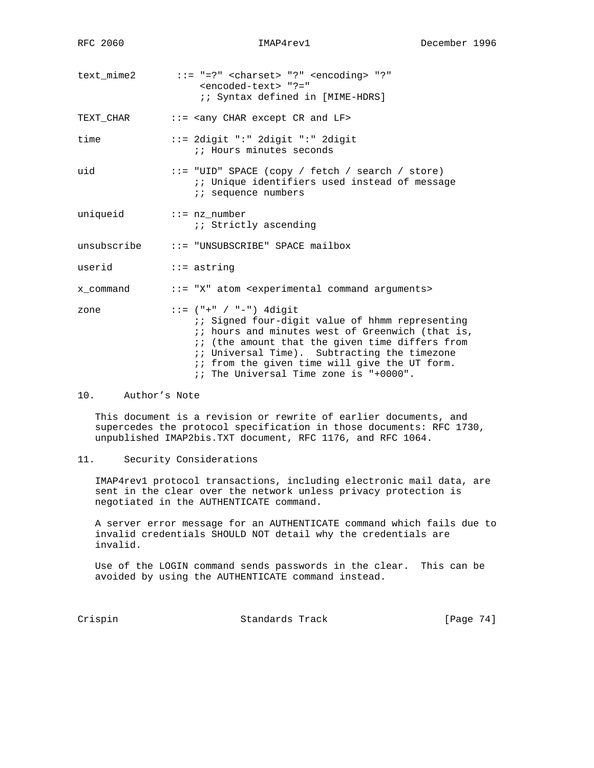```
text_mime2       ::= "=?" <charset> "?" <encoding> "?"
                      <encoded-text> "?="
                      ;; Syntax defined in [MIME-HDRS]

TEXT_CHAR       ::= <any CHAR except CR and LF>

time            ::= 2digit ":" 2digit ":" 2digit
                    ;; Hours minutes seconds

uid             ::= "UID" SPACE (copy / fetch / search / store)
                    ;; Unique identifiers used instead of message
                    ;; sequence numbers

uniqueid        ::= nz_number
                    ;; Strictly ascending

unsubscribe     ::= "UNSUBSCRIBE" SPACE mailbox

userid          ::= astring

x_command       ::= "X" atom <experimental command arguments>

zone            ::= ("+" / "-") 4digit
                    ;; Signed four-digit value of hhmm representing
                    ;; hours and minutes west of Greenwich (that is,
                    ;; (the amount that the given time differs from
                    ;; Universal Time).  Subtracting the timezone
                    ;; from the given time will give the UT form.
                    ;; The Universal Time zone is "+0000".
```

## 10. Author's Note

This document is a revision or rewrite of earlier documents, and supercedes the protocol specification in those documents: RFC 1730, unpublished IMAP2bis.TXT document, RFC 1176, and RFC 1064.

## 11. Security Considerations

IMAP4rev1 protocol transactions, including electronic mail data, are sent in the clear over the network unless privacy protection is negotiated in the AUTHENTICATE command.

A server error message for an AUTHENTICATE command which fails due to invalid credentials SHOULD NOT detail why the credentials are invalid.

Use of the LOGIN command sends passwords in the clear. This can be avoided by using the AUTHENTICATE command instead.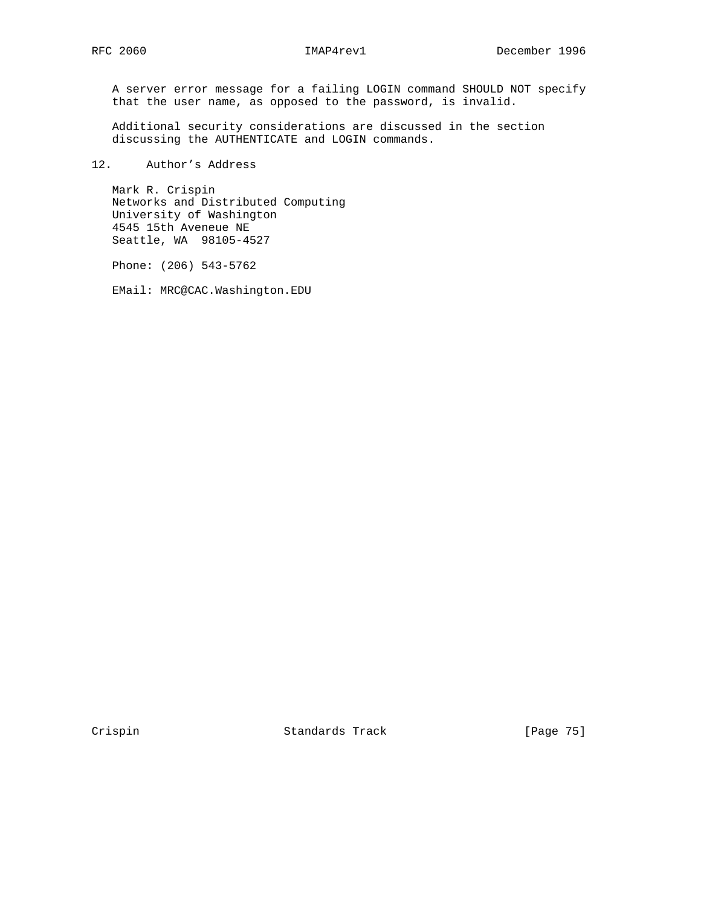A server error message for a failing LOGIN command SHOULD NOT specify that the user name, as opposed to the password, is invalid.

Additional security considerations are discussed in the section discussing the AUTHENTICATE and LOGIN commands.

## 12. Author's Address

Mark R. Crispin
Networks and Distributed Computing
University of Washington
4545 15th Aveneue NE
Seattle, WA  98105-4527

Phone: (206) 543-5762

EMail: MRC@CAC.Washington.EDU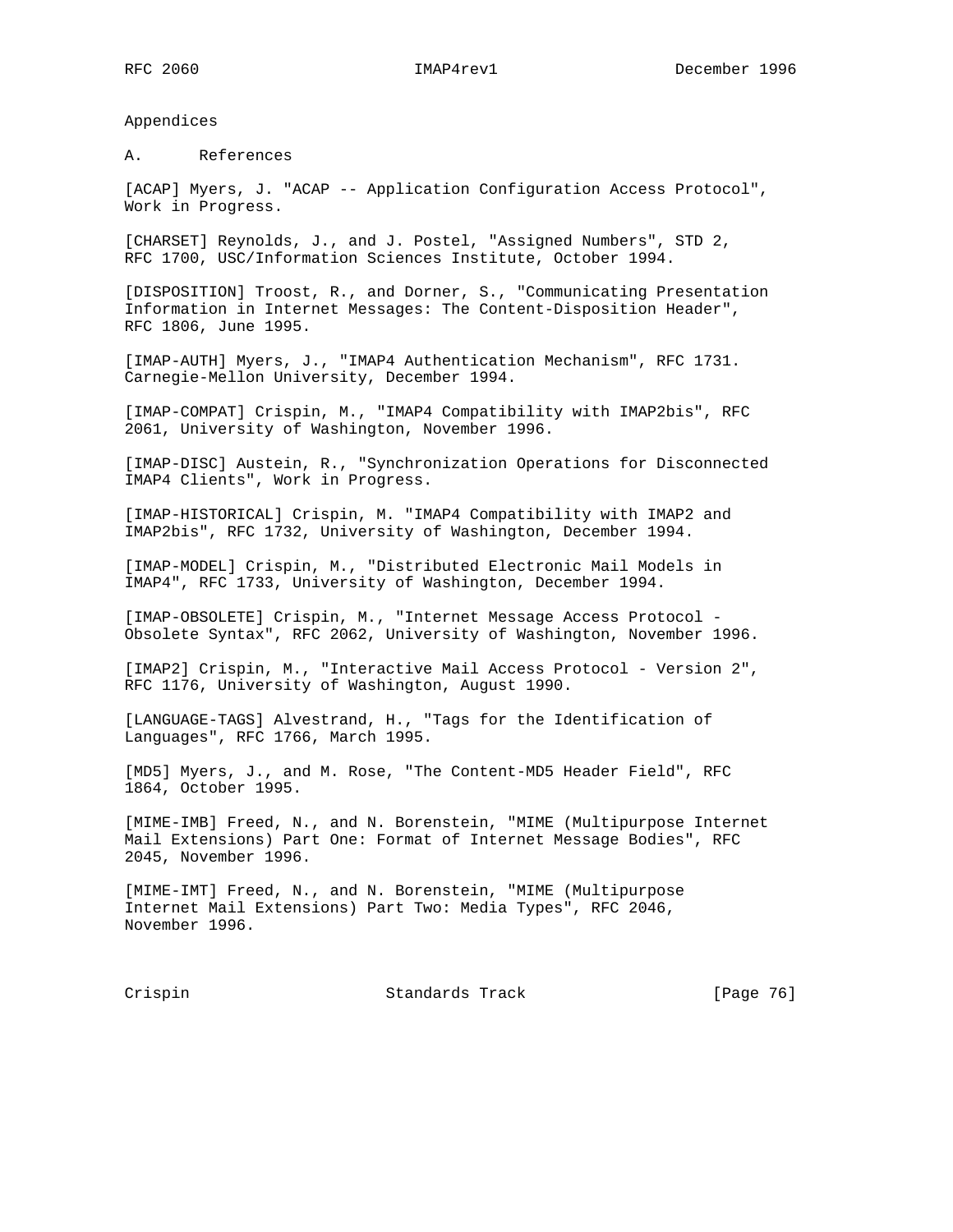# Appendices

## A. References

[ACAP] Myers, J. "ACAP -- Application Configuration Access Protocol", Work in Progress.

[CHARSET] Reynolds, J., and J. Postel, "Assigned Numbers", STD 2, RFC 1700, USC/Information Sciences Institute, October 1994.

[DISPOSITION] Troost, R., and Dorner, S., "Communicating Presentation Information in Internet Messages: The Content-Disposition Header", RFC 1806, June 1995.

[IMAP-AUTH] Myers, J., "IMAP4 Authentication Mechanism", RFC 1731. Carnegie-Mellon University, December 1994.

[IMAP-COMPAT] Crispin, M., "IMAP4 Compatibility with IMAP2bis", RFC 2061, University of Washington, November 1996.

[IMAP-DISC] Austein, R., "Synchronization Operations for Disconnected IMAP4 Clients", Work in Progress.

[IMAP-HISTORICAL] Crispin, M. "IMAP4 Compatibility with IMAP2 and IMAP2bis", RFC 1732, University of Washington, December 1994.

[IMAP-MODEL] Crispin, M., "Distributed Electronic Mail Models in IMAP4", RFC 1733, University of Washington, December 1994.

[IMAP-OBSOLETE] Crispin, M., "Internet Message Access Protocol - Obsolete Syntax", RFC 2062, University of Washington, November 1996.

[IMAP2] Crispin, M., "Interactive Mail Access Protocol - Version 2", RFC 1176, University of Washington, August 1990.

[LANGUAGE-TAGS] Alvestrand, H., "Tags for the Identification of Languages", RFC 1766, March 1995.

[MD5] Myers, J., and M. Rose, "The Content-MD5 Header Field", RFC 1864, October 1995.

[MIME-IMB] Freed, N., and N. Borenstein, "MIME (Multipurpose Internet Mail Extensions) Part One: Format of Internet Message Bodies", RFC 2045, November 1996.

[MIME-IMT] Freed, N., and N. Borenstein, "MIME (Multipurpose Internet Mail Extensions) Part Two: Media Types", RFC 2046, November 1996.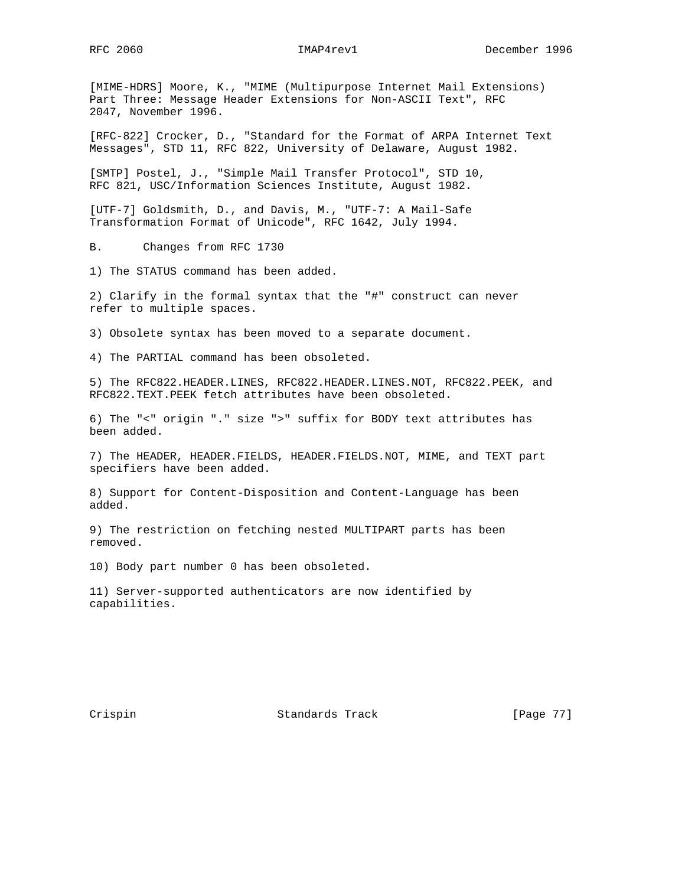[MIME-HDRS] Moore, K., "MIME (Multipurpose Internet Mail Extensions) Part Three: Message Header Extensions for Non-ASCII Text", RFC 2047, November 1996.

[RFC-822] Crocker, D., "Standard for the Format of ARPA Internet Text Messages", STD 11, RFC 822, University of Delaware, August 1982.

[SMTP] Postel, J., "Simple Mail Transfer Protocol", STD 10, RFC 821, USC/Information Sciences Institute, August 1982.

[UTF-7] Goldsmith, D., and Davis, M., "UTF-7: A Mail-Safe Transformation Format of Unicode", RFC 1642, July 1994.

## B. Changes from RFC 1730

1) The STATUS command has been added.

2) Clarify in the formal syntax that the "#" construct can never refer to multiple spaces.

3) Obsolete syntax has been moved to a separate document.

4) The PARTIAL command has been obsoleted.

5) The RFC822.HEADER.LINES, RFC822.HEADER.LINES.NOT, RFC822.PEEK, and RFC822.TEXT.PEEK fetch attributes have been obsoleted.

6) The "<" origin "." size ">" suffix for BODY text attributes has been added.

7) The HEADER, HEADER.FIELDS, HEADER.FIELDS.NOT, MIME, and TEXT part specifiers have been added.

8) Support for Content-Disposition and Content-Language has been added.

9) The restriction on fetching nested MULTIPART parts has been removed.

10) Body part number 0 has been obsoleted.

11) Server-supported authenticators are now identified by capabilities.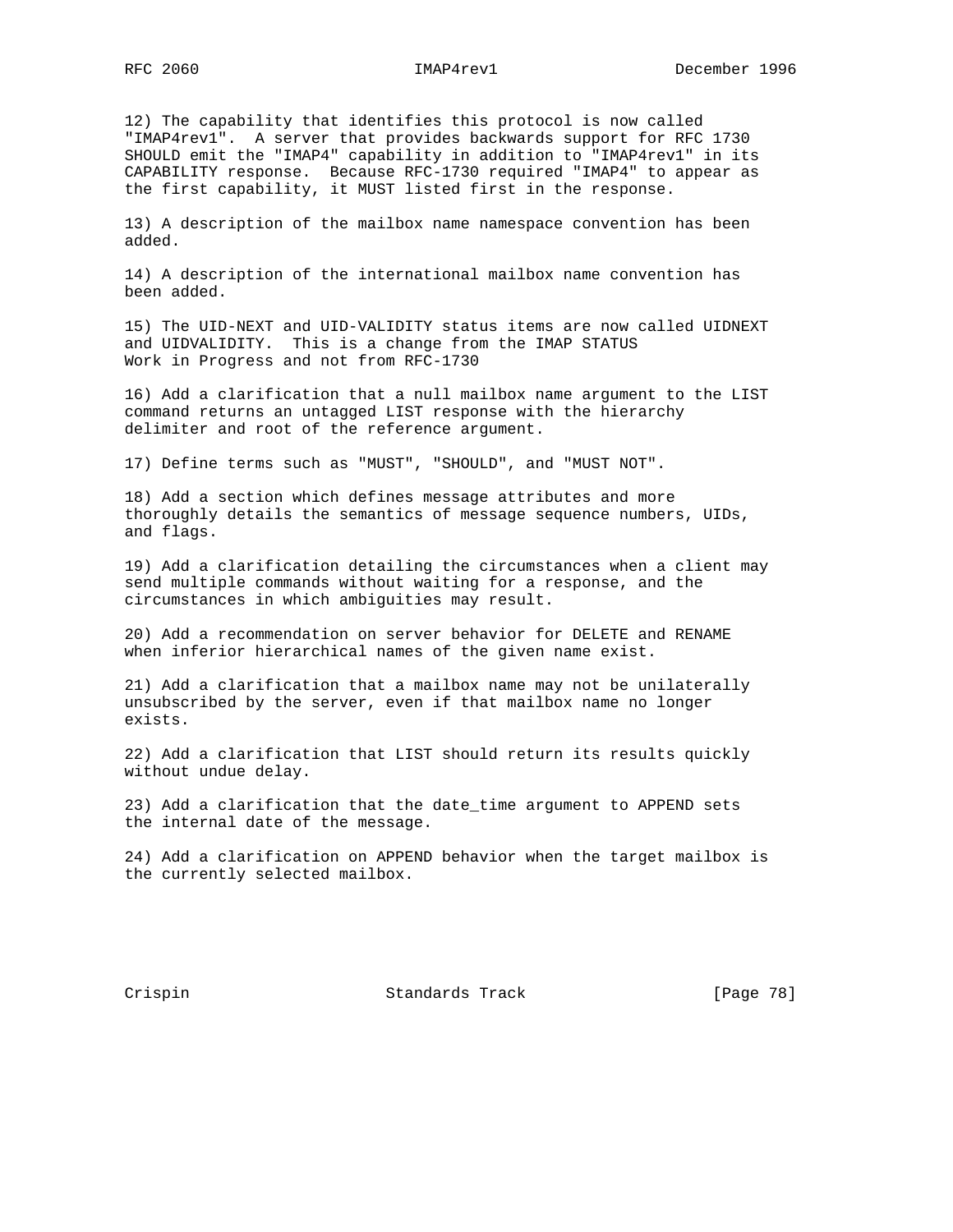12) The capability that identifies this protocol is now called "IMAP4rev1". A server that provides backwards support for RFC 1730 SHOULD emit the "IMAP4" capability in addition to "IMAP4rev1" in its CAPABILITY response. Because RFC-1730 required "IMAP4" to appear as the first capability, it MUST listed first in the response.

13) A description of the mailbox name namespace convention has been added.

14) A description of the international mailbox name convention has been added.

15) The UID-NEXT and UID-VALIDITY status items are now called UIDNEXT and UIDVALIDITY. This is a change from the IMAP STATUS Work in Progress and not from RFC-1730

16) Add a clarification that a null mailbox name argument to the LIST command returns an untagged LIST response with the hierarchy delimiter and root of the reference argument.

17) Define terms such as "MUST", "SHOULD", and "MUST NOT".

18) Add a section which defines message attributes and more thoroughly details the semantics of message sequence numbers, UIDs, and flags.

19) Add a clarification detailing the circumstances when a client may send multiple commands without waiting for a response, and the circumstances in which ambiguities may result.

20) Add a recommendation on server behavior for DELETE and RENAME when inferior hierarchical names of the given name exist.

21) Add a clarification that a mailbox name may not be unilaterally unsubscribed by the server, even if that mailbox name no longer exists.

22) Add a clarification that LIST should return its results quickly without undue delay.

23) Add a clarification that the date_time argument to APPEND sets the internal date of the message.

24) Add a clarification on APPEND behavior when the target mailbox is the currently selected mailbox.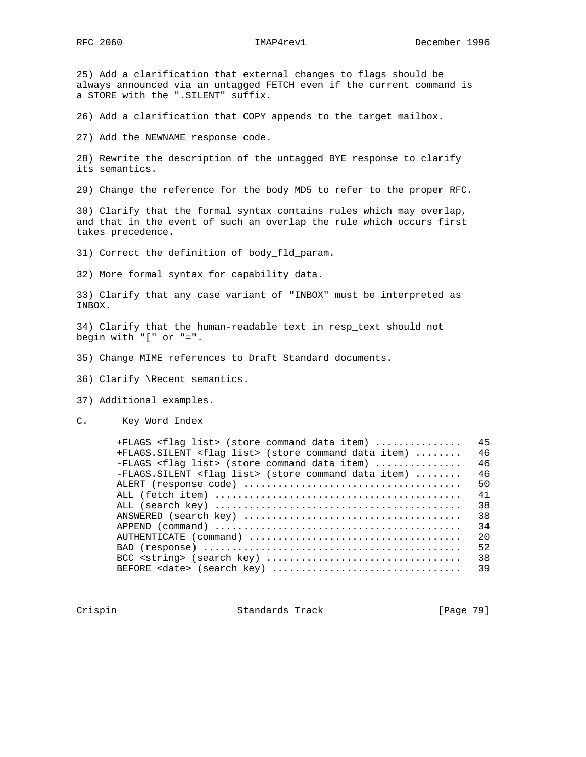25) Add a clarification that external changes to flags should be always announced via an untagged FETCH even if the current command is a STORE with the ".SILENT" suffix.

26) Add a clarification that COPY appends to the target mailbox.

27) Add the NEWNAME response code.

28) Rewrite the description of the untagged BYE response to clarify its semantics.

29) Change the reference for the body MD5 to refer to the proper RFC.

30) Clarify that the formal syntax contains rules which may overlap, and that in the event of such an overlap the rule which occurs first takes precedence.

31) Correct the definition of body_fld_param.

32) More formal syntax for capability_data.

33) Clarify that any case variant of "INBOX" must be interpreted as INBOX.

34) Clarify that the human-readable text in resp_text should not begin with "[" or "=".

35) Change MIME references to Draft Standard documents.

36) Clarify \Recent semantics.

37) Additional examples.

## C. Key Word Index

```
+FLAGS <flag list> (store command data item) ...............  45
+FLAGS.SILENT <flag list> (store command data item) ........  46
-FLAGS <flag list> (store command data item) ...............  46
-FLAGS.SILENT <flag list> (store command data item) ........  46
ALERT (response code) .....................................  50
ALL (fetch item) ..........................................  41
ALL (search key) ..........................................  38
ANSWERED (search key) .....................................  38
APPEND (command) ..........................................  34
AUTHENTICATE (command) ....................................  20
BAD (response) ............................................  52
BCC <string> (search key) .................................  38
BEFORE <date> (search key) ................................  39
```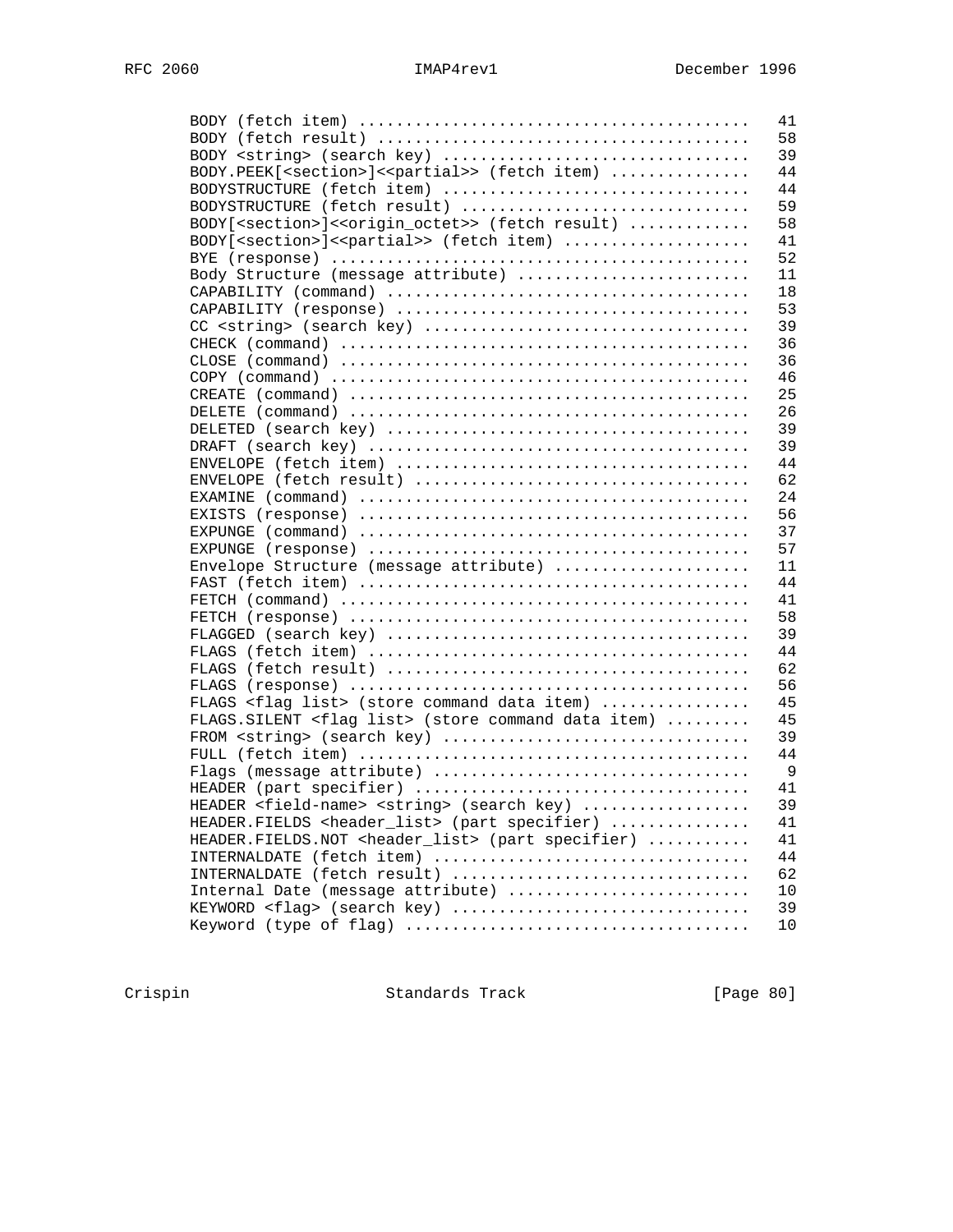```
BODY (fetch item) .........................................  41
BODY (fetch result) .......................................  58
BODY <string> (search key) ................................  39
BODY.PEEK[<section>]<<partial>> (fetch item) ..............  44
BODYSTRUCTURE (fetch item) ................................  44
BODYSTRUCTURE (fetch result) ..............................  59
BODY[<section>]<<origin_octet>> (fetch result) ............  58
BODY[<section>]<<partial>> (fetch item) ...................  41
BYE (response) ............................................  52
Body Structure (message attribute) ........................  11
CAPABILITY (command) ......................................  18
CAPABILITY (response) .....................................  53
CC <string> (search key) ..................................  39
CHECK (command) ...........................................  36
CLOSE (command) ...........................................  36
COPY (command) ............................................  46
CREATE (command) ..........................................  25
DELETE (command) ..........................................  26
DELETED (search key) ......................................  39
DRAFT (search key) ........................................  39
ENVELOPE (fetch item) .....................................  44
ENVELOPE (fetch result) ...................................  62
EXAMINE (command) .........................................  24
EXISTS (response) .........................................  56
EXPUNGE (command) .........................................  37
EXPUNGE (response) ........................................  57
Envelope Structure (message attribute) ....................  11
FAST (fetch item) .........................................  44
FETCH (command) ...........................................  41
FETCH (response) ..........................................  58
FLAGGED (search key) ......................................  39
FLAGS (fetch item) ........................................  44
FLAGS (fetch result) ......................................  62
FLAGS (response) ..........................................  56
FLAGS <flag list> (store command data item) ...............  45
FLAGS.SILENT <flag list> (store command data item) ........  45
FROM <string> (search key) ................................  39
FULL (fetch item) .........................................  44
Flags (message attribute) .................................   9
HEADER (part specifier) ...................................  41
HEADER <field-name> <string> (search key) .................  39
HEADER.FIELDS <header_list> (part specifier) ..............  41
HEADER.FIELDS.NOT <header_list> (part specifier) ..........  41
INTERNALDATE (fetch item) .................................  44
INTERNALDATE (fetch result) ...............................  62
Internal Date (message attribute) .........................  10
KEYWORD <flag> (search key) ...............................  39
Keyword (type of flag) ....................................  10
```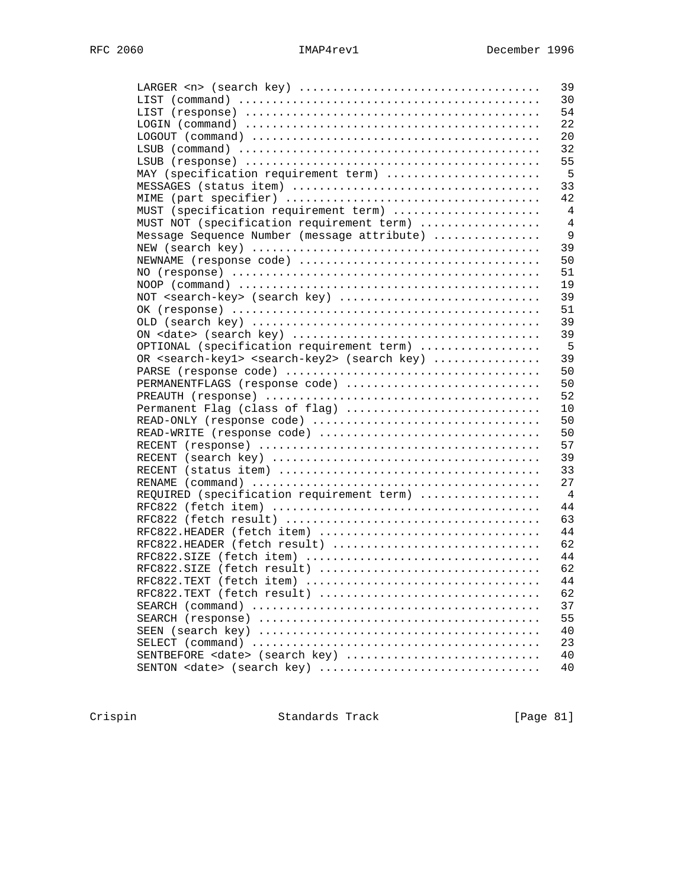```
LARGER <n> (search key) ...................................   39
LIST (command) ............................................   30
LIST (response) ...........................................   54
LOGIN (command) ...........................................   22
LOGOUT (command) ..........................................   20
LSUB (command) ............................................   32
LSUB (response) ...........................................   55
MAY (specification requirement term) ......................    5
MESSAGES (status item) ....................................   33
MIME (part specifier) .....................................   42
MUST (specification requirement term) .....................    4
MUST NOT (specification requirement term) .................    4
Message Sequence Number (message attribute) ...............    9
NEW (search key) ..........................................   39
NEWNAME (response code) ...................................   50
NO (response) .............................................   51
NOOP (command) ............................................   19
NOT <search-key> (search key) .............................   39
OK (response) .............................................   51
OLD (search key) ..........................................   39
ON <date> (search key) ....................................   39
OPTIONAL (specification requirement term) .................    5
OR <search-key1> <search-key2> (search key) ...............   39
PARSE (response code) .....................................   50
PERMANENTFLAGS (response code) ............................   50
PREAUTH (response) ........................................   52
Permanent Flag (class of flag) ............................   10
READ-ONLY (response code) .................................   50
READ-WRITE (response code) ................................   50
RECENT (response) .........................................   57
RECENT (search key) .......................................   39
RECENT (status item) ......................................   33
RENAME (command) ..........................................   27
REQUIRED (specification requirement term) .................    4
RFC822 (fetch item) .......................................   44
RFC822 (fetch result) .....................................   63
RFC822.HEADER (fetch item) ................................   44
RFC822.HEADER (fetch result) ..............................   62
RFC822.SIZE (fetch item) ..................................   44
RFC822.SIZE (fetch result) ................................   62
RFC822.TEXT (fetch item) ..................................   44
RFC822.TEXT (fetch result) ................................   62
SEARCH (command) ..........................................   37
SEARCH (response) .........................................   55
SEEN (search key) .........................................   40
SELECT (command) ..........................................   23
SENTBEFORE <date> (search key) ............................   40
SENTON <date> (search key) ................................   40
```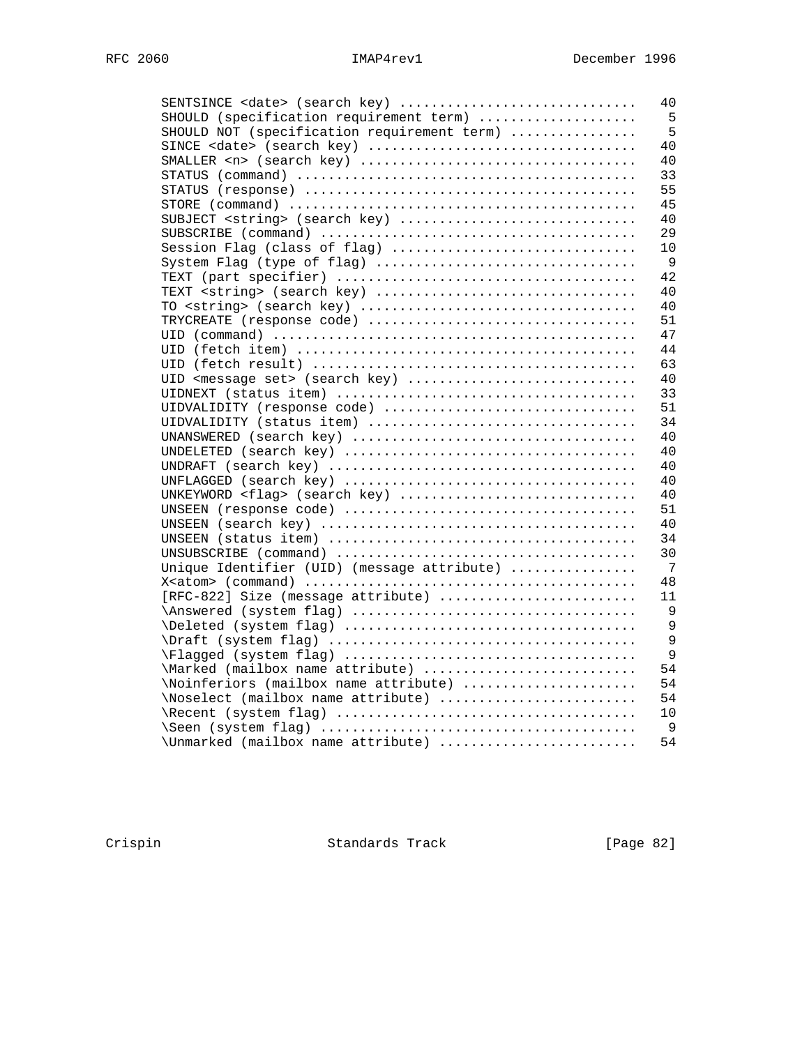```
SENTSINCE <date> (search key) .............................   40
SHOULD (specification requirement term) ...................    5
SHOULD NOT (specification requirement term) ...............    5
SINCE <date> (search key) .................................   40
SMALLER <n> (search key) ..................................   40
STATUS (command) ..........................................   33
STATUS (response) .........................................   55
STORE (command) ...........................................   45
SUBJECT <string> (search key) .............................   40
SUBSCRIBE (command) .......................................   29
Session Flag (class of flag) ..............................   10
System Flag (type of flag) ................................    9
TEXT (part specifier) .....................................   42
TEXT <string> (search key) ................................   40
TO <string> (search key) ..................................   40
TRYCREATE (response code) .................................   51
UID (command) .............................................   47
UID (fetch item) ..........................................   44
UID (fetch result) ........................................   63
UID <message set> (search key) ............................   40
UIDNEXT (status item) .....................................   33
UIDVALIDITY (response code) ...............................   51
UIDVALIDITY (status item) .................................   34
UNANSWERED (search key) ...................................   40
UNDELETED (search key) ....................................   40
UNDRAFT (search key) ......................................   40
UNFLAGGED (search key) ....................................   40
UNKEYWORD <flag> (search key) .............................   40
UNSEEN (response code) ....................................   51
UNSEEN (search key) .......................................   40
UNSEEN (status item) ......................................   34
UNSUBSCRIBE (command) .....................................   30
Unique Identifier (UID) (message attribute) ...............    7
X<atom> (command) .........................................   48
[RFC-822] Size (message attribute) ........................   11
\Answered (system flag) ...................................    9
\Deleted (system flag) ....................................    9
\Draft (system flag) ......................................    9
\Flagged (system flag) ....................................    9
\Marked (mailbox name attribute) ..........................   54
\Noinferiors (mailbox name attribute) .....................   54
\Noselect (mailbox name attribute) ........................   54
\Recent (system flag) .....................................   10
\Seen (system flag) .......................................    9
\Unmarked (mailbox name attribute) ........................   54
```